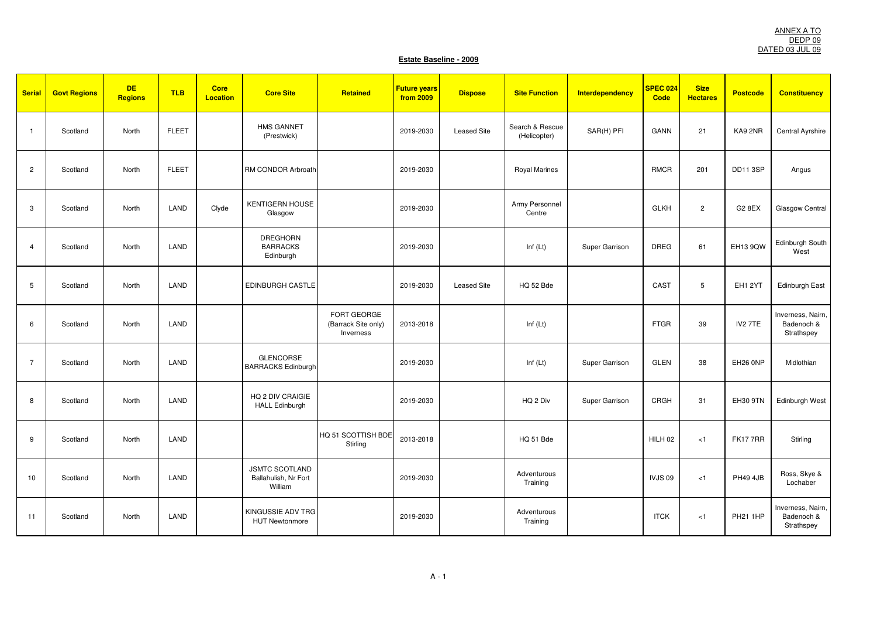ANNEX A TO
DEDP 09
DATED 03 JUL 09

**Estate Baseline - 2009**

| Serial | Govt Regions | DE Regions | TLB | Core Location | Core Site | Retained | Future years from 2009 | Dispose | Site Function | Interdependency | SPEC 024 Code | Size Hectares | Postcode | Constituency |
|---|---|---|---|---|---|---|---|---|---|---|---|---|---|---|
| 1 | Scotland | North | FLEET | | HMS GANNET (Prestwick) | | 2019-2030 | Leased Site | Search & Rescue (Helicopter) | SAR(H) PFI | GANN | 21 | KA9 2NR | Central Ayrshire |
| 2 | Scotland | North | FLEET | | RM CONDOR Arbroath | | 2019-2030 | | Royal Marines | | RMCR | 201 | DD11 3SP | Angus |
| 3 | Scotland | North | LAND | Clyde | KENTIGERN HOUSE Glasgow | | 2019-2030 | | Army Personnel Centre | | GLKH | 2 | G2 8EX | Glasgow Central |
| 4 | Scotland | North | LAND | | DREGHORN BARRACKS Edinburgh | | 2019-2030 | | Inf (Lt) | Super Garrison | DREG | 61 | EH13 9QW | Edinburgh South West |
| 5 | Scotland | North | LAND | | EDINBURGH CASTLE | | 2019-2030 | Leased Site | HQ 52 Bde | | CAST | 5 | EH1 2YT | Edinburgh East |
| 6 | Scotland | North | LAND | | | FORT GEORGE (Barrack Site only) Inverness | 2013-2018 | | Inf (Lt) | | FTGR | 39 | IV2 7TE | Inverness, Nairn, Badenoch & Strathspey |
| 7 | Scotland | North | LAND | | GLENCORSE BARRACKS Edinburgh | | 2019-2030 | | Inf (Lt) | Super Garrison | GLEN | 38 | EH26 0NP | Midlothian |
| 8 | Scotland | North | LAND | | HQ 2 DIV CRAIGIE HALL Edinburgh | | 2019-2030 | | HQ 2 Div | Super Garrison | CRGH | 31 | EH30 9TN | Edinburgh West |
| 9 | Scotland | North | LAND | | | HQ 51 SCOTTISH BDE Stirling | 2013-2018 | | HQ 51 Bde | | HILH 02 | <1 | FK17 7RR | Stirling |
| 10 | Scotland | North | LAND | | JSMTC SCOTLAND Ballahulish, Nr Fort William | | 2019-2030 | | Adventurous Training | | IVJS 09 | <1 | PH49 4JB | Ross, Skye & Lochaber |
| 11 | Scotland | North | LAND | | KINGUSSIE ADV TRG HUT Newtonmore | | 2019-2030 | | Adventurous Training | | ITCK | <1 | PH21 1HP | Inverness, Nairn, Badenoch & Strathspey |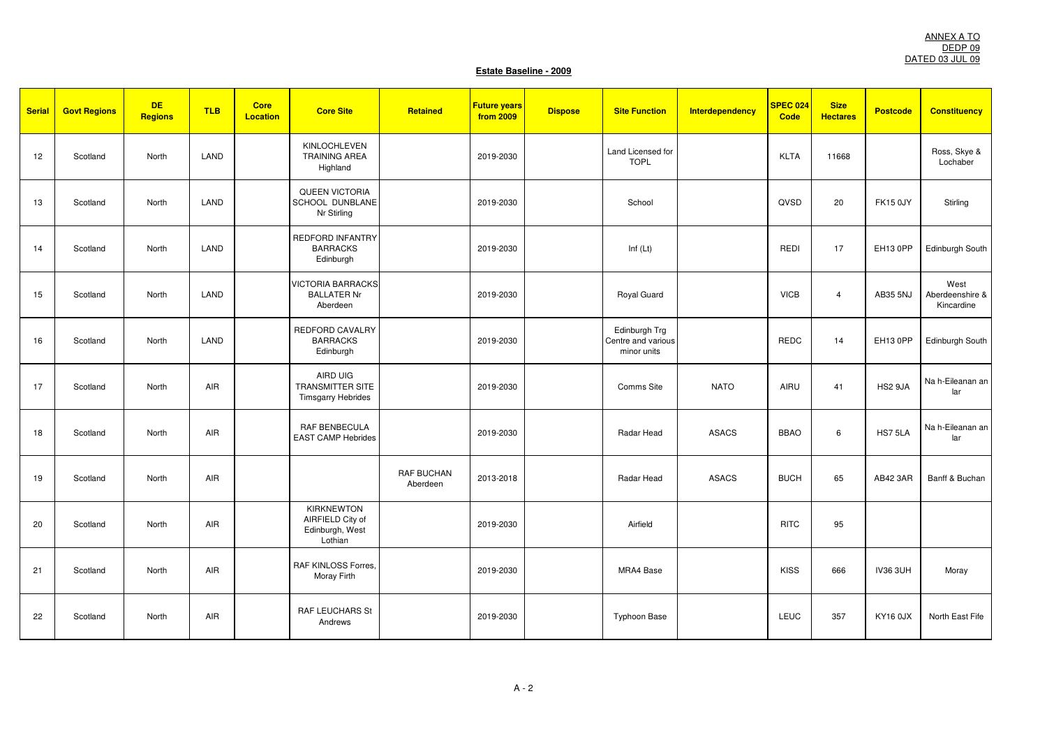ANNEX A TO
DEDP 09
DATED 03 JUL 09

**Estate Baseline - 2009**

| Serial | Govt Regions | DE Regions | TLB | Core Location | Core Site | Retained | Future years from 2009 | Dispose | Site Function | Interdependency | SPEC 024 Code | Size Hectares | Postcode | Constituency |
|---|---|---|---|---|---|---|---|---|---|---|---|---|---|---|
| 12 | Scotland | North | LAND | | KINLOCHLEVEN TRAINING AREA Highland | | 2019-2030 | | Land Licensed for TOPL | | KLTA | 11668 | | Ross, Skye & Lochaber |
| 13 | Scotland | North | LAND | | QUEEN VICTORIA SCHOOL DUNBLANE Nr Stirling | | 2019-2030 | | School | | QVSD | 20 | FK15 0JY | Stirling |
| 14 | Scotland | North | LAND | | REDFORD INFANTRY BARRACKS Edinburgh | | 2019-2030 | | Inf (Lt) | | REDI | 17 | EH13 0PP | Edinburgh South |
| 15 | Scotland | North | LAND | | VICTORIA BARRACKS BALLATER Nr Aberdeen | | 2019-2030 | | Royal Guard | | VICB | 4 | AB35 5NJ | West Aberdeenshire & Kincardine |
| 16 | Scotland | North | LAND | | REDFORD CAVALRY BARRACKS Edinburgh | | 2019-2030 | | Edinburgh Trg Centre and various minor units | | REDC | 14 | EH13 0PP | Edinburgh South |
| 17 | Scotland | North | AIR | | AIRD UIG TRANSMITTER SITE Timsgarry Hebrides | | 2019-2030 | | Comms Site | NATO | AIRU | 41 | HS2 9JA | Na h-Eileanan an Iar |
| 18 | Scotland | North | AIR | | RAF BENBECULA EAST CAMP Hebrides | | 2019-2030 | | Radar Head | ASACS | BBAO | 6 | HS7 5LA | Na h-Eileanan an Iar |
| 19 | Scotland | North | AIR | | | RAF BUCHAN Aberdeen | 2013-2018 | | Radar Head | ASACS | BUCH | 65 | AB42 3AR | Banff & Buchan |
| 20 | Scotland | North | AIR | | KIRKNEWTON AIRFIELD City of Edinburgh, West Lothian | | 2019-2030 | | Airfield | | RITC | 95 | | |
| 21 | Scotland | North | AIR | | RAF KINLOSS Forres, Moray Firth | | 2019-2030 | | MRA4 Base | | KISS | 666 | IV36 3UH | Moray |
| 22 | Scotland | North | AIR | | RAF LEUCHARS St Andrews | | 2019-2030 | | Typhoon Base | | LEUC | 357 | KY16 0JX | North East Fife |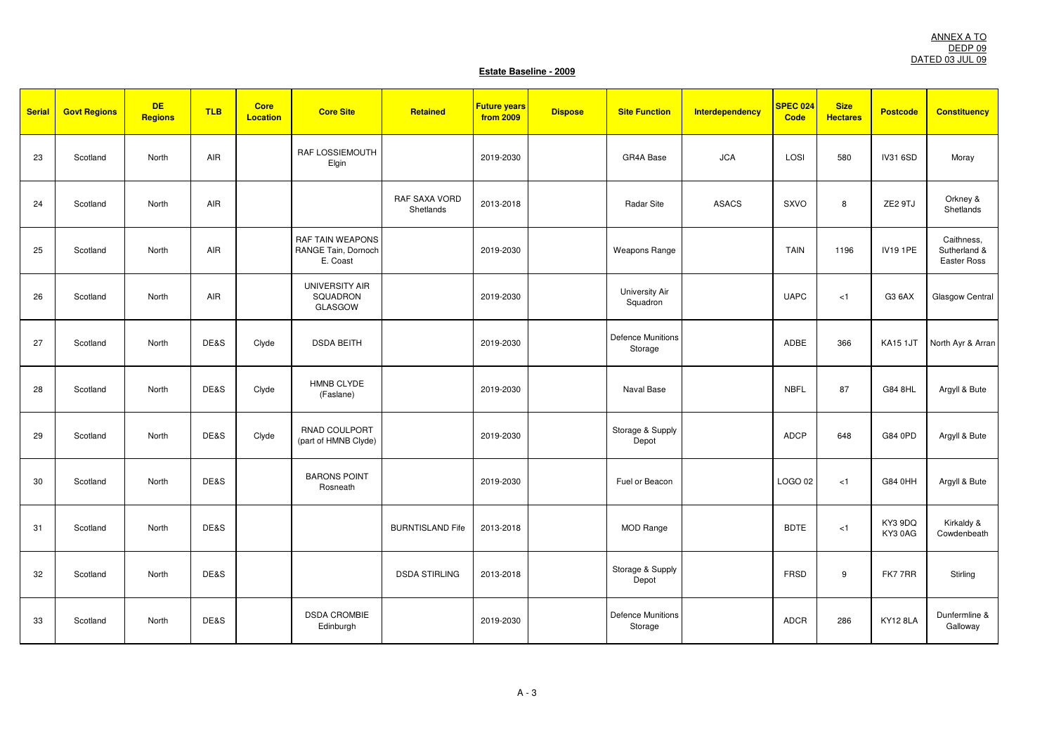ANNEX A TO
DEDP 09
DATED 03 JUL 09

**Estate Baseline - 2009**

| Serial | Govt Regions | DE Regions | TLB | Core Location | Core Site | Retained | Future years from 2009 | Dispose | Site Function | Interdependency | SPEC 024 Code | Size Hectares | Postcode | Constituency |
|---|---|---|---|---|---|---|---|---|---|---|---|---|---|---|
| 23 | Scotland | North | AIR | | RAF LOSSIEMOUTH Elgin | | 2019-2030 | | GR4A Base | JCA | LOSI | 580 | IV31 6SD | Moray |
| 24 | Scotland | North | AIR | | | RAF SAXA VORD Shetlands | 2013-2018 | | Radar Site | ASACS | SXVO | 8 | ZE2 9TJ | Orkney & Shetlands |
| 25 | Scotland | North | AIR | | RAF TAIN WEAPONS RANGE Tain, Dornoch E. Coast | | 2019-2030 | | Weapons Range | | TAIN | 1196 | IV19 1PE | Caithness, Sutherland & Easter Ross |
| 26 | Scotland | North | AIR | | UNIVERSITY AIR SQUADRON GLASGOW | | 2019-2030 | | University Air Squadron | | UAPC | <1 | G3 6AX | Glasgow Central |
| 27 | Scotland | North | DE&S | Clyde | DSDA BEITH | | 2019-2030 | | Defence Munitions Storage | | ADBE | 366 | KA15 1JT | North Ayr & Arran |
| 28 | Scotland | North | DE&S | Clyde | HMNB CLYDE (Faslane) | | 2019-2030 | | Naval Base | | NBFL | 87 | G84 8HL | Argyll & Bute |
| 29 | Scotland | North | DE&S | Clyde | RNAD COULPORT (part of HMNB Clyde) | | 2019-2030 | | Storage & Supply Depot | | ADCP | 648 | G84 0PD | Argyll & Bute |
| 30 | Scotland | North | DE&S | | BARONS POINT Rosneath | | 2019-2030 | | Fuel or Beacon | | LOGO 02 | <1 | G84 0HH | Argyll & Bute |
| 31 | Scotland | North | DE&S | | | BURNTISLAND Fife | 2013-2018 | | MOD Range | | BDTE | <1 | KY3 9DQ KY3 0AG | Kirkaldy & Cowdenbeath |
| 32 | Scotland | North | DE&S | | | DSDA STIRLING | 2013-2018 | | Storage & Supply Depot | | FRSD | 9 | FK7 7RR | Stirling |
| 33 | Scotland | North | DE&S | | DSDA CROMBIE Edinburgh | | 2019-2030 | | Defence Munitions Storage | | ADCR | 286 | KY12 8LA | Dunfermline & Galloway |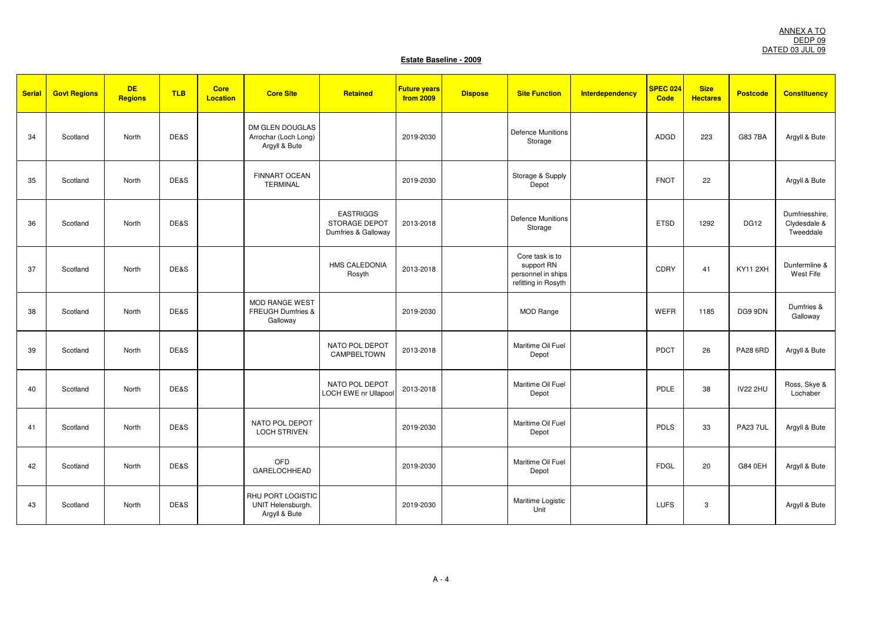ANNEX A TO
DEDP 09
DATED 03 JUL 09

**Estate Baseline - 2009**

| Serial | Govt Regions | DE Regions | TLB | Core Location | Core Site | Retained | Future years from 2009 | Dispose | Site Function | Interdependency | SPEC 024 Code | Size Hectares | Postcode | Constituency |
|---|---|---|---|---|---|---|---|---|---|---|---|---|---|---|
| 34 | Scotland | North | DE&S | | DM GLEN DOUGLAS Arrochar (Loch Long) Argyll & Bute | | 2019-2030 | | Defence Munitions Storage | | ADGD | 223 | G83 7BA | Argyll & Bute |
| 35 | Scotland | North | DE&S | | FINNART OCEAN TERMINAL | | 2019-2030 | | Storage & Supply Depot | | FNOT | 22 | | Argyll & Bute |
| 36 | Scotland | North | DE&S | | | EASTRIGGS STORAGE DEPOT Dumfries & Galloway | 2013-2018 | | Defence Munitions Storage | | ETSD | 1292 | DG12 | Dumfriesshire, Clydesdale & Tweeddale |
| 37 | Scotland | North | DE&S | | | HMS CALEDONIA Rosyth | 2013-2018 | | Core task is to support RN personnel in ships refitting in Rosyth | | CDRY | 41 | KY11 2XH | Dunfermline & West Fife |
| 38 | Scotland | North | DE&S | | MOD RANGE WEST FREUGH Dumfries & Galloway | | 2019-2030 | | MOD Range | | WEFR | 1185 | DG9 9DN | Dumfries & Galloway |
| 39 | Scotland | North | DE&S | | | NATO POL DEPOT CAMPBELTOWN | 2013-2018 | | Maritime Oil Fuel Depot | | PDCT | 26 | PA28 6RD | Argyll & Bute |
| 40 | Scotland | North | DE&S | | | NATO POL DEPOT LOCH EWE nr Ullapool | 2013-2018 | | Maritime Oil Fuel Depot | | PDLE | 38 | IV22 2HU | Ross, Skye & Lochaber |
| 41 | Scotland | North | DE&S | | NATO POL DEPOT LOCH STRIVEN | | 2019-2030 | | Maritime Oil Fuel Depot | | PDLS | 33 | PA23 7UL | Argyll & Bute |
| 42 | Scotland | North | DE&S | | OFD GARELOCHHEAD | | 2019-2030 | | Maritime Oil Fuel Depot | | FDGL | 20 | G84 0EH | Argyll & Bute |
| 43 | Scotland | North | DE&S | | RHU PORT LOGISTIC UNIT Helensburgh, Argyll & Bute | | 2019-2030 | | Maritime Logistic Unit | | LUFS | 3 | | Argyll & Bute |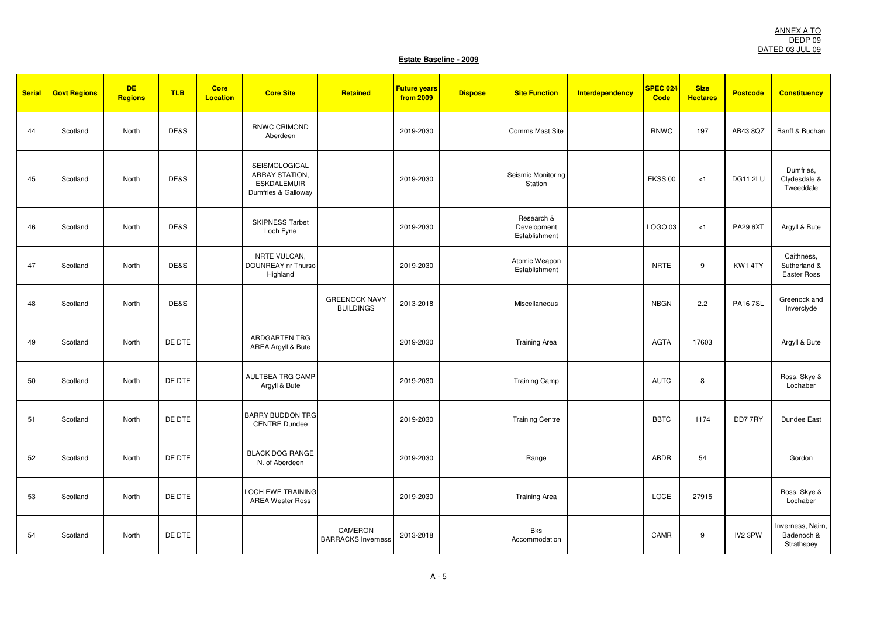ANNEX A TO
DEDP 09
DATED 03 JUL 09

**Estate Baseline - 2009**

| Serial | Govt Regions | DE Regions | TLB | Core Location | Core Site | Retained | Future years from 2009 | Dispose | Site Function | Interdependency | SPEC 024 Code | Size Hectares | Postcode | Constituency |
|---|---|---|---|---|---|---|---|---|---|---|---|---|---|---|
| 44 | Scotland | North | DE&S | | RNWC CRIMOND Aberdeen | | 2019-2030 | | Comms Mast Site | | RNWC | 197 | AB43 8QZ | Banff & Buchan |
| 45 | Scotland | North | DE&S | | SEISMOLOGICAL ARRAY STATION, ESKDALEMUIR Dumfries & Galloway | | 2019-2030 | | Seismic Monitoring Station | | EKSS 00 | <1 | DG11 2LU | Dumfries, Clydesdale & Tweeddale |
| 46 | Scotland | North | DE&S | | SKIPNESS Tarbet Loch Fyne | | 2019-2030 | | Research & Development Establishment | | LOGO 03 | <1 | PA29 6XT | Argyll & Bute |
| 47 | Scotland | North | DE&S | | NRTE VULCAN, DOUNREAY nr Thurso Highland | | 2019-2030 | | Atomic Weapon Establishment | | NRTE | 9 | KW1 4TY | Caithness, Sutherland & Easter Ross |
| 48 | Scotland | North | DE&S | | | GREENOCK NAVY BUILDINGS | 2013-2018 | | Miscellaneous | | NBGN | 2.2 | PA16 7SL | Greenock and Inverclyde |
| 49 | Scotland | North | DE DTE | | ARDGARTEN TRG AREA Argyll & Bute | | 2019-2030 | | Training Area | | AGTA | 17603 | | Argyll & Bute |
| 50 | Scotland | North | DE DTE | | AULTBEA TRG CAMP Argyll & Bute | | 2019-2030 | | Training Camp | | AUTC | 8 | | Ross, Skye & Lochaber |
| 51 | Scotland | North | DE DTE | | BARRY BUDDON TRG CENTRE Dundee | | 2019-2030 | | Training Centre | | BBTC | 1174 | DD7 7RY | Dundee East |
| 52 | Scotland | North | DE DTE | | BLACK DOG RANGE N. of Aberdeen | | 2019-2030 | | Range | | ABDR | 54 | | Gordon |
| 53 | Scotland | North | DE DTE | | LOCH EWE TRAINING AREA Wester Ross | | 2019-2030 | | Training Area | | LOCE | 27915 | | Ross, Skye & Lochaber |
| 54 | Scotland | North | DE DTE | | | CAMERON BARRACKS Inverness | 2013-2018 | | Bks Accommodation | | CAMR | 9 | IV2 3PW | Inverness, Nairn, Badenoch & Strathspey |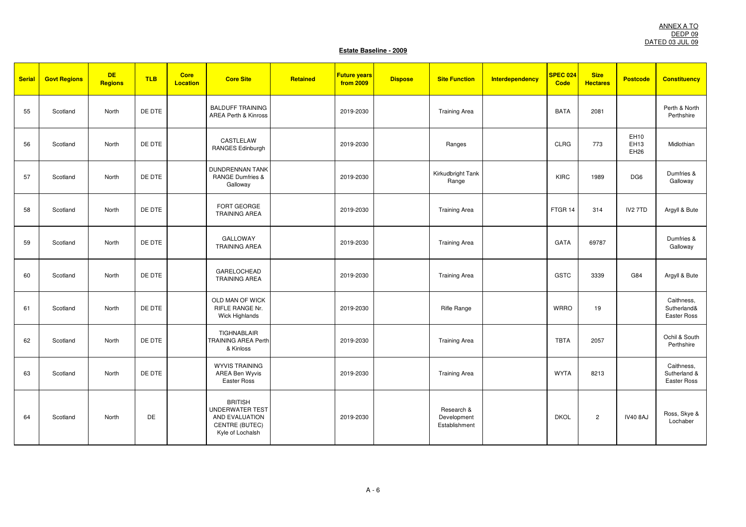ANNEX A TO
DEDP 09
DATED 03 JUL 09

**Estate Baseline - 2009**

| Serial | Govt Regions | DE Regions | TLB | Core Location | Core Site | Retained | Future years from 2009 | Dispose | Site Function | Interdependency | SPEC 024 Code | Size Hectares | Postcode | Constituency |
|---|---|---|---|---|---|---|---|---|---|---|---|---|---|---|
| 55 | Scotland | North | DE DTE | | BALDUFF TRAINING AREA Perth & Kinross | | 2019-2030 | | Training Area | | BATA | 2081 | | Perth & North Perthshire |
| 56 | Scotland | North | DE DTE | | CASTLELAW RANGES Edinburgh | | 2019-2030 | | Ranges | | CLRG | 773 | EH10 EH13 EH26 | Midlothian |
| 57 | Scotland | North | DE DTE | | DUNDRENNAN TANK RANGE Dumfries & Galloway | | 2019-2030 | | Kirkudbright Tank Range | | KIRC | 1989 | DG6 | Dumfries & Galloway |
| 58 | Scotland | North | DE DTE | | FORT GEORGE TRAINING AREA | | 2019-2030 | | Training Area | | FTGR 14 | 314 | IV2 7TD | Argyll & Bute |
| 59 | Scotland | North | DE DTE | | GALLOWAY TRAINING AREA | | 2019-2030 | | Training Area | | GATA | 69787 | | Dumfries & Galloway |
| 60 | Scotland | North | DE DTE | | GARELOCHEAD TRAINING AREA | | 2019-2030 | | Training Area | | GSTC | 3339 | G84 | Argyll & Bute |
| 61 | Scotland | North | DE DTE | | OLD MAN OF WICK RIFLE RANGE Nr. Wick Highlands | | 2019-2030 | | Rifle Range | | WRRO | 19 | | Caithness, Sutherland& Easter Ross |
| 62 | Scotland | North | DE DTE | | TIGHNABLAIR TRAINING AREA Perth & Kinloss | | 2019-2030 | | Training Area | | TBTA | 2057 | | Ochil & South Perthshire |
| 63 | Scotland | North | DE DTE | | WYVIS TRAINING AREA Ben Wyvis Easter Ross | | 2019-2030 | | Training Area | | WYTA | 8213 | | Caithness, Sutherland & Easter Ross |
| 64 | Scotland | North | DE | | BRITISH UNDERWATER TEST AND EVALUATION CENTRE (BUTEC) Kyle of Lochalsh | | 2019-2030 | | Research & Development Establishment | | DKOL | 2 | IV40 8AJ | Ross, Skye & Lochaber |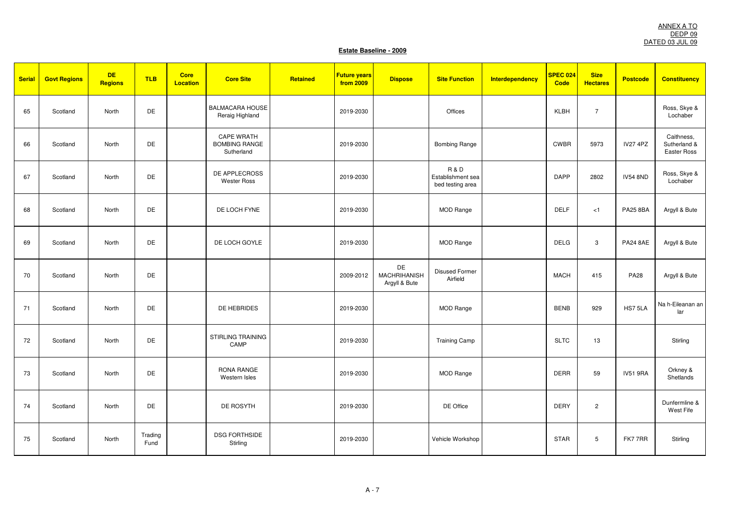ANNEX A TO
DEDP 09
DATED 03 JUL 09

## Estate Baseline - 2009

| Serial | Govt Regions | DE Regions | TLB | Core Location | Core Site | Retained | Future years from 2009 | Dispose | Site Function | Interdependency | SPEC 024 Code | Size Hectares | Postcode | Constituency |
|---|---|---|---|---|---|---|---|---|---|---|---|---|---|---|
| 65 | Scotland | North | DE | | BALMACARA HOUSE Reraig Highland | | 2019-2030 | | Offices | | KLBH | 7 | | Ross, Skye & Lochaber |
| 66 | Scotland | North | DE | | CAPE WRATH BOMBING RANGE Sutherland | | 2019-2030 | | Bombing Range | | CWBR | 5973 | IV27 4PZ | Caithness, Sutherland & Easter Ross |
| 67 | Scotland | North | DE | | DE APPLECROSS Wester Ross | | 2019-2030 | | R & D Establishment sea bed testing area | | DAPP | 2802 | IV54 8ND | Ross, Skye & Lochaber |
| 68 | Scotland | North | DE | | DE LOCH FYNE | | 2019-2030 | | MOD Range | | DELF | <1 | PA25 8BA | Argyll & Bute |
| 69 | Scotland | North | DE | | DE LOCH GOYLE | | 2019-2030 | | MOD Range | | DELG | 3 | PA24 8AE | Argyll & Bute |
| 70 | Scotland | North | DE | | | | 2009-2012 | DE MACHRIHANISH Argyll & Bute | Disused Former Airfield | | MACH | 415 | PA28 | Argyll & Bute |
| 71 | Scotland | North | DE | | DE HEBRIDES | | 2019-2030 | | MOD Range | | BENB | 929 | HS7 5LA | Na h-Eileanan an Iar |
| 72 | Scotland | North | DE | | STIRLING TRAINING CAMP | | 2019-2030 | | Training Camp | | SLTC | 13 | | Stirling |
| 73 | Scotland | North | DE | | RONA RANGE Western Isles | | 2019-2030 | | MOD Range | | DERR | 59 | IV51 9RA | Orkney & Shetlands |
| 74 | Scotland | North | DE | | DE ROSYTH | | 2019-2030 | | DE Office | | DERY | 2 | | Dunfermline & West Fife |
| 75 | Scotland | North | Trading Fund | | DSG FORTHSIDE Stirling | | 2019-2030 | | Vehicle Workshop | | STAR | 5 | FK7 7RR | Stirling |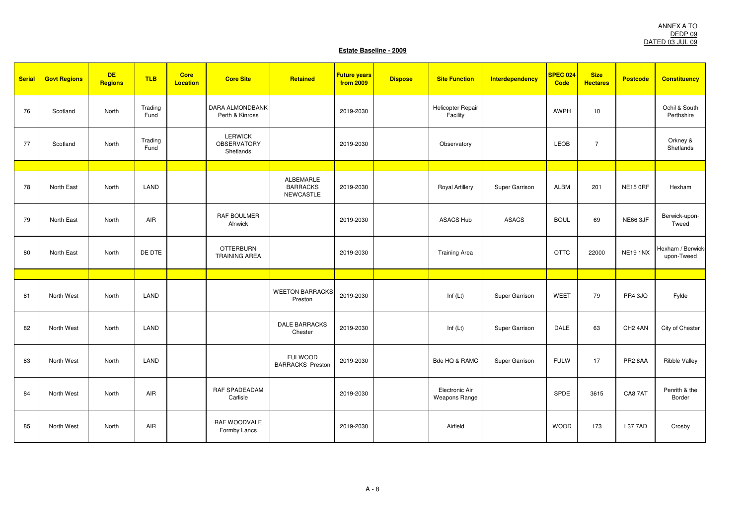ANNEX A TO
DEDP 09
DATED 03 JUL 09

**Estate Baseline - 2009**

| Serial | Govt Regions | DE Regions | TLB | Core Location | Core Site | Retained | Future years from 2009 | Dispose | Site Function | Interdependency | SPEC 024 Code | Size Hectares | Postcode | Constituency |
|---|---|---|---|---|---|---|---|---|---|---|---|---|---|---|
| 76 | Scotland | North | Trading Fund | | DARA ALMONDBANK Perth & Kinross | | 2019-2030 | | Helicopter Repair Facility | | AWPH | 10 | | Ochil & South Perthshire |
| 77 | Scotland | North | Trading Fund | | LERWICK OBSERVATORY Shetlands | | 2019-2030 | | Observatory | | LEOB | 7 | | Orkney & Shetlands |
| | | | | | | | | | | | | | | |
| 78 | North East | North | LAND | | | ALBEMARLE BARRACKS NEWCASTLE | 2019-2030 | | Royal Artillery | Super Garrison | ALBM | 201 | NE15 0RF | Hexham |
| 79 | North East | North | AIR | | RAF BOULMER Alnwick | | 2019-2030 | | ASACS Hub | ASACS | BOUL | 69 | NE66 3JF | Berwick-upon-Tweed |
| 80 | North East | North | DE DTE | | OTTERBURN TRAINING AREA | | 2019-2030 | | Training Area | | OTTC | 22000 | NE19 1NX | Hexham / Berwick-upon-Tweed |
| | | | | | | | | | | | | | | |
| 81 | North West | North | LAND | | | WEETON BARRACKS Preston | 2019-2030 | | Inf (Lt) | Super Garrison | WEET | 79 | PR4 3JQ | Fylde |
| 82 | North West | North | LAND | | | DALE BARRACKS Chester | 2019-2030 | | Inf (Lt) | Super Garrison | DALE | 63 | CH2 4AN | City of Chester |
| 83 | North West | North | LAND | | | FULWOOD BARRACKS Preston | 2019-2030 | | Bde HQ & RAMC | Super Garrison | FULW | 17 | PR2 8AA | Ribble Valley |
| 84 | North West | North | AIR | | RAF SPADEADAM Carlisle | | 2019-2030 | | Electronic Air Weapons Range | | SPDE | 3615 | CA8 7AT | Penrith & the Border |
| 85 | North West | North | AIR | | RAF WOODVALE Formby Lancs | | 2019-2030 | | Airfield | | WOOD | 173 | L37 7AD | Crosby |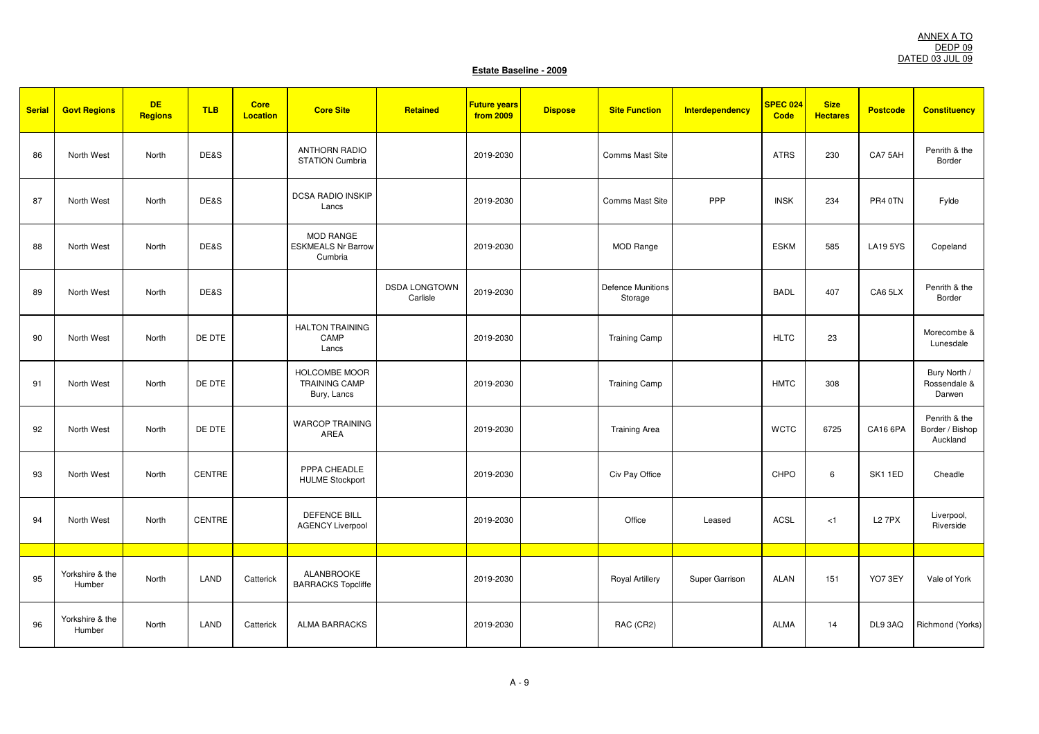ANNEX A TO
DEDP 09
DATED 03 JUL 09

**Estate Baseline - 2009**

| Serial | Govt Regions | DE Regions | TLB | Core Location | Core Site | Retained | Future years from 2009 | Dispose | Site Function | Interdependency | SPEC 024 Code | Size Hectares | Postcode | Constituency |
|---|---|---|---|---|---|---|---|---|---|---|---|---|---|---|
| 86 | North West | North | DE&S | | ANTHORN RADIO STATION Cumbria | | 2019-2030 | | Comms Mast Site | | ATRS | 230 | CA7 5AH | Penrith & the Border |
| 87 | North West | North | DE&S | | DCSA RADIO INSKIP Lancs | | 2019-2030 | | Comms Mast Site | PPP | INSK | 234 | PR4 0TN | Fylde |
| 88 | North West | North | DE&S | | MOD RANGE ESKMEALS Nr Barrow Cumbria | | 2019-2030 | | MOD Range | | ESKM | 585 | LA19 5YS | Copeland |
| 89 | North West | North | DE&S | | | DSDA LONGTOWN Carlisle | 2019-2030 | | Defence Munitions Storage | | BADL | 407 | CA6 5LX | Penrith & the Border |
| 90 | North West | North | DE DTE | | HALTON TRAINING CAMP Lancs | | 2019-2030 | | Training Camp | | HLTC | 23 | | Morecombe & Lunesdale |
| 91 | North West | North | DE DTE | | HOLCOMBE MOOR TRAINING CAMP Bury, Lancs | | 2019-2030 | | Training Camp | | HMTC | 308 | | Bury North / Rossendale & Darwen |
| 92 | North West | North | DE DTE | | WARCOP TRAINING AREA | | 2019-2030 | | Training Area | | WCTC | 6725 | CA16 6PA | Penrith & the Border / Bishop Auckland |
| 93 | North West | North | CENTRE | | PPPA CHEADLE HULME Stockport | | 2019-2030 | | Civ Pay Office | | CHPO | 6 | SK1 1ED | Cheadle |
| 94 | North West | North | CENTRE | | DEFENCE BILL AGENCY Liverpool | | 2019-2030 | | Office | Leased | ACSL | <1 | L2 7PX | Liverpool, Riverside |
| | | | | | | | | | | | | | | |
| 95 | Yorkshire & the Humber | North | LAND | Catterick | ALANBROOKE BARRACKS Topcliffe | | 2019-2030 | | Royal Artillery | Super Garrison | ALAN | 151 | YO7 3EY | Vale of York |
| 96 | Yorkshire & the Humber | North | LAND | Catterick | ALMA BARRACKS | | 2019-2030 | | RAC (CR2) | | ALMA | 14 | DL9 3AQ | Richmond (Yorks) |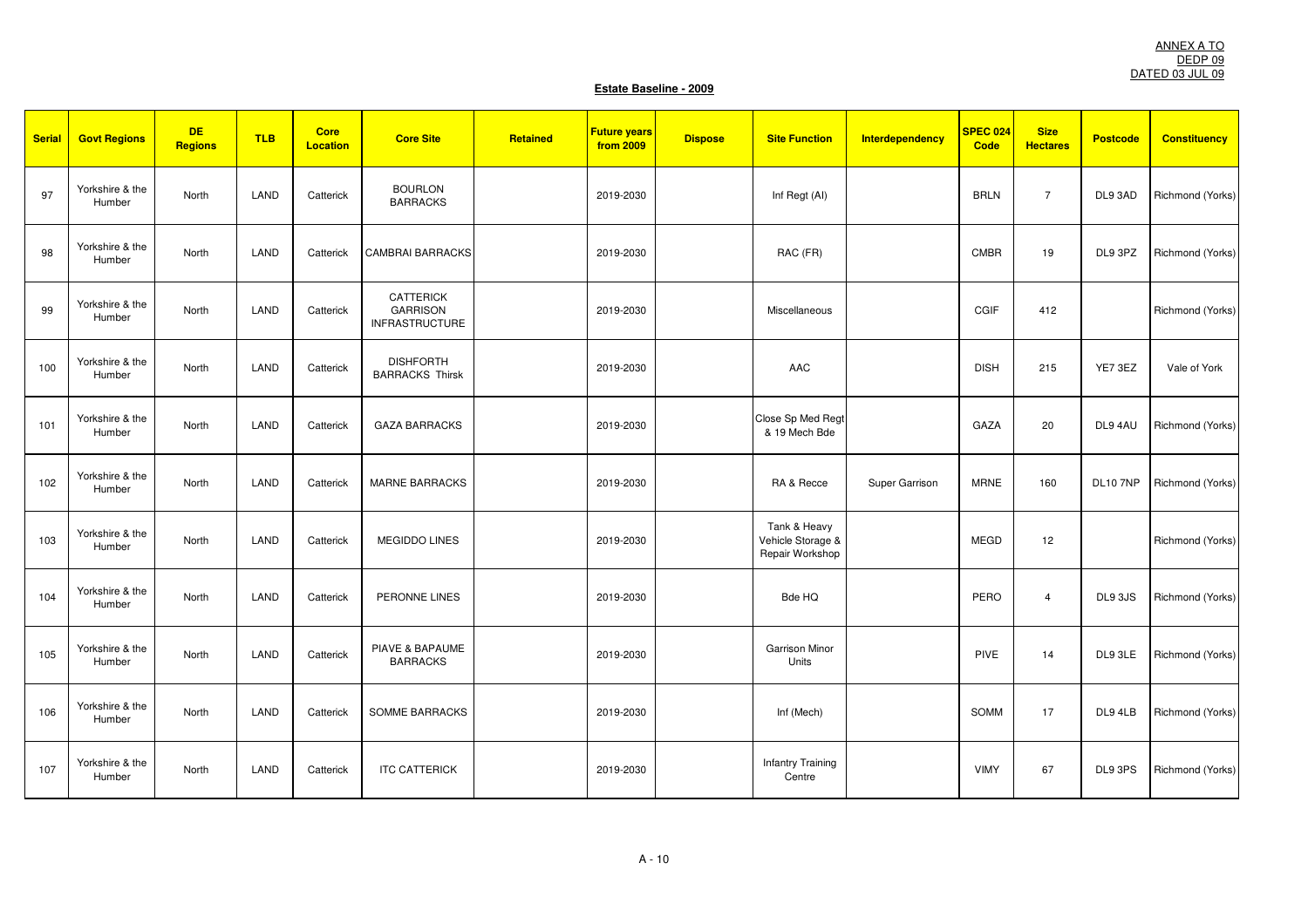ANNEX A TO
DEDP 09
DATED 03 JUL 09

**Estate Baseline - 2009**

| Serial | Govt Regions | DE Regions | TLB | Core Location | Core Site | Retained | Future years from 2009 | Dispose | Site Function | Interdependency | SPEC 024 Code | Size Hectares | Postcode | Constituency |
|---|---|---|---|---|---|---|---|---|---|---|---|---|---|---|
| 97 | Yorkshire & the Humber | North | LAND | Catterick | BOURLON BARRACKS | | 2019-2030 | | Inf Regt (AI) | | BRLN | 7 | DL9 3AD | Richmond (Yorks) |
| 98 | Yorkshire & the Humber | North | LAND | Catterick | CAMBRAI BARRACKS | | 2019-2030 | | RAC (FR) | | CMBR | 19 | DL9 3PZ | Richmond (Yorks) |
| 99 | Yorkshire & the Humber | North | LAND | Catterick | CATTERICK GARRISON INFRASTRUCTURE | | 2019-2030 | | Miscellaneous | | CGIF | 412 | | Richmond (Yorks) |
| 100 | Yorkshire & the Humber | North | LAND | Catterick | DISHFORTH BARRACKS Thirsk | | 2019-2030 | | AAC | | DISH | 215 | YE7 3EZ | Vale of York |
| 101 | Yorkshire & the Humber | North | LAND | Catterick | GAZA BARRACKS | | 2019-2030 | | Close Sp Med Regt & 19 Mech Bde | | GAZA | 20 | DL9 4AU | Richmond (Yorks) |
| 102 | Yorkshire & the Humber | North | LAND | Catterick | MARNE BARRACKS | | 2019-2030 | | RA & Recce | Super Garrison | MRNE | 160 | DL10 7NP | Richmond (Yorks) |
| 103 | Yorkshire & the Humber | North | LAND | Catterick | MEGIDDO LINES | | 2019-2030 | | Tank & Heavy Vehicle Storage & Repair Workshop | | MEGD | 12 | | Richmond (Yorks) |
| 104 | Yorkshire & the Humber | North | LAND | Catterick | PERONNE LINES | | 2019-2030 | | Bde HQ | | PERO | 4 | DL9 3JS | Richmond (Yorks) |
| 105 | Yorkshire & the Humber | North | LAND | Catterick | PIAVE & BAPAUME BARRACKS | | 2019-2030 | | Garrison Minor Units | | PIVE | 14 | DL9 3LE | Richmond (Yorks) |
| 106 | Yorkshire & the Humber | North | LAND | Catterick | SOMME BARRACKS | | 2019-2030 | | Inf (Mech) | | SOMM | 17 | DL9 4LB | Richmond (Yorks) |
| 107 | Yorkshire & the Humber | North | LAND | Catterick | ITC CATTERICK | | 2019-2030 | | Infantry Training Centre | | VIMY | 67 | DL9 3PS | Richmond (Yorks) |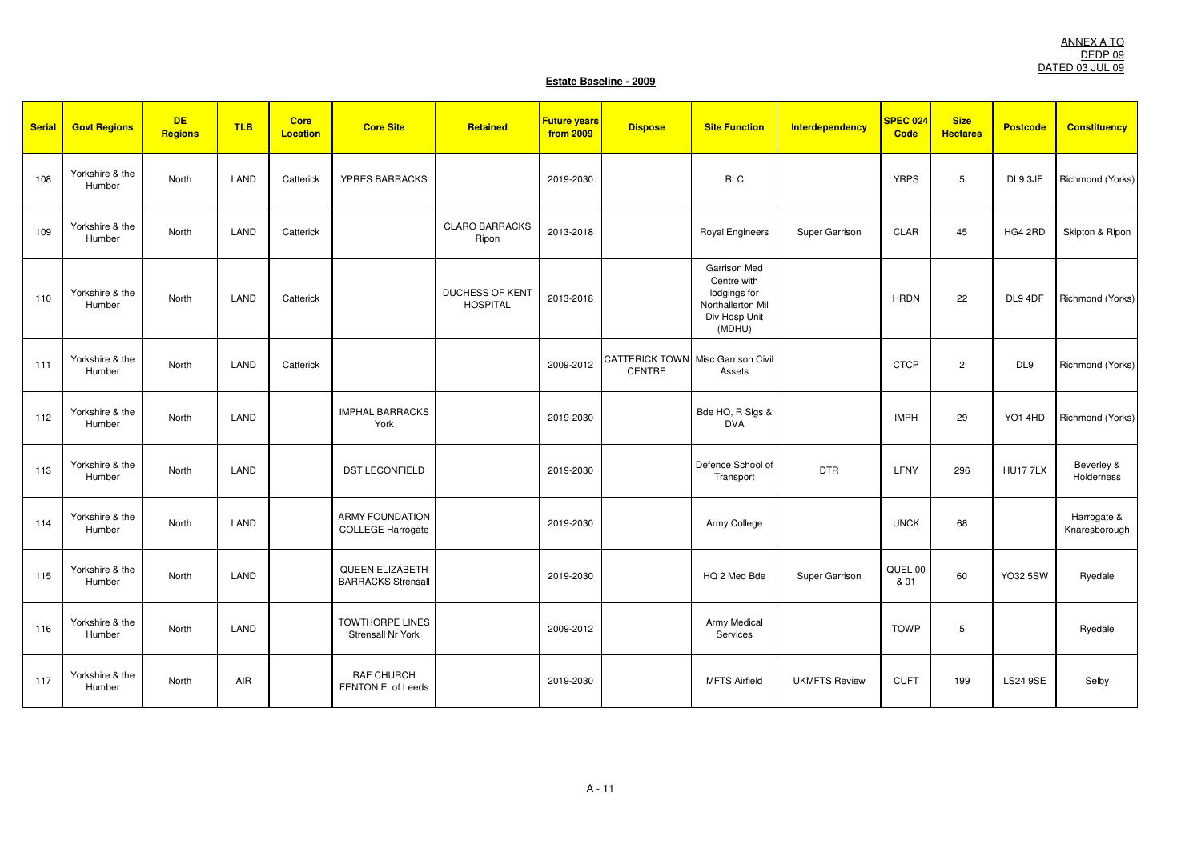ANNEX A TO
DEDP 09
DATED 03 JUL 09

**Estate Baseline - 2009**

| Serial | Govt Regions | DE Regions | TLB | Core Location | Core Site | Retained | Future years from 2009 | Dispose | Site Function | Interdependency | SPEC 024 Code | Size Hectares | Postcode | Constituency |
|---|---|---|---|---|---|---|---|---|---|---|---|---|---|---|
| 108 | Yorkshire & the Humber | North | LAND | Catterick | YPRES BARRACKS | | 2019-2030 | | RLC | | YRPS | 5 | DL9 3JF | Richmond (Yorks) |
| 109 | Yorkshire & the Humber | North | LAND | Catterick | | CLARO BARRACKS Ripon | 2013-2018 | | Royal Engineers | Super Garrison | CLAR | 45 | HG4 2RD | Skipton & Ripon |
| 110 | Yorkshire & the Humber | North | LAND | Catterick | | DUCHESS OF KENT HOSPITAL | 2013-2018 | | Garrison Med Centre with lodgings for Northallerton Mil Div Hosp Unit (MDHU) | | HRDN | 22 | DL9 4DF | Richmond (Yorks) |
| 111 | Yorkshire & the Humber | North | LAND | Catterick | | | 2009-2012 | CATTERICK TOWN CENTRE | Misc Garrison Civil Assets | | CTCP | 2 | DL9 | Richmond (Yorks) |
| 112 | Yorkshire & the Humber | North | LAND | | IMPHAL BARRACKS York | | 2019-2030 | | Bde HQ, R Sigs & DVA | | IMPH | 29 | YO1 4HD | Richmond (Yorks) |
| 113 | Yorkshire & the Humber | North | LAND | | DST LECONFIELD | | 2019-2030 | | Defence School of Transport | DTR | LFNY | 296 | HU17 7LX | Beverley & Holderness |
| 114 | Yorkshire & the Humber | North | LAND | | ARMY FOUNDATION COLLEGE Harrogate | | 2019-2030 | | Army College | | UNCK | 68 | | Harrogate & Knaresborough |
| 115 | Yorkshire & the Humber | North | LAND | | QUEEN ELIZABETH BARRACKS Strensall | | 2019-2030 | | HQ 2 Med Bde | Super Garrison | QUEL 00 & 01 | 60 | YO32 5SW | Ryedale |
| 116 | Yorkshire & the Humber | North | LAND | | TOWTHORPE LINES Strensall Nr York | | 2009-2012 | | Army Medical Services | | TOWP | 5 | | Ryedale |
| 117 | Yorkshire & the Humber | North | AIR | | RAF CHURCH FENTON E. of Leeds | | 2019-2030 | | MFTS Airfield | UKMFTS Review | CUFT | 199 | LS24 9SE | Selby |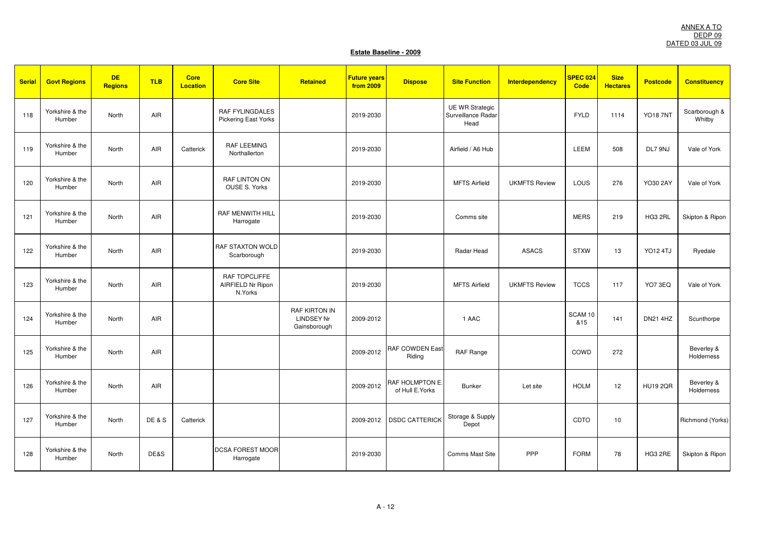ANNEX A TO
DEDP 09
DATED 03 JUL 09

**Estate Baseline - 2009**

| Serial | Govt Regions | DE Regions | TLB | Core Location | Core Site | Retained | Future years from 2009 | Dispose | Site Function | Interdependency | SPEC 024 Code | Size Hectares | Postcode | Constituency |
|---|---|---|---|---|---|---|---|---|---|---|---|---|---|---|
| 118 | Yorkshire & the Humber | North | AIR | | RAF FYLINGDALES Pickering East Yorks | | 2019-2030 | | UE WR Strategic Surveillance Radar Head | | FYLD | 1114 | YO18 7NT | Scarborough & Whitby |
| 119 | Yorkshire & the Humber | North | AIR | Catterick | RAF LEEMING Northallerton | | 2019-2030 | | Airfield / A6 Hub | | LEEM | 508 | DL7 9NJ | Vale of York |
| 120 | Yorkshire & the Humber | North | AIR | | RAF LINTON ON OUSE S. Yorks | | 2019-2030 | | MFTS Airfield | UKMFTS Review | LOUS | 276 | YO30 2AY | Vale of York |
| 121 | Yorkshire & the Humber | North | AIR | | RAF MENWITH HILL Harrogate | | 2019-2030 | | Comms site | | MERS | 219 | HG3 2RL | Skipton & Ripon |
| 122 | Yorkshire & the Humber | North | AIR | | RAF STAXTON WOLD Scarborough | | 2019-2030 | | Radar Head | ASACS | STXW | 13 | YO12 4TJ | Ryedale |
| 123 | Yorkshire & the Humber | North | AIR | | RAF TOPCLIFFE AIRFIELD Nr Ripon N.Yorks | | 2019-2030 | | MFTS Airfield | UKMFTS Review | TCCS | 117 | YO7 3EQ | Vale of York |
| 124 | Yorkshire & the Humber | North | AIR | | | RAF KIRTON IN LINDSEY Nr Gainsborough | 2009-2012 | | 1 AAC | | SCAM 10 &15 | 141 | DN21 4HZ | Scunthorpe |
| 125 | Yorkshire & the Humber | North | AIR | | | | 2009-2012 | RAF COWDEN East Riding | RAF Range | | COWD | 272 | | Beverley & Holderness |
| 126 | Yorkshire & the Humber | North | AIR | | | | 2009-2012 | RAF HOLMPTON E. of Hull E.Yorks | Bunker | Let site | HOLM | 12 | HU19 2QR | Beverley & Holderness |
| 127 | Yorkshire & the Humber | North | DE & S | Catterick | | | 2009-2012 | DSDC CATTERICK | Storage & Supply Depot | | CDTO | 10 | | Richmond (Yorks) |
| 128 | Yorkshire & the Humber | North | DE&S | | DCSA FOREST MOOR Harrogate | | 2019-2030 | | Comms Mast Site | PPP | FORM | 78 | HG3 2RE | Skipton & Ripon |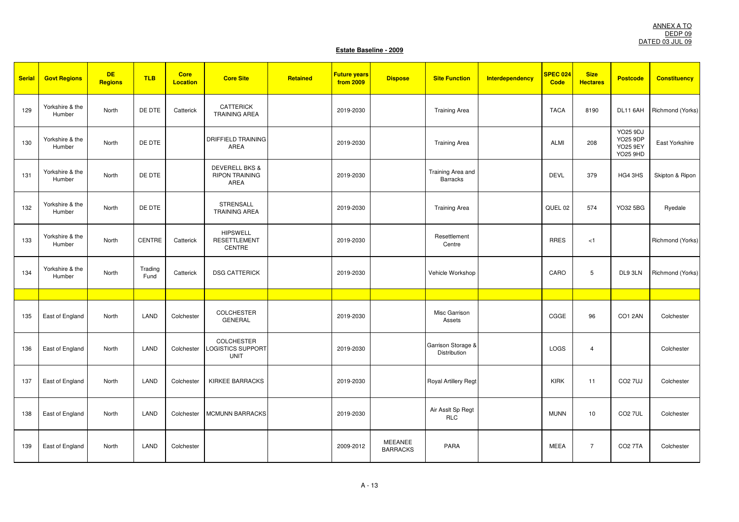ANNEX A TO
DEDP 09
DATED 03 JUL 09

**Estate Baseline - 2009**

| Serial | Govt Regions | DE Regions | TLB | Core Location | Core Site | Retained | Future years from 2009 | Dispose | Site Function | Interdependency | SPEC 024 Code | Size Hectares | Postcode | Constituency |
|---|---|---|---|---|---|---|---|---|---|---|---|---|---|---|
| 129 | Yorkshire & the Humber | North | DE DTE | Catterick | CATTERICK TRAINING AREA | | 2019-2030 | | Training Area | | TACA | 8190 | DL11 6AH | Richmond (Yorks) |
| 130 | Yorkshire & the Humber | North | DE DTE | | DRIFFIELD TRAINING AREA | | 2019-2030 | | Training Area | | ALMI | 208 | YO25 9DJ YO25 9DP YO25 9EY YO25 9HD | East Yorkshire |
| 131 | Yorkshire & the Humber | North | DE DTE | | DEVERELL BKS & RIPON TRAINING AREA | | 2019-2030 | | Training Area and Barracks | | DEVL | 379 | HG4 3HS | Skipton & Ripon |
| 132 | Yorkshire & the Humber | North | DE DTE | | STRENSALL TRAINING AREA | | 2019-2030 | | Training Area | | QUEL 02 | 574 | YO32 5BG | Ryedale |
| 133 | Yorkshire & the Humber | North | CENTRE | Catterick | HIPSWELL RESETTLEMENT CENTRE | | 2019-2030 | | Resettlement Centre | | RRES | <1 | | Richmond (Yorks) |
| 134 | Yorkshire & the Humber | North | Trading Fund | Catterick | DSG CATTERICK | | 2019-2030 | | Vehicle Workshop | | CARO | 5 | DL9 3LN | Richmond (Yorks) |
| | | | | | | | | | | | | | | |
| 135 | East of England | North | LAND | Colchester | COLCHESTER GENERAL | | 2019-2030 | | Misc Garrison Assets | | CGGE | 96 | CO1 2AN | Colchester |
| 136 | East of England | North | LAND | Colchester | COLCHESTER LOGISTICS SUPPORT UNIT | | 2019-2030 | | Garrison Storage & Distribution | | LOGS | 4 | | Colchester |
| 137 | East of England | North | LAND | Colchester | KIRKEE BARRACKS | | 2019-2030 | | Royal Artillery Regt | | KIRK | 11 | CO2 7UJ | Colchester |
| 138 | East of England | North | LAND | Colchester | MCMUNN BARRACKS | | 2019-2030 | | Air Asslt Sp Regt RLC | | MUNN | 10 | CO2 7UL | Colchester |
| 139 | East of England | North | LAND | Colchester | | | 2009-2012 | MEEANEE BARRACKS | PARA | | MEEA | 7 | CO2 7TA | Colchester |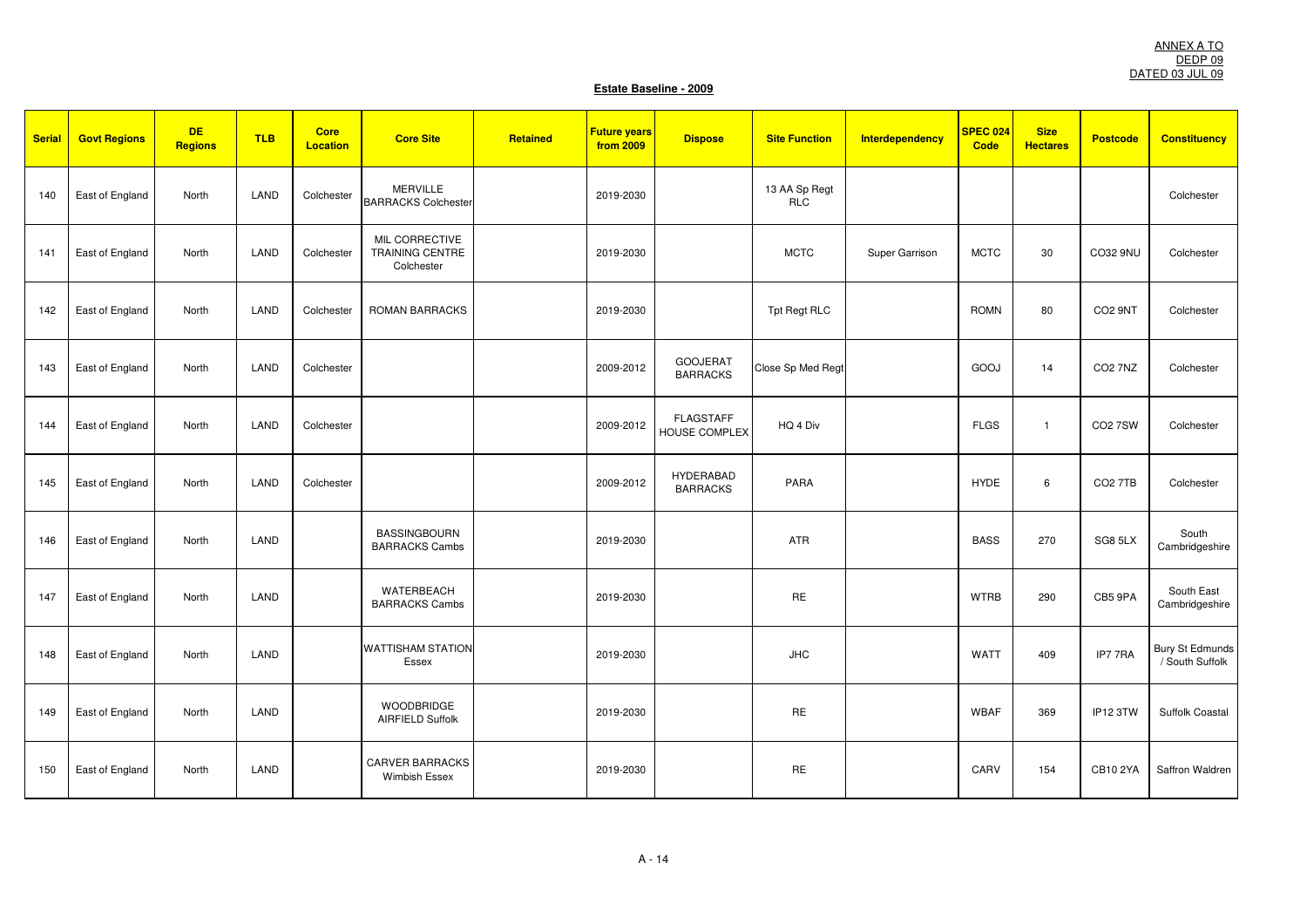ANNEX A TO
DEDP 09
DATED 03 JUL 09

**Estate Baseline - 2009**

| Serial | Govt Regions | DE Regions | TLB | Core Location | Core Site | Retained | Future years from 2009 | Dispose | Site Function | Interdependency | SPEC 024 Code | Size Hectares | Postcode | Constituency |
|---|---|---|---|---|---|---|---|---|---|---|---|---|---|---|
| 140 | East of England | North | LAND | Colchester | MERVILLE BARRACKS Colchester | | 2019-2030 | | 13 AA Sp Regt RLC | | | | | Colchester |
| 141 | East of England | North | LAND | Colchester | MIL CORRECTIVE TRAINING CENTRE Colchester | | 2019-2030 | | MCTC | Super Garrison | MCTC | 30 | CO32 9NU | Colchester |
| 142 | East of England | North | LAND | Colchester | ROMAN BARRACKS | | 2019-2030 | | Tpt Regt RLC | | ROMN | 80 | CO2 9NT | Colchester |
| 143 | East of England | North | LAND | Colchester | | | 2009-2012 | GOOJERAT BARRACKS | Close Sp Med Regt | | GOOJ | 14 | CO2 7NZ | Colchester |
| 144 | East of England | North | LAND | Colchester | | | 2009-2012 | FLAGSTAFF HOUSE COMPLEX | HQ 4 Div | | FLGS | 1 | CO2 7SW | Colchester |
| 145 | East of England | North | LAND | Colchester | | | 2009-2012 | HYDERABAD BARRACKS | PARA | | HYDE | 6 | CO2 7TB | Colchester |
| 146 | East of England | North | LAND | | BASSINGBOURN BARRACKS Cambs | | 2019-2030 | | ATR | | BASS | 270 | SG8 5LX | South Cambridgeshire |
| 147 | East of England | North | LAND | | WATERBEACH BARRACKS Cambs | | 2019-2030 | | RE | | WTRB | 290 | CB5 9PA | South East Cambridgeshire |
| 148 | East of England | North | LAND | | WATTISHAM STATION Essex | | 2019-2030 | | JHC | | WATT | 409 | IP7 7RA | Bury St Edmunds / South Suffolk |
| 149 | East of England | North | LAND | | WOODBRIDGE AIRFIELD Suffolk | | 2019-2030 | | RE | | WBAF | 369 | IP12 3TW | Suffolk Coastal |
| 150 | East of England | North | LAND | | CARVER BARRACKS Wimbish Essex | | 2019-2030 | | RE | | CARV | 154 | CB10 2YA | Saffron Waldren |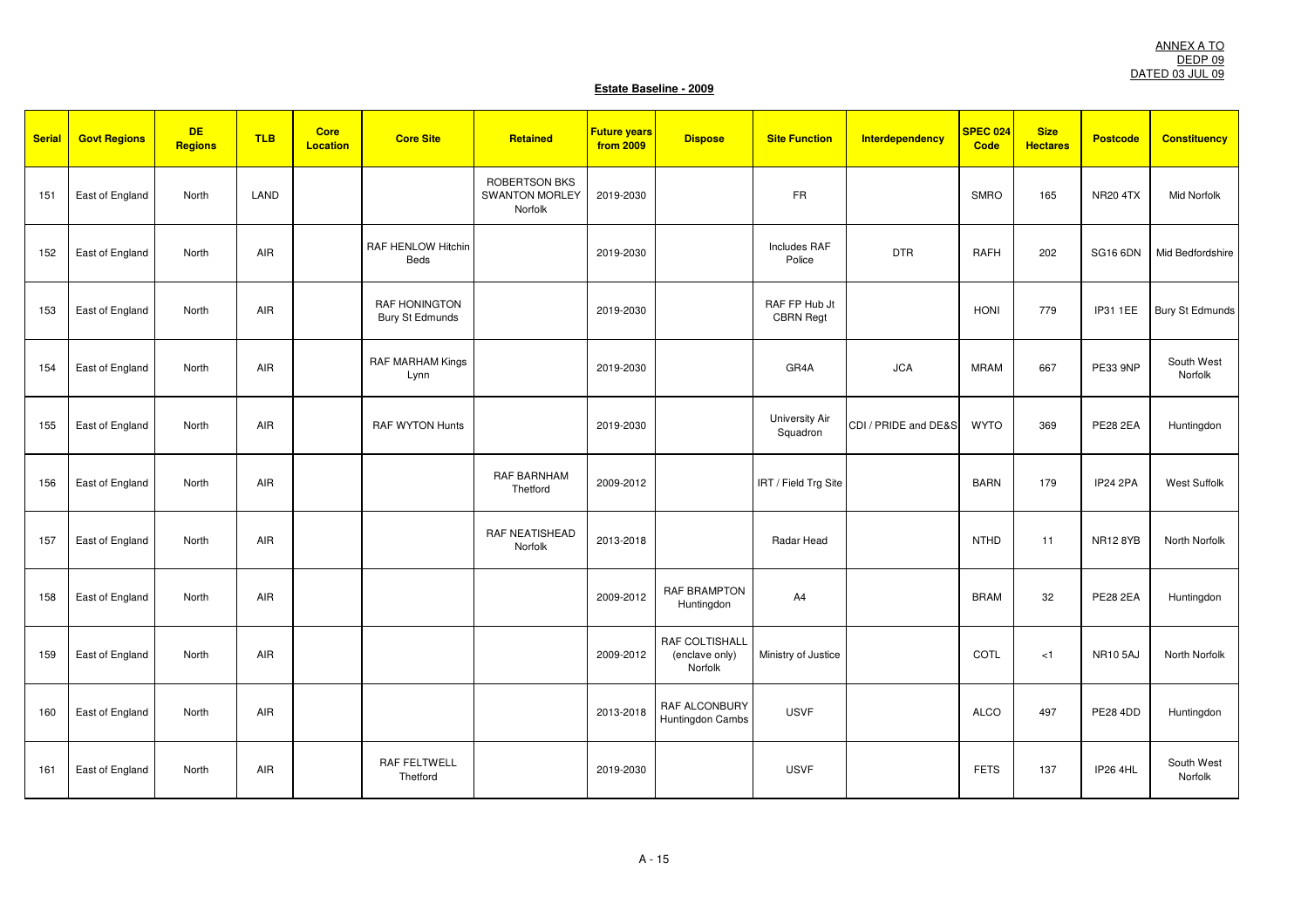ANNEX A TO
DEDP 09
DATED 03 JUL 09

**Estate Baseline - 2009**

| Serial | Govt Regions | DE Regions | TLB | Core Location | Core Site | Retained | Future years from 2009 | Dispose | Site Function | Interdependency | SPEC 024 Code | Size Hectares | Postcode | Constituency |
|---|---|---|---|---|---|---|---|---|---|---|---|---|---|---|
| 151 | East of England | North | LAND | | | ROBERTSON BKS SWANTON MORLEY Norfolk | 2019-2030 | | FR | | SMRO | 165 | NR20 4TX | Mid Norfolk |
| 152 | East of England | North | AIR | | RAF HENLOW Hitchin Beds | | 2019-2030 | | Includes RAF Police | DTR | RAFH | 202 | SG16 6DN | Mid Bedfordshire |
| 153 | East of England | North | AIR | | RAF HONINGTON Bury St Edmunds | | 2019-2030 | | RAF FP Hub Jt CBRN Regt | | HONI | 779 | IP31 1EE | Bury St Edmunds |
| 154 | East of England | North | AIR | | RAF MARHAM Kings Lynn | | 2019-2030 | | GR4A | JCA | MRAM | 667 | PE33 9NP | South West Norfolk |
| 155 | East of England | North | AIR | | RAF WYTON Hunts | | 2019-2030 | | University Air Squadron | CDI / PRIDE and DE&S | WYTO | 369 | PE28 2EA | Huntingdon |
| 156 | East of England | North | AIR | | | RAF BARNHAM Thetford | 2009-2012 | | IRT / Field Trg Site | | BARN | 179 | IP24 2PA | West Suffolk |
| 157 | East of England | North | AIR | | | RAF NEATISHEAD Norfolk | 2013-2018 | | Radar Head | | NTHD | 11 | NR12 8YB | North Norfolk |
| 158 | East of England | North | AIR | | | | 2009-2012 | RAF BRAMPTON Huntingdon | A4 | | BRAM | 32 | PE28 2EA | Huntingdon |
| 159 | East of England | North | AIR | | | | 2009-2012 | RAF COLTISHALL (enclave only) Norfolk | Ministry of Justice | | COTL | <1 | NR10 5AJ | North Norfolk |
| 160 | East of England | North | AIR | | | | 2013-2018 | RAF ALCONBURY Huntingdon Cambs | USVF | | ALCO | 497 | PE28 4DD | Huntingdon |
| 161 | East of England | North | AIR | | RAF FELTWELL Thetford | | 2019-2030 | | USVF | | FETS | 137 | IP26 4HL | South West Norfolk |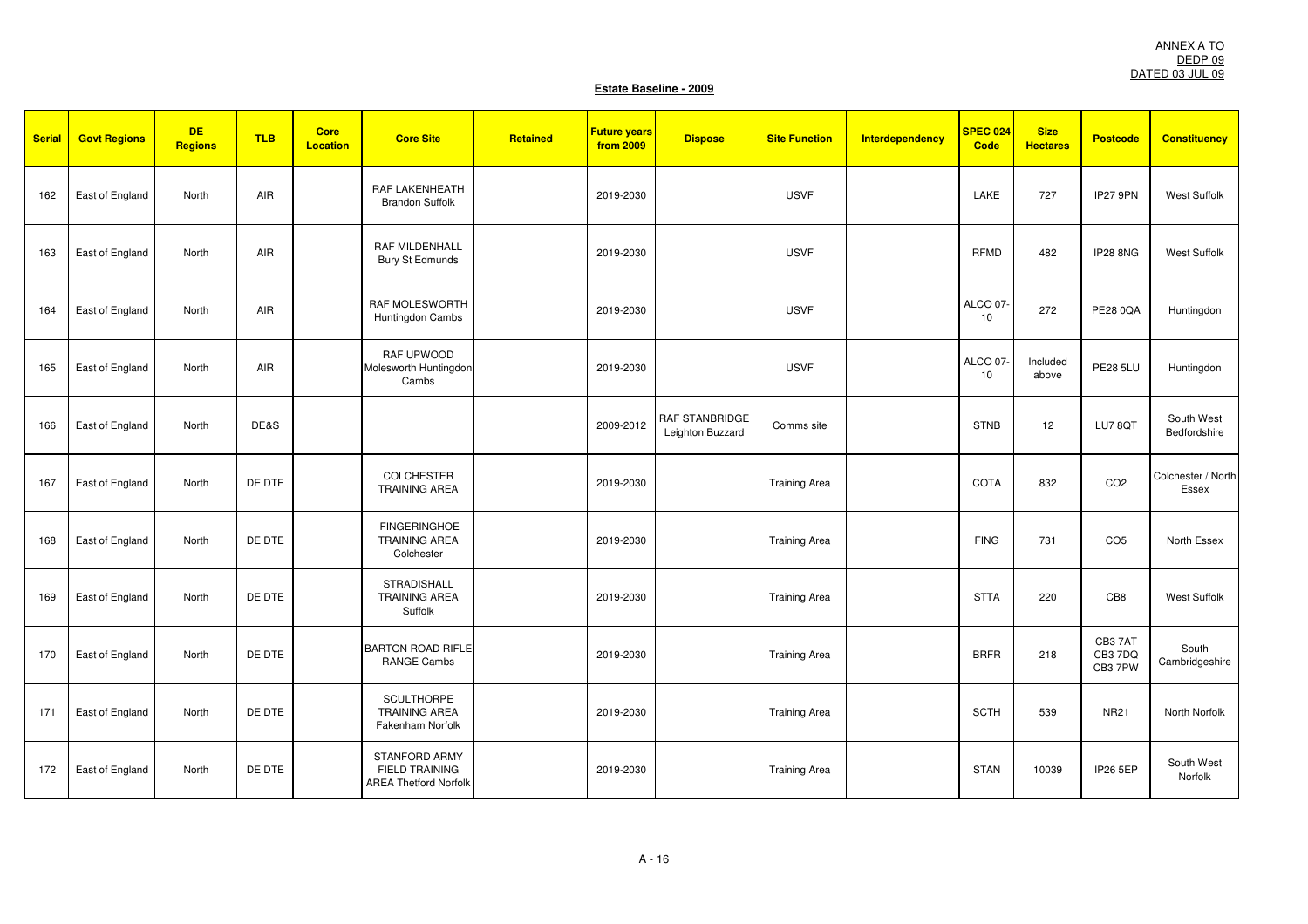ANNEX A TO
DEDP 09
DATED 03 JUL 09

**Estate Baseline - 2009**

| Serial | Govt Regions | DE Regions | TLB | Core Location | Core Site | Retained | Future years from 2009 | Dispose | Site Function | Interdependency | SPEC 024 Code | Size Hectares | Postcode | Constituency |
|---|---|---|---|---|---|---|---|---|---|---|---|---|---|---|
| 162 | East of England | North | AIR | | RAF LAKENHEATH Brandon Suffolk | | 2019-2030 | | USVF | | LAKE | 727 | IP27 9PN | West Suffolk |
| 163 | East of England | North | AIR | | RAF MILDENHALL Bury St Edmunds | | 2019-2030 | | USVF | | RFMD | 482 | IP28 8NG | West Suffolk |
| 164 | East of England | North | AIR | | RAF MOLESWORTH Huntingdon Cambs | | 2019-2030 | | USVF | | ALCO 07-10 | 272 | PE28 0QA | Huntingdon |
| 165 | East of England | North | AIR | | RAF UPWOOD Molesworth Huntingdon Cambs | | 2019-2030 | | USVF | | ALCO 07-10 | Included above | PE28 5LU | Huntingdon |
| 166 | East of England | North | DE&S | | | | 2009-2012 | RAF STANBRIDGE Leighton Buzzard | Comms site | | STNB | 12 | LU7 8QT | South West Bedfordshire |
| 167 | East of England | North | DE DTE | | COLCHESTER TRAINING AREA | | 2019-2030 | | Training Area | | COTA | 832 | CO2 | Colchester / North Essex |
| 168 | East of England | North | DE DTE | | FINGERINGHOE TRAINING AREA Colchester | | 2019-2030 | | Training Area | | FING | 731 | CO5 | North Essex |
| 169 | East of England | North | DE DTE | | STRADISHALL TRAINING AREA Suffolk | | 2019-2030 | | Training Area | | STTA | 220 | CB8 | West Suffolk |
| 170 | East of England | North | DE DTE | | BARTON ROAD RIFLE RANGE Cambs | | 2019-2030 | | Training Area | | BRFR | 218 | CB3 7AT CB3 7DQ CB3 7PW | South Cambridgeshire |
| 171 | East of England | North | DE DTE | | SCULTHORPE TRAINING AREA Fakenham Norfolk | | 2019-2030 | | Training Area | | SCTH | 539 | NR21 | North Norfolk |
| 172 | East of England | North | DE DTE | | STANFORD ARMY FIELD TRAINING AREA Thetford Norfolk | | 2019-2030 | | Training Area | | STAN | 10039 | IP26 5EP | South West Norfolk |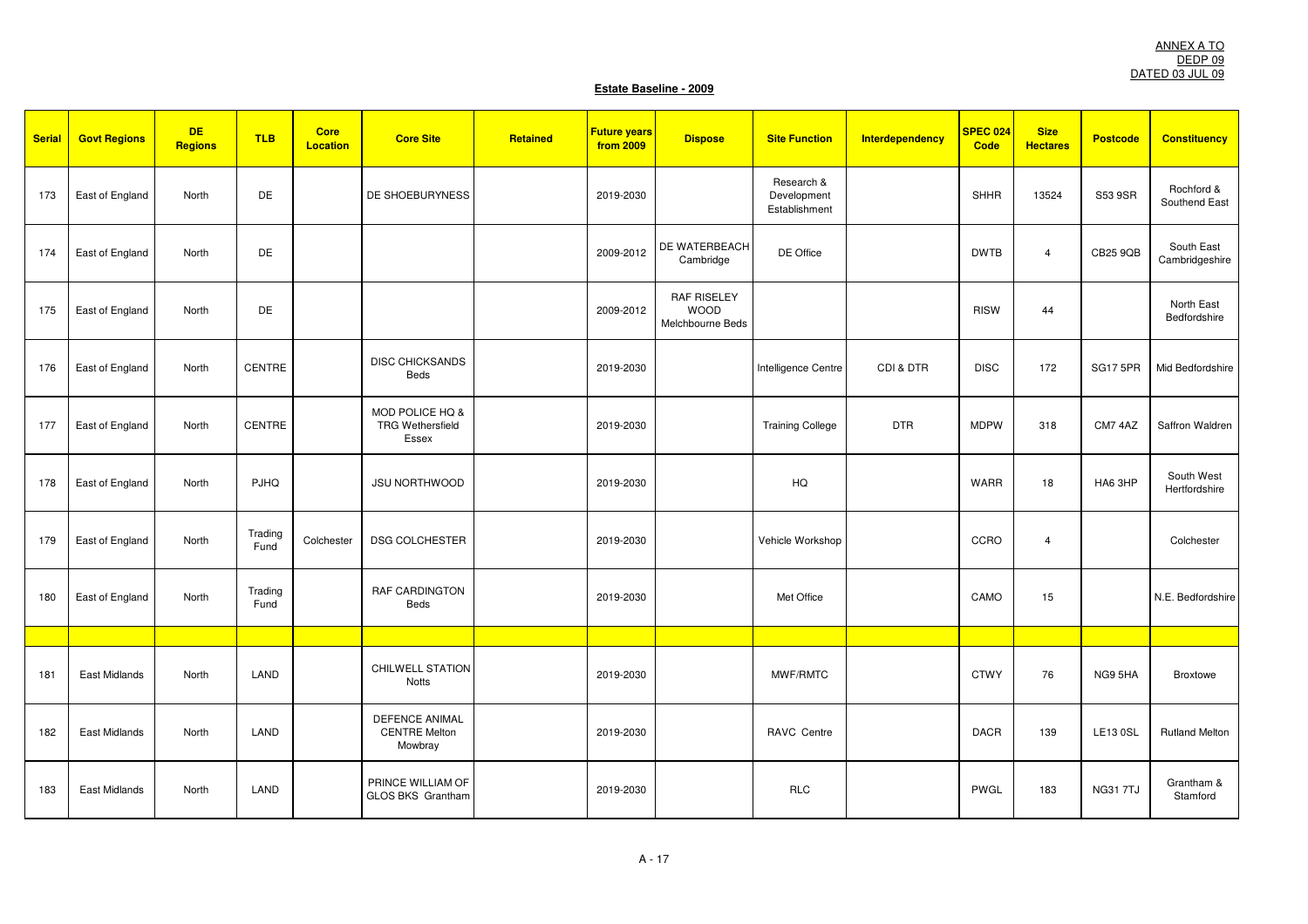ANNEX A TO
DEDP 09
DATED 03 JUL 09

**Estate Baseline - 2009**

| Serial | Govt Regions | DE Regions | TLB | Core Location | Core Site | Retained | Future years from 2009 | Dispose | Site Function | Interdependency | SPEC 024 Code | Size Hectares | Postcode | Constituency |
|---|---|---|---|---|---|---|---|---|---|---|---|---|---|---|
| 173 | East of England | North | DE | | DE SHOEBURYNESS | | 2019-2030 | | Research & Development Establishment | | SHHR | 13524 | S53 9SR | Rochford & Southend East |
| 174 | East of England | North | DE | | | | 2009-2012 | DE WATERBEACH Cambridge | DE Office | | DWTB | 4 | CB25 9QB | South East Cambridgeshire |
| 175 | East of England | North | DE | | | | 2009-2012 | RAF RISELEY WOOD Melchbourne Beds | | | RISW | 44 | | North East Bedfordshire |
| 176 | East of England | North | CENTRE | | DISC CHICKSANDS Beds | | 2019-2030 | | Intelligence Centre | CDI & DTR | DISC | 172 | SG17 5PR | Mid Bedfordshire |
| 177 | East of England | North | CENTRE | | MOD POLICE HQ & TRG Wethersfield Essex | | 2019-2030 | | Training College | DTR | MDPW | 318 | CM7 4AZ | Saffron Waldren |
| 178 | East of England | North | PJHQ | | JSU NORTHWOOD | | 2019-2030 | | HQ | | WARR | 18 | HA6 3HP | South West Hertfordshire |
| 179 | East of England | North | Trading Fund | Colchester | DSG COLCHESTER | | 2019-2030 | | Vehicle Workshop | | CCRO | 4 | | Colchester |
| 180 | East of England | North | Trading Fund | | RAF CARDINGTON Beds | | 2019-2030 | | Met Office | | CAMO | 15 | | N.E. Bedfordshire |
| | | | | | | | | | | | | | | |
| 181 | East Midlands | North | LAND | | CHILWELL STATION Notts | | 2019-2030 | | MWF/RMTC | | CTWY | 76 | NG9 5HA | Broxtowe |
| 182 | East Midlands | North | LAND | | DEFENCE ANIMAL CENTRE Melton Mowbray | | 2019-2030 | | RAVC Centre | | DACR | 139 | LE13 0SL | Rutland Melton |
| 183 | East Midlands | North | LAND | | PRINCE WILLIAM OF GLOS BKS Grantham | | 2019-2030 | | RLC | | PWGL | 183 | NG31 7TJ | Grantham & Stamford |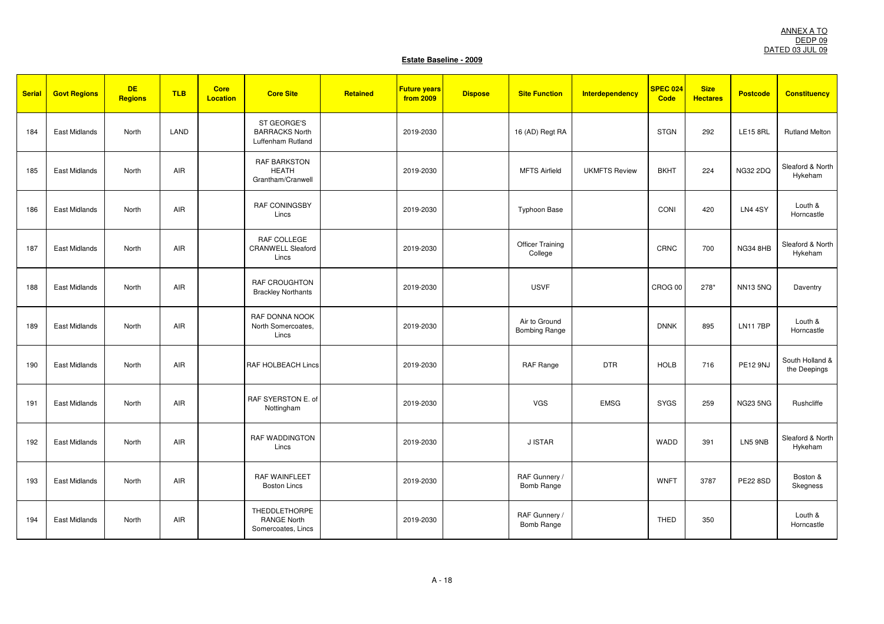ANNEX A TO
DEDP 09
DATED 03 JUL 09

**Estate Baseline - 2009**

| Serial | Govt Regions | DE Regions | TLB | Core Location | Core Site | Retained | Future years from 2009 | Dispose | Site Function | Interdependency | SPEC 024 Code | Size Hectares | Postcode | Constituency |
|---|---|---|---|---|---|---|---|---|---|---|---|---|---|---|
| 184 | East Midlands | North | LAND | | ST GEORGE'S BARRACKS North Luffenham Rutland | | 2019-2030 | | 16 (AD) Regt RA | | STGN | 292 | LE15 8RL | Rutland Melton |
| 185 | East Midlands | North | AIR | | RAF BARKSTON HEATH Grantham/Cranwell | | 2019-2030 | | MFTS Airfield | UKMFTS Review | BKHT | 224 | NG32 2DQ | Sleaford & North Hykeham |
| 186 | East Midlands | North | AIR | | RAF CONINGSBY Lincs | | 2019-2030 | | Typhoon Base | | CONI | 420 | LN4 4SY | Louth & Horncastle |
| 187 | East Midlands | North | AIR | | RAF COLLEGE CRANWELL Sleaford Lincs | | 2019-2030 | | Officer Training College | | CRNC | 700 | NG34 8HB | Sleaford & North Hykeham |
| 188 | East Midlands | North | AIR | | RAF CROUGHTON Brackley Northants | | 2019-2030 | | USVF | | CROG 00 | 278* | NN13 5NQ | Daventry |
| 189 | East Midlands | North | AIR | | RAF DONNA NOOK North Somercoates, Lincs | | 2019-2030 | | Air to Ground Bombing Range | | DNNK | 895 | LN11 7BP | Louth & Horncastle |
| 190 | East Midlands | North | AIR | | RAF HOLBEACH Lincs | | 2019-2030 | | RAF Range | DTR | HOLB | 716 | PE12 9NJ | South Holland & the Deepings |
| 191 | East Midlands | North | AIR | | RAF SYERSTON E. of Nottingham | | 2019-2030 | | VGS | EMSG | SYGS | 259 | NG23 5NG | Rushcliffe |
| 192 | East Midlands | North | AIR | | RAF WADDINGTON Lincs | | 2019-2030 | | J ISTAR | | WADD | 391 | LN5 9NB | Sleaford & North Hykeham |
| 193 | East Midlands | North | AIR | | RAF WAINFLEET Boston Lincs | | 2019-2030 | | RAF Gunnery / Bomb Range | | WNFT | 3787 | PE22 8SD | Boston & Skegness |
| 194 | East Midlands | North | AIR | | THEDDLETHORPE RANGE North Somercoates, Lincs | | 2019-2030 | | RAF Gunnery / Bomb Range | | THED | 350 | | Louth & Horncastle |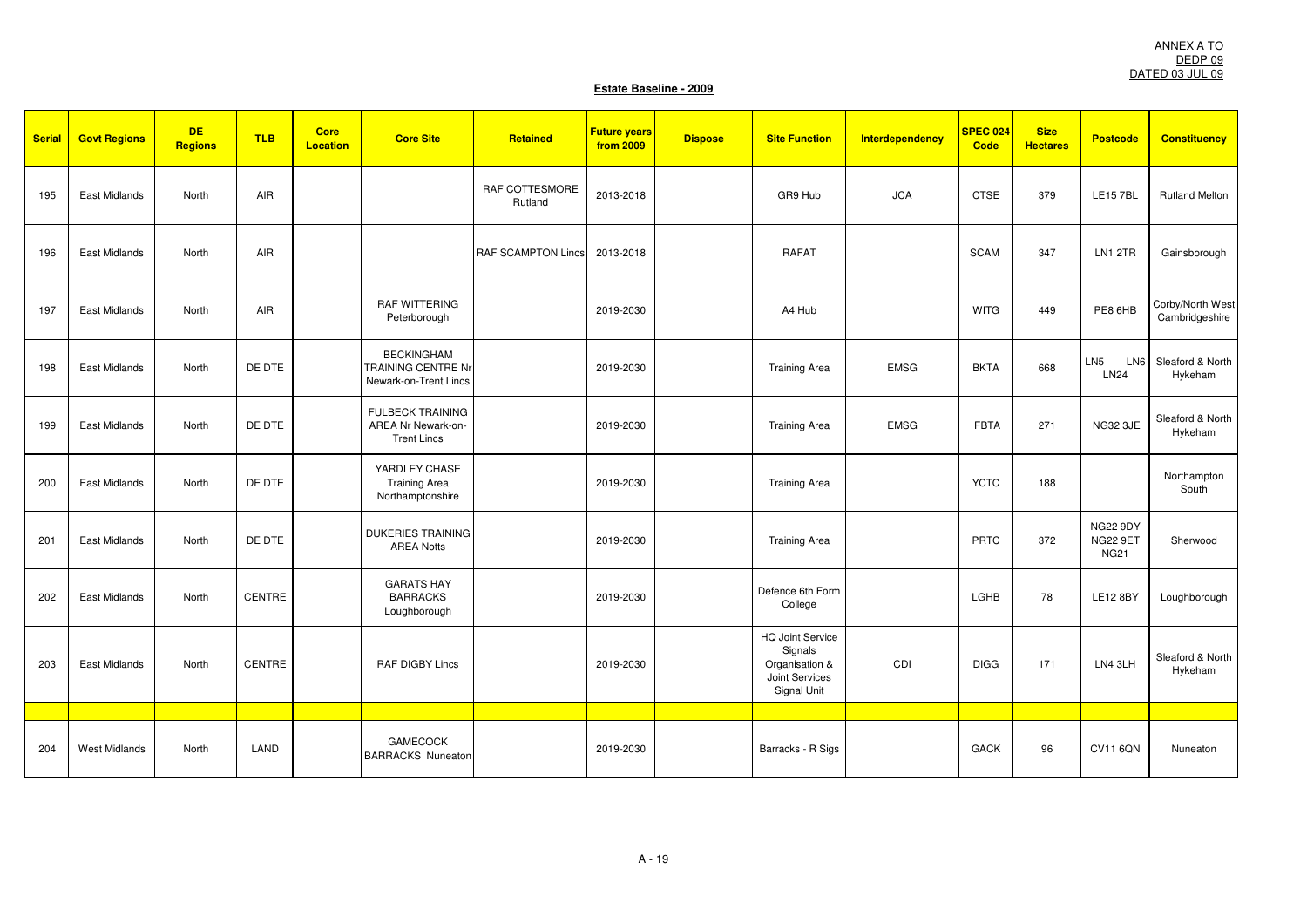ANNEX A TO
DEDP 09
DATED 03 JUL 09

**Estate Baseline - 2009**

| Serial | Govt Regions | DE Regions | TLB | Core Location | Core Site | Retained | Future years from 2009 | Dispose | Site Function | Interdependency | SPEC 024 Code | Size Hectares | Postcode | Constituency |
|---|---|---|---|---|---|---|---|---|---|---|---|---|---|---|
| 195 | East Midlands | North | AIR | | | RAF COTTESMORE Rutland | 2013-2018 | | GR9 Hub | JCA | CTSE | 379 | LE15 7BL | Rutland Melton |
| 196 | East Midlands | North | AIR | | | RAF SCAMPTON Lincs | 2013-2018 | | RAFAT | | SCAM | 347 | LN1 2TR | Gainsborough |
| 197 | East Midlands | North | AIR | | RAF WITTERING Peterborough | | 2019-2030 | | A4 Hub | | WITG | 449 | PE8 6HB | Corby/North West Cambridgeshire |
| 198 | East Midlands | North | DE DTE | | BECKINGHAM TRAINING CENTRE Nr Newark-on-Trent Lincs | | 2019-2030 | | Training Area | EMSG | BKTA | 668 | LN5 LN6 LN24 | Sleaford & North Hykeham |
| 199 | East Midlands | North | DE DTE | | FULBECK TRAINING AREA Nr Newark-on-Trent Lincs | | 2019-2030 | | Training Area | EMSG | FBTA | 271 | NG32 3JE | Sleaford & North Hykeham |
| 200 | East Midlands | North | DE DTE | | YARDLEY CHASE Training Area Northamptonshire | | 2019-2030 | | Training Area | | YCTC | 188 | | Northampton South |
| 201 | East Midlands | North | DE DTE | | DUKERIES TRAINING AREA Notts | | 2019-2030 | | Training Area | | PRTC | 372 | NG22 9DY NG22 9ET NG21 | Sherwood |
| 202 | East Midlands | North | CENTRE | | GARATS HAY BARRACKS Loughborough | | 2019-2030 | | Defence 6th Form College | | LGHB | 78 | LE12 8BY | Loughborough |
| 203 | East Midlands | North | CENTRE | | RAF DIGBY Lincs | | 2019-2030 | | HQ Joint Service Signals Organisation & Joint Services Signal Unit | CDI | DIGG | 171 | LN4 3LH | Sleaford & North Hykeham |
| | | | | | | | | | | | | | | |
| 204 | West Midlands | North | LAND | | GAMECOCK BARRACKS Nuneaton | | 2019-2030 | | Barracks - R Sigs | | GACK | 96 | CV11 6QN | Nuneaton |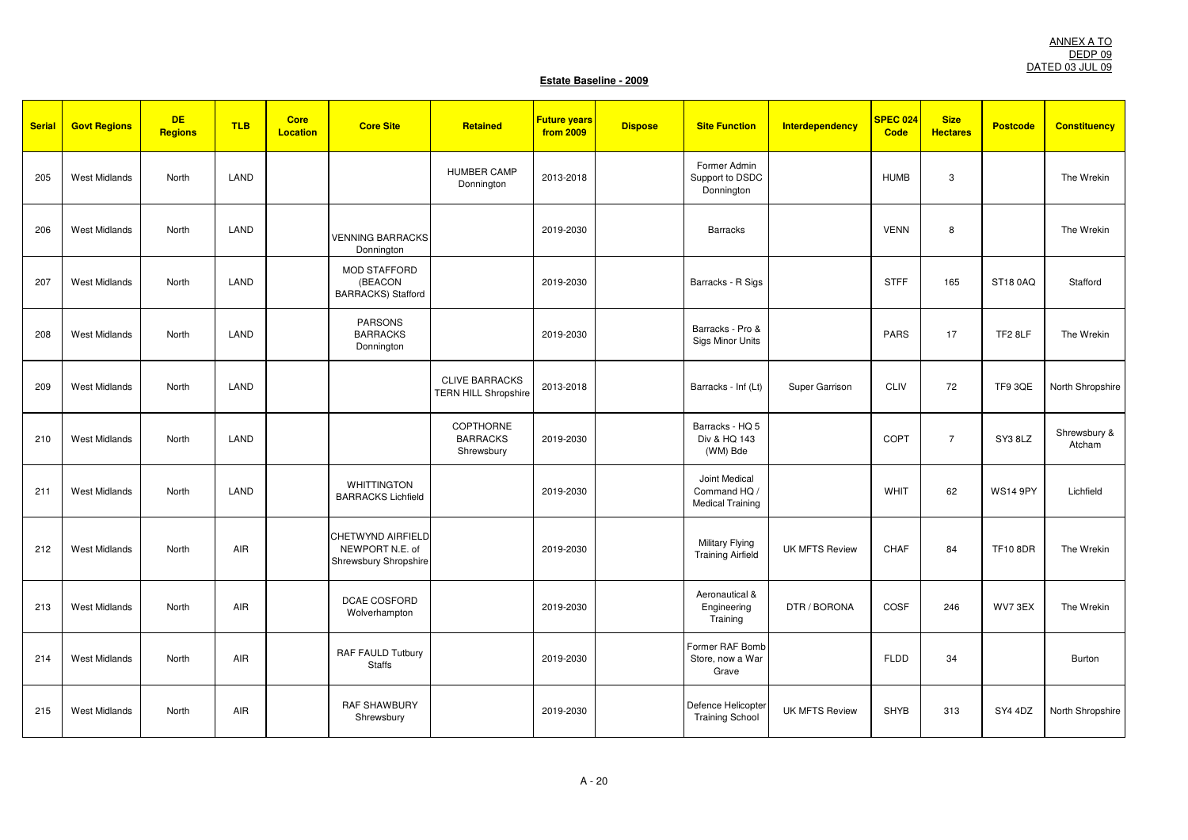ANNEX A TO
DEDP 09
DATED 03 JUL 09

**Estate Baseline - 2009**

| Serial | Govt Regions | DE Regions | TLB | Core Location | Core Site | Retained | Future years from 2009 | Dispose | Site Function | Interdependency | SPEC 024 Code | Size Hectares | Postcode | Constituency |
|---|---|---|---|---|---|---|---|---|---|---|---|---|---|---|
| 205 | West Midlands | North | LAND | | | HUMBER CAMP Donnington | 2013-2018 | | Former Admin Support to DSDC Donnington | | HUMB | 3 | | The Wrekin |
| 206 | West Midlands | North | LAND | | VENNING BARRACKS Donnington | | 2019-2030 | | Barracks | | VENN | 8 | | The Wrekin |
| 207 | West Midlands | North | LAND | | MOD STAFFORD (BEACON BARRACKS) Stafford | | 2019-2030 | | Barracks - R Sigs | | STFF | 165 | ST18 0AQ | Stafford |
| 208 | West Midlands | North | LAND | | PARSONS BARRACKS Donnington | | 2019-2030 | | Barracks - Pro & Sigs Minor Units | | PARS | 17 | TF2 8LF | The Wrekin |
| 209 | West Midlands | North | LAND | | | CLIVE BARRACKS TERN HILL Shropshire | 2013-2018 | | Barracks - Inf (Lt) | Super Garrison | CLIV | 72 | TF9 3QE | North Shropshire |
| 210 | West Midlands | North | LAND | | | COPTHORNE BARRACKS Shrewsbury | 2019-2030 | | Barracks - HQ 5 Div & HQ 143 (WM) Bde | | COPT | 7 | SY3 8LZ | Shrewsbury & Atcham |
| 211 | West Midlands | North | LAND | | WHITTINGTON BARRACKS Lichfield | | 2019-2030 | | Joint Medical Command HQ / Medical Training | | WHIT | 62 | WS14 9PY | Lichfield |
| 212 | West Midlands | North | AIR | | CHETWYND AIRFIELD NEWPORT N.E. of Shrewsbury Shropshire | | 2019-2030 | | Military Flying Training Airfield | UK MFTS Review | CHAF | 84 | TF10 8DR | The Wrekin |
| 213 | West Midlands | North | AIR | | DCAE COSFORD Wolverhampton | | 2019-2030 | | Aeronautical & Engineering Training | DTR / BORONA | COSF | 246 | WV7 3EX | The Wrekin |
| 214 | West Midlands | North | AIR | | RAF FAULD Tutbury Staffs | | 2019-2030 | | Former RAF Bomb Store, now a War Grave | | FLDD | 34 | | Burton |
| 215 | West Midlands | North | AIR | | RAF SHAWBURY Shrewsbury | | 2019-2030 | | Defence Helicopter Training School | UK MFTS Review | SHYB | 313 | SY4 4DZ | North Shropshire |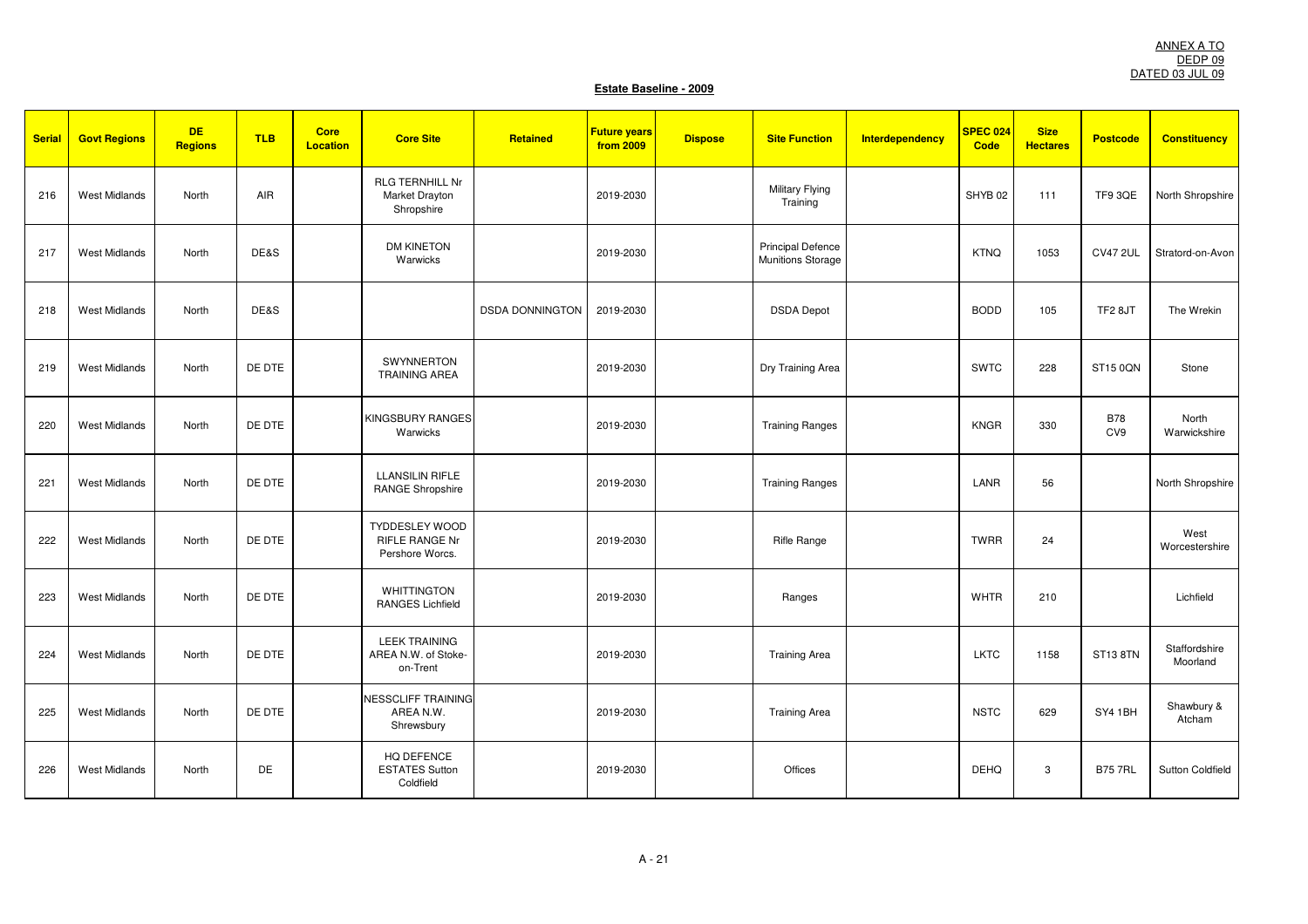ANNEX A TO
DEDP 09
DATED 03 JUL 09

**Estate Baseline - 2009**

| Serial | Govt Regions | DE Regions | TLB | Core Location | Core Site | Retained | Future years from 2009 | Dispose | Site Function | Interdependency | SPEC 024 Code | Size Hectares | Postcode | Constituency |
|---|---|---|---|---|---|---|---|---|---|---|---|---|---|---|
| 216 | West Midlands | North | AIR | | RLG TERNHILL Nr Market Drayton Shropshire | | 2019-2030 | | Military Flying Training | | SHYB 02 | 111 | TF9 3QE | North Shropshire |
| 217 | West Midlands | North | DE&S | | DM KINETON Warwicks | | 2019-2030 | | Principal Defence Munitions Storage | | KTNQ | 1053 | CV47 2UL | Stratord-on-Avon |
| 218 | West Midlands | North | DE&S | | | DSDA DONNINGTON | 2019-2030 | | DSDA Depot | | BODD | 105 | TF2 8JT | The Wrekin |
| 219 | West Midlands | North | DE DTE | | SWYNNERTON TRAINING AREA | | 2019-2030 | | Dry Training Area | | SWTC | 228 | ST15 0QN | Stone |
| 220 | West Midlands | North | DE DTE | | KINGSBURY RANGES Warwicks | | 2019-2030 | | Training Ranges | | KNGR | 330 | B78 CV9 | North Warwickshire |
| 221 | West Midlands | North | DE DTE | | LLANSILIN RIFLE RANGE Shropshire | | 2019-2030 | | Training Ranges | | LANR | 56 | | North Shropshire |
| 222 | West Midlands | North | DE DTE | | TYDDESLEY WOOD RIFLE RANGE Nr Pershore Worcs. | | 2019-2030 | | Rifle Range | | TWRR | 24 | | West Worcestershire |
| 223 | West Midlands | North | DE DTE | | WHITTINGTON RANGES Lichfield | | 2019-2030 | | Ranges | | WHTR | 210 | | Lichfield |
| 224 | West Midlands | North | DE DTE | | LEEK TRAINING AREA N.W. of Stoke-on-Trent | | 2019-2030 | | Training Area | | LKTC | 1158 | ST13 8TN | Staffordshire Moorland |
| 225 | West Midlands | North | DE DTE | | NESSCLIFF TRAINING AREA N.W. Shrewsbury | | 2019-2030 | | Training Area | | NSTC | 629 | SY4 1BH | Shawbury & Atcham |
| 226 | West Midlands | North | DE | | HQ DEFENCE ESTATES Sutton Coldfield | | 2019-2030 | | Offices | | DEHQ | 3 | B75 7RL | Sutton Coldfield |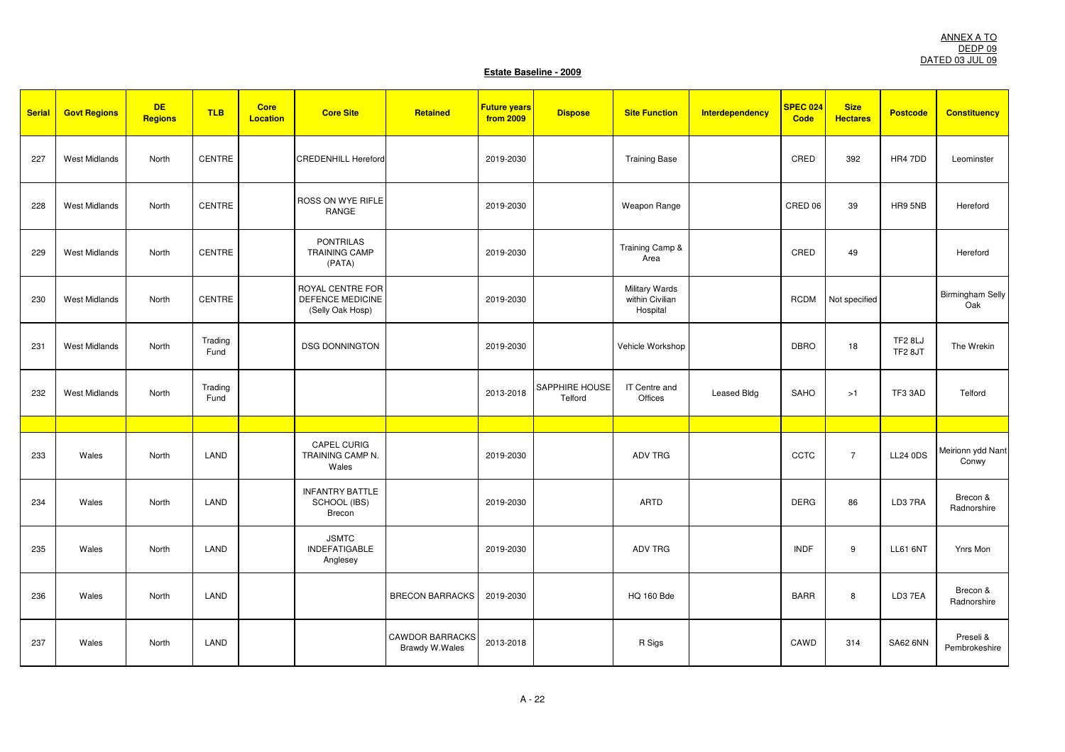ANNEX A TO
DEDP 09
DATED 03 JUL 09

## Estate Baseline - 2009

| Serial | Govt Regions | DE Regions | TLB | Core Location | Core Site | Retained | Future years from 2009 | Dispose | Site Function | Interdependency | SPEC 024 Code | Size Hectares | Postcode | Constituency |
|---|---|---|---|---|---|---|---|---|---|---|---|---|---|---|
| 227 | West Midlands | North | CENTRE | | CREDENHILL Hereford | | 2019-2030 | | Training Base | | CRED | 392 | HR4 7DD | Leominster |
| 228 | West Midlands | North | CENTRE | | ROSS ON WYE RIFLE RANGE | | 2019-2030 | | Weapon Range | | CRED 06 | 39 | HR9 5NB | Hereford |
| 229 | West Midlands | North | CENTRE | | PONTRILAS TRAINING CAMP (PATA) | | 2019-2030 | | Training Camp & Area | | CRED | 49 | | Hereford |
| 230 | West Midlands | North | CENTRE | | ROYAL CENTRE FOR DEFENCE MEDICINE (Selly Oak Hosp) | | 2019-2030 | | Military Wards within Civilian Hospital | | RCDM | Not specified | | Birmingham Selly Oak |
| 231 | West Midlands | North | Trading Fund | | DSG DONNINGTON | | 2019-2030 | | Vehicle Workshop | | DBRO | 18 | TF2 8LJ TF2 8JT | The Wrekin |
| 232 | West Midlands | North | Trading Fund | | | | 2013-2018 | SAPPHIRE HOUSE Telford | IT Centre and Offices | Leased Bldg | SAHO | >1 | TF3 3AD | Telford |
| | | | | | | | | | | | | | | |
| 233 | Wales | North | LAND | | CAPEL CURIG TRAINING CAMP N. Wales | | 2019-2030 | | ADV TRG | | CCTC | 7 | LL24 0DS | Meirionn ydd Nant Conwy |
| 234 | Wales | North | LAND | | INFANTRY BATTLE SCHOOL (IBS) Brecon | | 2019-2030 | | ARTD | | DERG | 86 | LD3 7RA | Brecon & Radnorshire |
| 235 | Wales | North | LAND | | JSMTC INDEFATIGABLE Anglesey | | 2019-2030 | | ADV TRG | | INDF | 9 | LL61 6NT | Ynrs Mon |
| 236 | Wales | North | LAND | | | BRECON BARRACKS | 2019-2030 | | HQ 160 Bde | | BARR | 8 | LD3 7EA | Brecon & Radnorshire |
| 237 | Wales | North | LAND | | | CAWDOR BARRACKS Brawdy W.Wales | 2013-2018 | | R Sigs | | CAWD | 314 | SA62 6NN | Preseli & Pembrokeshire |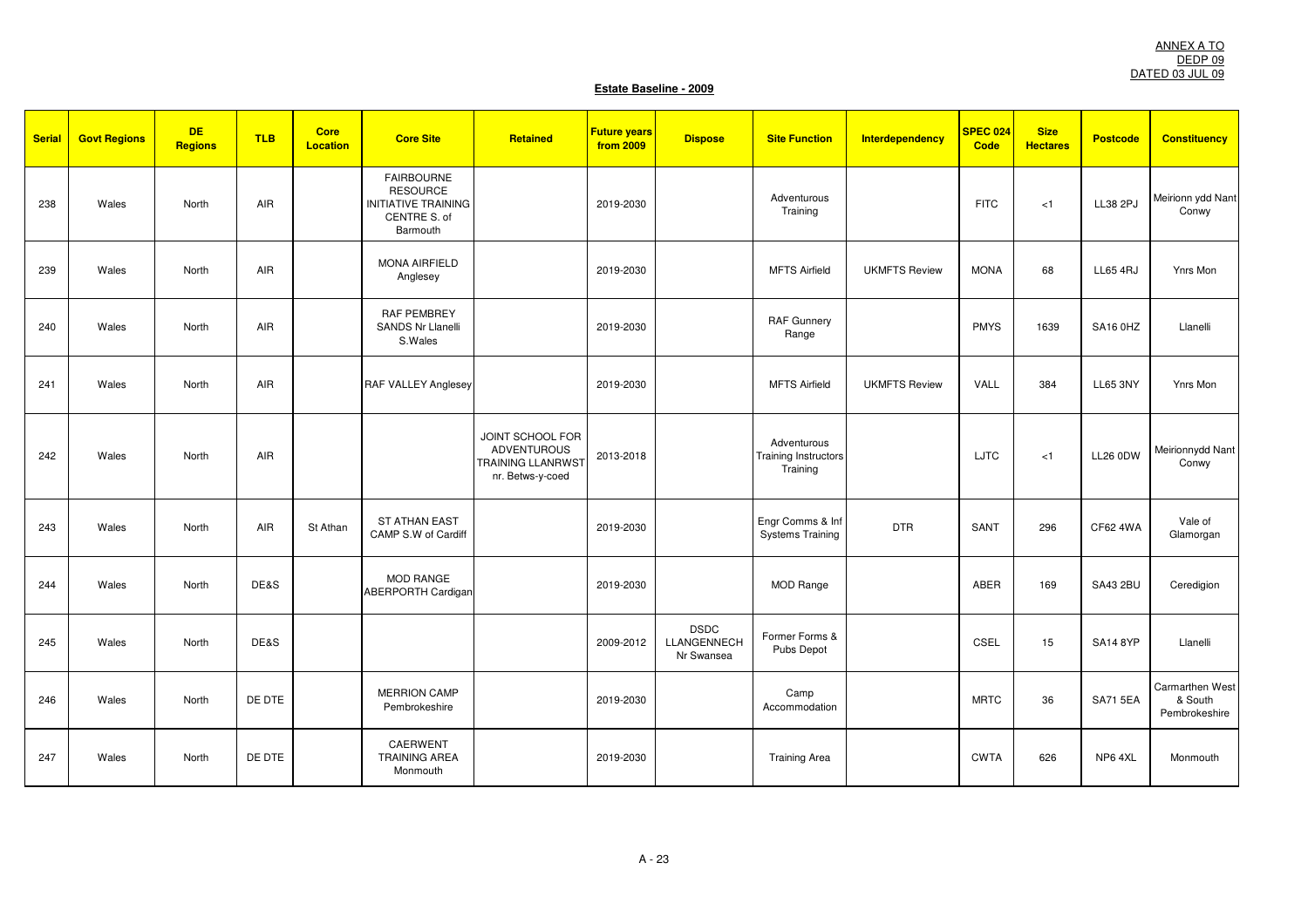ANNEX A TO
DEDP 09
DATED 03 JUL 09

**Estate Baseline - 2009**

| Serial | Govt Regions | DE Regions | TLB | Core Location | Core Site | Retained | Future years from 2009 | Dispose | Site Function | Interdependency | SPEC 024 Code | Size Hectares | Postcode | Constituency |
|---|---|---|---|---|---|---|---|---|---|---|---|---|---|---|
| 238 | Wales | North | AIR | | FAIRBOURNE RESOURCE INITIATIVE TRAINING CENTRE S. of Barmouth | | 2019-2030 | | Adventurous Training | | FITC | <1 | LL38 2PJ | Meirionn ydd Nant Conwy |
| 239 | Wales | North | AIR | | MONA AIRFIELD Anglesey | | 2019-2030 | | MFTS Airfield | UKMFTS Review | MONA | 68 | LL65 4RJ | Ynrs Mon |
| 240 | Wales | North | AIR | | RAF PEMBREY SANDS Nr Llanelli S.Wales | | 2019-2030 | | RAF Gunnery Range | | PMYS | 1639 | SA16 0HZ | Llanelli |
| 241 | Wales | North | AIR | | RAF VALLEY Anglesey | | 2019-2030 | | MFTS Airfield | UKMFTS Review | VALL | 384 | LL65 3NY | Ynrs Mon |
| 242 | Wales | North | AIR | | | JOINT SCHOOL FOR ADVENTUROUS TRAINING LLANRWST nr. Betws-y-coed | 2013-2018 | | Adventurous Training Instructors Training | | LJTC | <1 | LL26 0DW | Meirionnydd Nant Conwy |
| 243 | Wales | North | AIR | St Athan | ST ATHAN EAST CAMP S.W of Cardiff | | 2019-2030 | | Engr Comms & Inf Systems Training | DTR | SANT | 296 | CF62 4WA | Vale of Glamorgan |
| 244 | Wales | North | DE&S | | MOD RANGE ABERPORTH Cardigan | | 2019-2030 | | MOD Range | | ABER | 169 | SA43 2BU | Ceredigion |
| 245 | Wales | North | DE&S | | | | 2009-2012 | DSDC LLANGENNECH Nr Swansea | Former Forms & Pubs Depot | | CSEL | 15 | SA14 8YP | Llanelli |
| 246 | Wales | North | DE DTE | | MERRION CAMP Pembrokeshire | | 2019-2030 | | Camp Accommodation | | MRTC | 36 | SA71 5EA | Carmarthen West & South Pembrokeshire |
| 247 | Wales | North | DE DTE | | CAERWENT TRAINING AREA Monmouth | | 2019-2030 | | Training Area | | CWTA | 626 | NP6 4XL | Monmouth |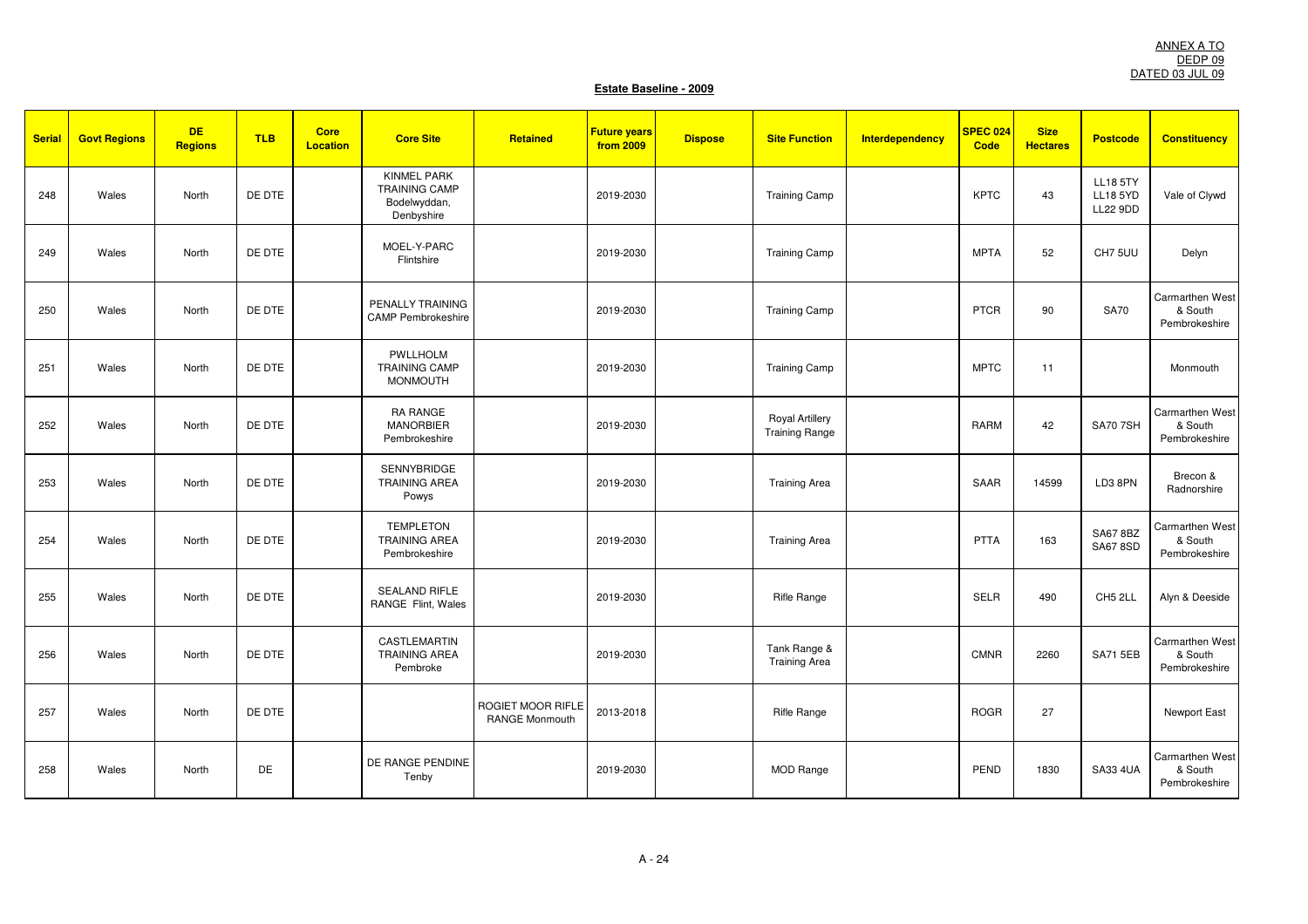ANNEX A TO
DEDP 09
DATED 03 JUL 09

**Estate Baseline - 2009**

| Serial | Govt Regions | DE Regions | TLB | Core Location | Core Site | Retained | Future years from 2009 | Dispose | Site Function | Interdependency | SPEC 024 Code | Size Hectares | Postcode | Constituency |
|---|---|---|---|---|---|---|---|---|---|---|---|---|---|---|
| 248 | Wales | North | DE DTE | | KINMEL PARK TRAINING CAMP Bodelwyddan, Denbyshire | | 2019-2030 | | Training Camp | | KPTC | 43 | LL18 5TY LL18 5YD LL22 9DD | Vale of Clywd |
| 249 | Wales | North | DE DTE | | MOEL-Y-PARC Flintshire | | 2019-2030 | | Training Camp | | MPTA | 52 | CH7 5UU | Delyn |
| 250 | Wales | North | DE DTE | | PENALLY TRAINING CAMP Pembrokeshire | | 2019-2030 | | Training Camp | | PTCR | 90 | SA70 | Carmarthen West & South Pembrokeshire |
| 251 | Wales | North | DE DTE | | PWLLHOLM TRAINING CAMP MONMOUTH | | 2019-2030 | | Training Camp | | MPTC | 11 | | Monmouth |
| 252 | Wales | North | DE DTE | | RA RANGE MANORBIER Pembrokeshire | | 2019-2030 | | Royal Artillery Training Range | | RARM | 42 | SA70 7SH | Carmarthen West & South Pembrokeshire |
| 253 | Wales | North | DE DTE | | SENNYBRIDGE TRAINING AREA Powys | | 2019-2030 | | Training Area | | SAAR | 14599 | LD3 8PN | Brecon & Radnorshire |
| 254 | Wales | North | DE DTE | | TEMPLETON TRAINING AREA Pembrokeshire | | 2019-2030 | | Training Area | | PTTA | 163 | SA67 8BZ SA67 8SD | Carmarthen West & South Pembrokeshire |
| 255 | Wales | North | DE DTE | | SEALAND RIFLE RANGE Flint, Wales | | 2019-2030 | | Rifle Range | | SELR | 490 | CH5 2LL | Alyn & Deeside |
| 256 | Wales | North | DE DTE | | CASTLEMARTIN TRAINING AREA Pembroke | | 2019-2030 | | Tank Range & Training Area | | CMNR | 2260 | SA71 5EB | Carmarthen West & South Pembrokeshire |
| 257 | Wales | North | DE DTE | | | ROGIET MOOR RIFLE RANGE Monmouth | 2013-2018 | | Rifle Range | | ROGR | 27 | | Newport East |
| 258 | Wales | North | DE | | DE RANGE PENDINE Tenby | | 2019-2030 | | MOD Range | | PEND | 1830 | SA33 4UA | Carmarthen West & South Pembrokeshire |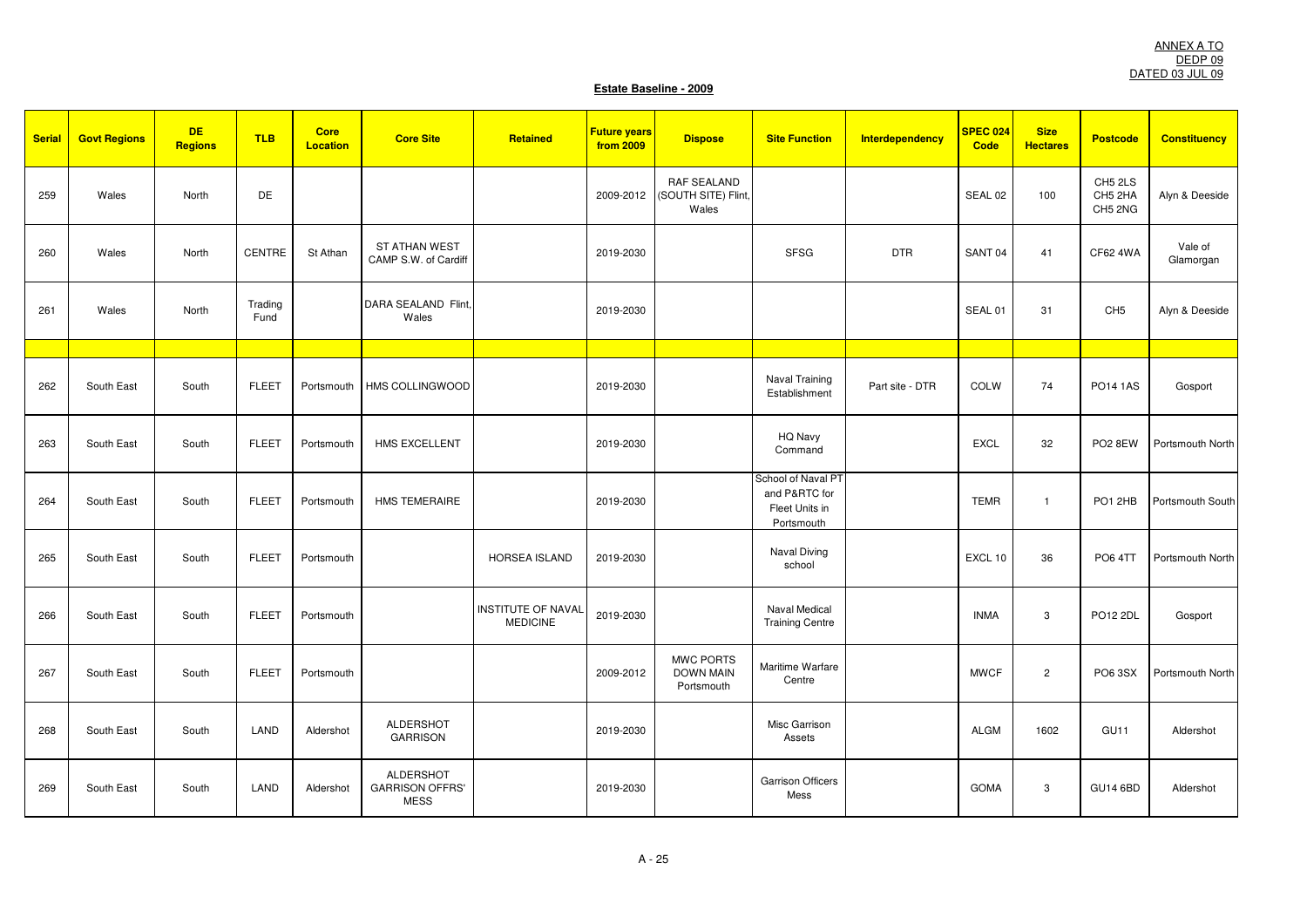ANNEX A TO
DEDP 09
DATED 03 JUL 09

**Estate Baseline - 2009**

| Serial | Govt Regions | DE Regions | TLB | Core Location | Core Site | Retained | Future years from 2009 | Dispose | Site Function | Interdependency | SPEC 024 Code | Size Hectares | Postcode | Constituency |
|---|---|---|---|---|---|---|---|---|---|---|---|---|---|---|
| 259 | Wales | North | DE | | | | 2009-2012 | RAF SEALAND (SOUTH SITE) Flint, Wales | | | SEAL 02 | 100 | CH5 2LS CH5 2HA CH5 2NG | Alyn & Deeside |
| 260 | Wales | North | CENTRE | St Athan | ST ATHAN WEST CAMP S.W. of Cardiff | | 2019-2030 | | SFSG | DTR | SANT 04 | 41 | CF62 4WA | Vale of Glamorgan |
| 261 | Wales | North | Trading Fund | | DARA SEALAND Flint, Wales | | 2019-2030 | | | | SEAL 01 | 31 | CH5 | Alyn & Deeside |
| | | | | | | | | | | | | | | |
| 262 | South East | South | FLEET | Portsmouth | HMS COLLINGWOOD | | 2019-2030 | | Naval Training Establishment | Part site - DTR | COLW | 74 | PO14 1AS | Gosport |
| 263 | South East | South | FLEET | Portsmouth | HMS EXCELLENT | | 2019-2030 | | HQ Navy Command | | EXCL | 32 | PO2 8EW | Portsmouth North |
| 264 | South East | South | FLEET | Portsmouth | HMS TEMERAIRE | | 2019-2030 | | School of Naval PT and P&RTC for Fleet Units in Portsmouth | | TEMR | 1 | PO1 2HB | Portsmouth South |
| 265 | South East | South | FLEET | Portsmouth | | HORSEA ISLAND | 2019-2030 | | Naval Diving school | | EXCL 10 | 36 | PO6 4TT | Portsmouth North |
| 266 | South East | South | FLEET | Portsmouth | | INSTITUTE OF NAVAL MEDICINE | 2019-2030 | | Naval Medical Training Centre | | INMA | 3 | PO12 2DL | Gosport |
| 267 | South East | South | FLEET | Portsmouth | | | 2009-2012 | MWC PORTS DOWN MAIN Portsmouth | Maritime Warfare Centre | | MWCF | 2 | PO6 3SX | Portsmouth North |
| 268 | South East | South | LAND | Aldershot | ALDERSHOT GARRISON | | 2019-2030 | | Misc Garrison Assets | | ALGM | 1602 | GU11 | Aldershot |
| 269 | South East | South | LAND | Aldershot | ALDERSHOT GARRISON OFFRS' MESS | | 2019-2030 | | Garrison Officers Mess | | GOMA | 3 | GU14 6BD | Aldershot |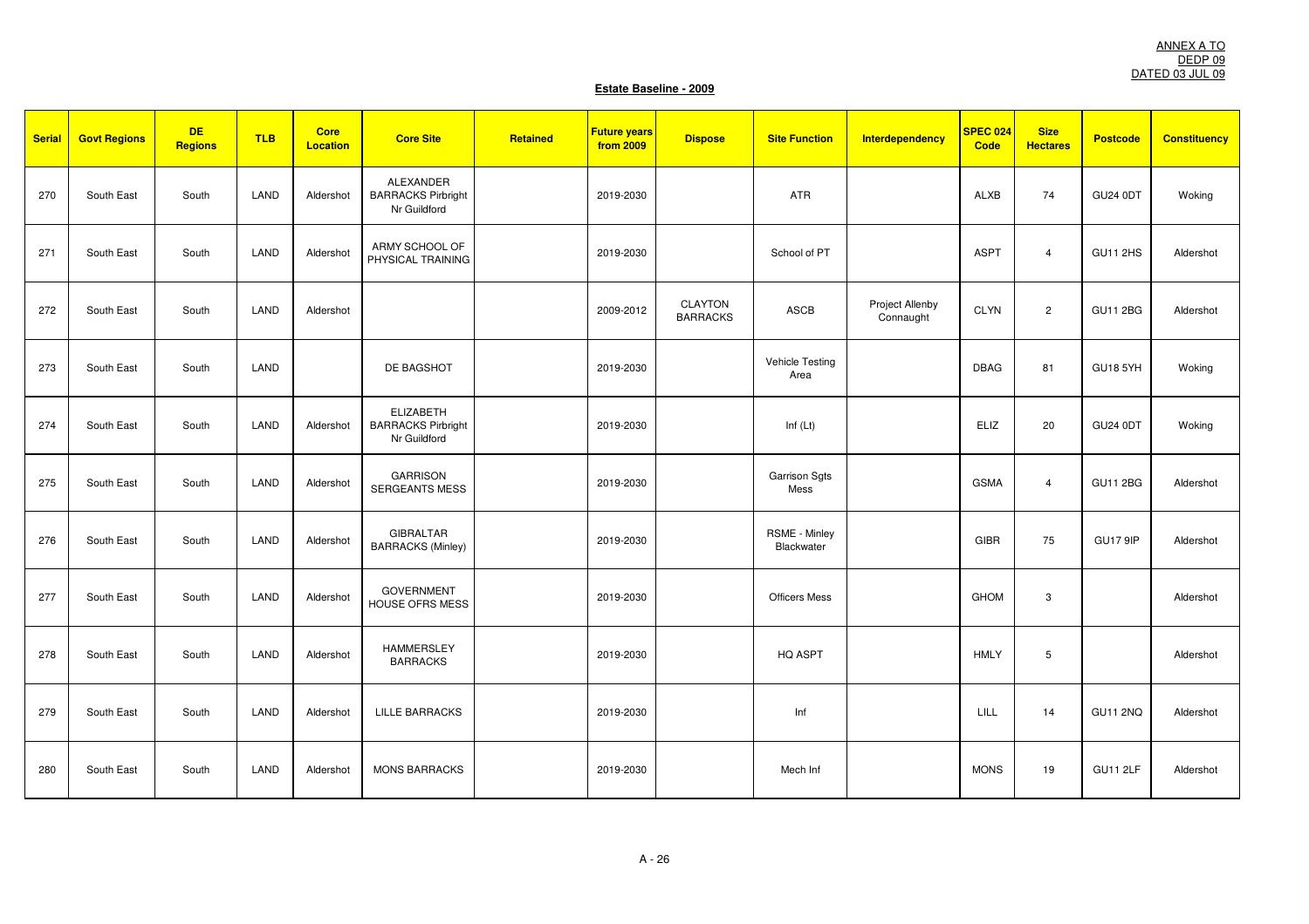ANNEX A TO
DEDP 09
DATED 03 JUL 09

**Estate Baseline - 2009**

| Serial | Govt Regions | DE Regions | TLB | Core Location | Core Site | Retained | Future years from 2009 | Dispose | Site Function | Interdependency | SPEC 024 Code | Size Hectares | Postcode | Constituency |
|---|---|---|---|---|---|---|---|---|---|---|---|---|---|---|
| 270 | South East | South | LAND | Aldershot | ALEXANDER BARRACKS Pirbright Nr Guildford | | 2019-2030 | | ATR | | ALXB | 74 | GU24 0DT | Woking |
| 271 | South East | South | LAND | Aldershot | ARMY SCHOOL OF PHYSICAL TRAINING | | 2019-2030 | | School of PT | | ASPT | 4 | GU11 2HS | Aldershot |
| 272 | South East | South | LAND | Aldershot | | | 2009-2012 | CLAYTON BARRACKS | ASCB | Project Allenby Connaught | CLYN | 2 | GU11 2BG | Aldershot |
| 273 | South East | South | LAND | | DE BAGSHOT | | 2019-2030 | | Vehicle Testing Area | | DBAG | 81 | GU18 5YH | Woking |
| 274 | South East | South | LAND | Aldershot | ELIZABETH BARRACKS Pirbright Nr Guildford | | 2019-2030 | | Inf (Lt) | | ELIZ | 20 | GU24 0DT | Woking |
| 275 | South East | South | LAND | Aldershot | GARRISON SERGEANTS MESS | | 2019-2030 | | Garrison Sgts Mess | | GSMA | 4 | GU11 2BG | Aldershot |
| 276 | South East | South | LAND | Aldershot | GIBRALTAR BARRACKS (Minley) | | 2019-2030 | | RSME - Minley Blackwater | | GIBR | 75 | GU17 9IP | Aldershot |
| 277 | South East | South | LAND | Aldershot | GOVERNMENT HOUSE OFRS MESS | | 2019-2030 | | Officers Mess | | GHOM | 3 | | Aldershot |
| 278 | South East | South | LAND | Aldershot | HAMMERSLEY BARRACKS | | 2019-2030 | | HQ ASPT | | HMLY | 5 | | Aldershot |
| 279 | South East | South | LAND | Aldershot | LILLE BARRACKS | | 2019-2030 | | Inf | | LILL | 14 | GU11 2NQ | Aldershot |
| 280 | South East | South | LAND | Aldershot | MONS BARRACKS | | 2019-2030 | | Mech Inf | | MONS | 19 | GU11 2LF | Aldershot |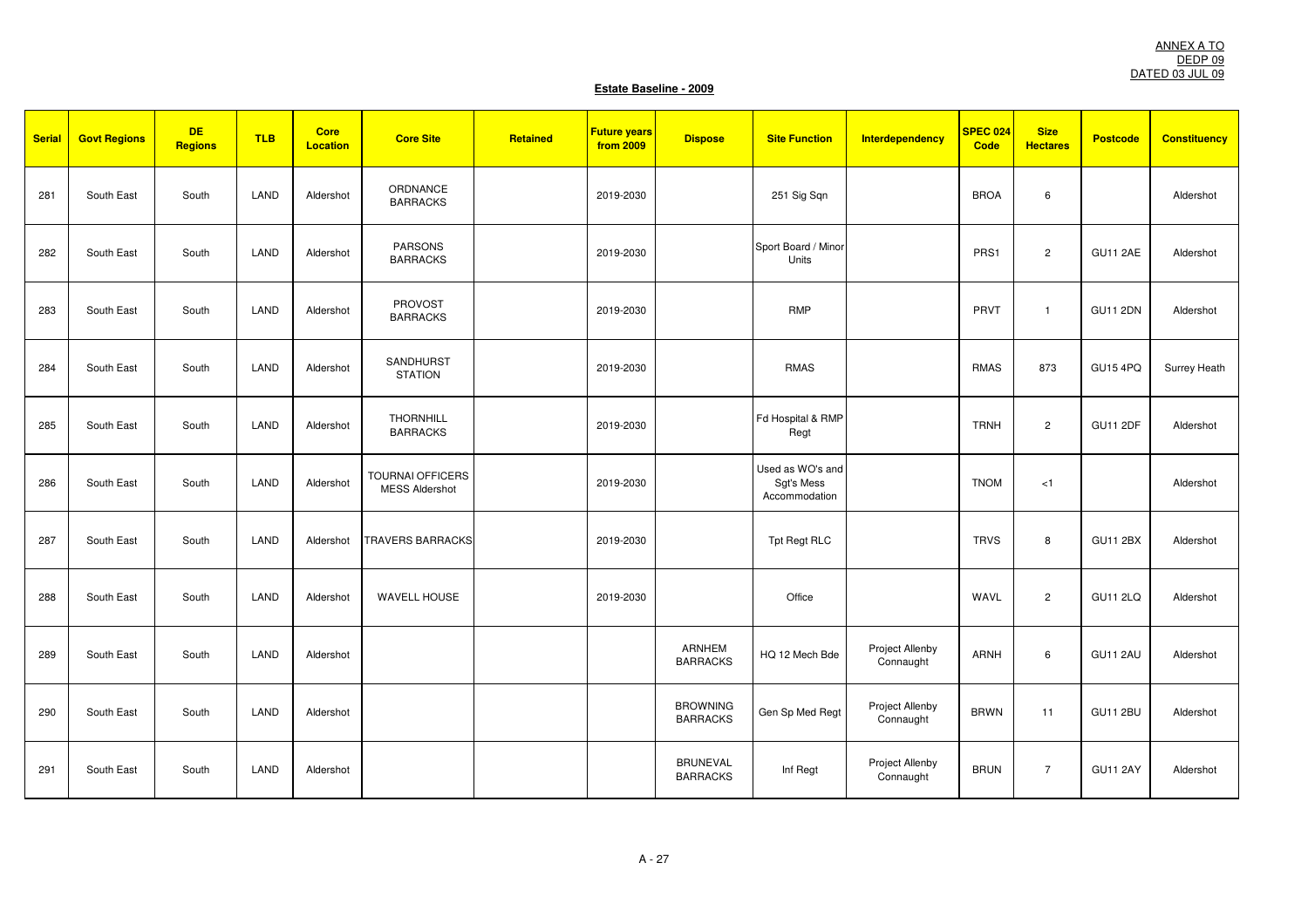ANNEX A TO
DEDP 09
DATED 03 JUL 09

**Estate Baseline - 2009**

| Serial | Govt Regions | DE Regions | TLB | Core Location | Core Site | Retained | Future years from 2009 | Dispose | Site Function | Interdependency | SPEC 024 Code | Size Hectares | Postcode | Constituency |
|---|---|---|---|---|---|---|---|---|---|---|---|---|---|---|
| 281 | South East | South | LAND | Aldershot | ORDNANCE BARRACKS | | 2019-2030 | | 251 Sig Sqn | | BROA | 6 | | Aldershot |
| 282 | South East | South | LAND | Aldershot | PARSONS BARRACKS | | 2019-2030 | | Sport Board / Minor Units | | PRS1 | 2 | GU11 2AE | Aldershot |
| 283 | South East | South | LAND | Aldershot | PROVOST BARRACKS | | 2019-2030 | | RMP | | PRVT | 1 | GU11 2DN | Aldershot |
| 284 | South East | South | LAND | Aldershot | SANDHURST STATION | | 2019-2030 | | RMAS | | RMAS | 873 | GU15 4PQ | Surrey Heath |
| 285 | South East | South | LAND | Aldershot | THORNHILL BARRACKS | | 2019-2030 | | Fd Hospital & RMP Regt | | TRNH | 2 | GU11 2DF | Aldershot |
| 286 | South East | South | LAND | Aldershot | TOURNAI OFFICERS MESS Aldershot | | 2019-2030 | | Used as WO's and Sgt's Mess Accommodation | | TNOM | <1 | | Aldershot |
| 287 | South East | South | LAND | Aldershot | TRAVERS BARRACKS | | 2019-2030 | | Tpt Regt RLC | | TRVS | 8 | GU11 2BX | Aldershot |
| 288 | South East | South | LAND | Aldershot | WAVELL HOUSE | | 2019-2030 | | Office | | WAVL | 2 | GU11 2LQ | Aldershot |
| 289 | South East | South | LAND | Aldershot | | | | ARNHEM BARRACKS | HQ 12 Mech Bde | Project Allenby Connaught | ARNH | 6 | GU11 2AU | Aldershot |
| 290 | South East | South | LAND | Aldershot | | | | BROWNING BARRACKS | Gen Sp Med Regt | Project Allenby Connaught | BRWN | 11 | GU11 2BU | Aldershot |
| 291 | South East | South | LAND | Aldershot | | | | BRUNEVAL BARRACKS | Inf Regt | Project Allenby Connaught | BRUN | 7 | GU11 2AY | Aldershot |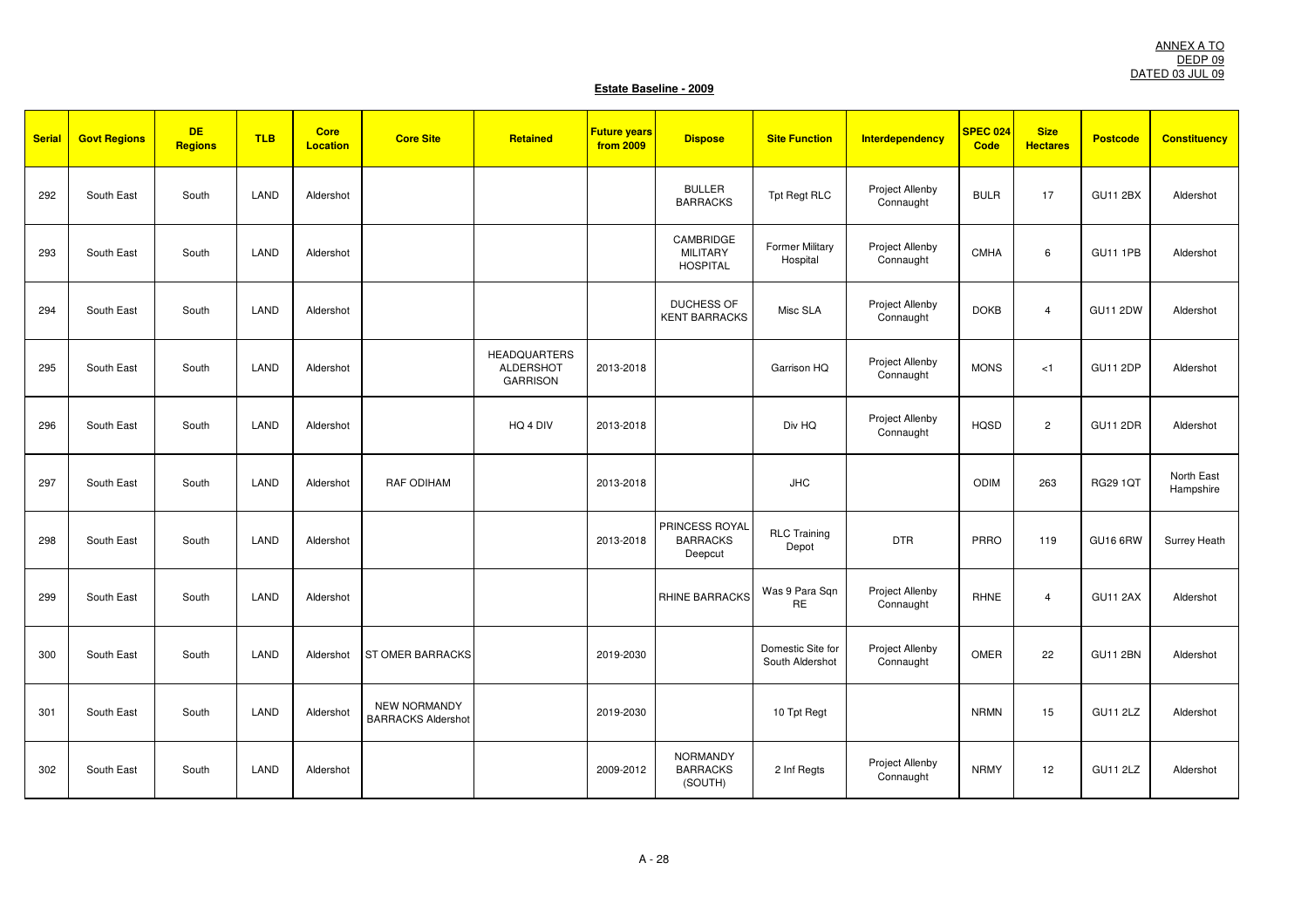ANNEX A TO
DEDP 09
DATED 03 JUL 09

**Estate Baseline - 2009**

| Serial | Govt Regions | DE Regions | TLB | Core Location | Core Site | Retained | Future years from 2009 | Dispose | Site Function | Interdependency | SPEC 024 Code | Size Hectares | Postcode | Constituency |
|---|---|---|---|---|---|---|---|---|---|---|---|---|---|---|
| 292 | South East | South | LAND | Aldershot | | | | BULLER BARRACKS | Tpt Regt RLC | Project Allenby Connaught | BULR | 17 | GU11 2BX | Aldershot |
| 293 | South East | South | LAND | Aldershot | | | | CAMBRIDGE MILITARY HOSPITAL | Former Military Hospital | Project Allenby Connaught | CMHA | 6 | GU11 1PB | Aldershot |
| 294 | South East | South | LAND | Aldershot | | | | DUCHESS OF KENT BARRACKS | Misc SLA | Project Allenby Connaught | DOKB | 4 | GU11 2DW | Aldershot |
| 295 | South East | South | LAND | Aldershot | | HEADQUARTERS ALDERSHOT GARRISON | 2013-2018 | | Garrison HQ | Project Allenby Connaught | MONS | <1 | GU11 2DP | Aldershot |
| 296 | South East | South | LAND | Aldershot | | HQ 4 DIV | 2013-2018 | | Div HQ | Project Allenby Connaught | HQSD | 2 | GU11 2DR | Aldershot |
| 297 | South East | South | LAND | Aldershot | RAF ODIHAM | | 2013-2018 | | JHC | | ODIM | 263 | RG29 1QT | North East Hampshire |
| 298 | South East | South | LAND | Aldershot | | | 2013-2018 | PRINCESS ROYAL BARRACKS Deepcut | RLC Training Depot | DTR | PRRO | 119 | GU16 6RW | Surrey Heath |
| 299 | South East | South | LAND | Aldershot | | | | RHINE BARRACKS | Was 9 Para Sqn RE | Project Allenby Connaught | RHNE | 4 | GU11 2AX | Aldershot |
| 300 | South East | South | LAND | Aldershot | ST OMER BARRACKS | | 2019-2030 | | Domestic Site for South Aldershot | Project Allenby Connaught | OMER | 22 | GU11 2BN | Aldershot |
| 301 | South East | South | LAND | Aldershot | NEW NORMANDY BARRACKS Aldershot | | 2019-2030 | | 10 Tpt Regt | | NRMN | 15 | GU11 2LZ | Aldershot |
| 302 | South East | South | LAND | Aldershot | | | 2009-2012 | NORMANDY BARRACKS (SOUTH) | 2 Inf Regts | Project Allenby Connaught | NRMY | 12 | GU11 2LZ | Aldershot |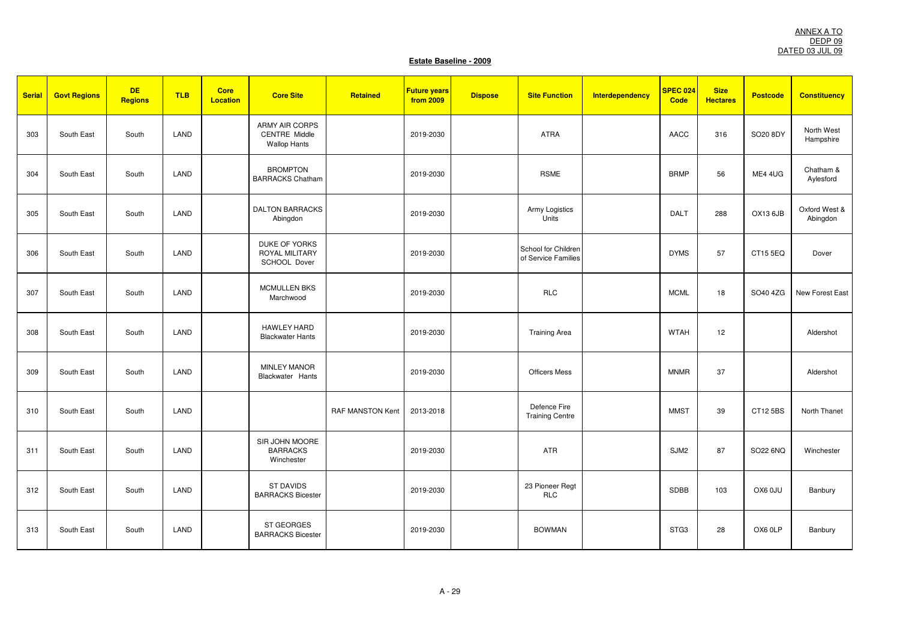ANNEX A TO
DEDP 09
DATED 03 JUL 09

**Estate Baseline - 2009**

| Serial | Govt Regions | DE Regions | TLB | Core Location | Core Site | Retained | Future years from 2009 | Dispose | Site Function | Interdependency | SPEC 024 Code | Size Hectares | Postcode | Constituency |
|---|---|---|---|---|---|---|---|---|---|---|---|---|---|---|
| 303 | South East | South | LAND | | ARMY AIR CORPS CENTRE Middle Wallop Hants | | 2019-2030 | | ATRA | | AACC | 316 | SO20 8DY | North West Hampshire |
| 304 | South East | South | LAND | | BROMPTON BARRACKS Chatham | | 2019-2030 | | RSME | | BRMP | 56 | ME4 4UG | Chatham & Aylesford |
| 305 | South East | South | LAND | | DALTON BARRACKS Abingdon | | 2019-2030 | | Army Logistics Units | | DALT | 288 | OX13 6JB | Oxford West & Abingdon |
| 306 | South East | South | LAND | | DUKE OF YORKS ROYAL MILITARY SCHOOL Dover | | 2019-2030 | | School for Children of Service Families | | DYMS | 57 | CT15 5EQ | Dover |
| 307 | South East | South | LAND | | MCMULLEN BKS Marchwood | | 2019-2030 | | RLC | | MCML | 18 | SO40 4ZG | New Forest East |
| 308 | South East | South | LAND | | HAWLEY HARD Blackwater Hants | | 2019-2030 | | Training Area | | WTAH | 12 | | Aldershot |
| 309 | South East | South | LAND | | MINLEY MANOR Blackwater Hants | | 2019-2030 | | Officers Mess | | MNMR | 37 | | Aldershot |
| 310 | South East | South | LAND | | | RAF MANSTON Kent | 2013-2018 | | Defence Fire Training Centre | | MMST | 39 | CT12 5BS | North Thanet |
| 311 | South East | South | LAND | | SIR JOHN MOORE BARRACKS Winchester | | 2019-2030 | | ATR | | SJM2 | 87 | SO22 6NQ | Winchester |
| 312 | South East | South | LAND | | ST DAVIDS BARRACKS Bicester | | 2019-2030 | | 23 Pioneer Regt RLC | | SDBB | 103 | OX6 0JU | Banbury |
| 313 | South East | South | LAND | | ST GEORGES BARRACKS Bicester | | 2019-2030 | | BOWMAN | | STG3 | 28 | OX6 0LP | Banbury |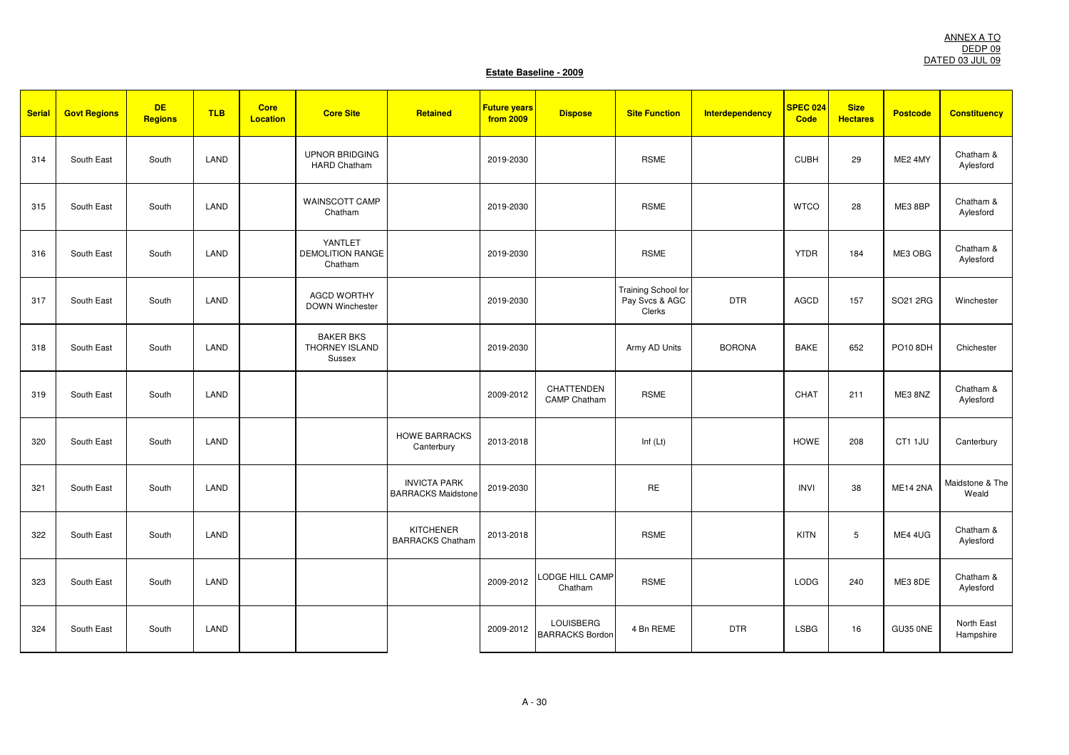ANNEX A TO
DEDP 09
DATED 03 JUL 09

**Estate Baseline - 2009**

| Serial | Govt Regions | DE Regions | TLB | Core Location | Core Site | Retained | Future years from 2009 | Dispose | Site Function | Interdependency | SPEC 024 Code | Size Hectares | Postcode | Constituency |
|---|---|---|---|---|---|---|---|---|---|---|---|---|---|---|
| 314 | South East | South | LAND | | UPNOR BRIDGING HARD Chatham | | 2019-2030 | | RSME | | CUBH | 29 | ME2 4MY | Chatham & Aylesford |
| 315 | South East | South | LAND | | WAINSCOTT CAMP Chatham | | 2019-2030 | | RSME | | WTCO | 28 | ME3 8BP | Chatham & Aylesford |
| 316 | South East | South | LAND | | YANTLET DEMOLITION RANGE Chatham | | 2019-2030 | | RSME | | YTDR | 184 | ME3 OBG | Chatham & Aylesford |
| 317 | South East | South | LAND | | AGCD WORTHY DOWN Winchester | | 2019-2030 | | Training School for Pay Svcs & AGC Clerks | DTR | AGCD | 157 | SO21 2RG | Winchester |
| 318 | South East | South | LAND | | BAKER BKS THORNEY ISLAND Sussex | | 2019-2030 | | Army AD Units | BORONA | BAKE | 652 | PO10 8DH | Chichester |
| 319 | South East | South | LAND | | | | 2009-2012 | CHATTENDEN CAMP Chatham | RSME | | CHAT | 211 | ME3 8NZ | Chatham & Aylesford |
| 320 | South East | South | LAND | | | HOWE BARRACKS Canterbury | 2013-2018 | | Inf (Lt) | | HOWE | 208 | CT1 1JU | Canterbury |
| 321 | South East | South | LAND | | | INVICTA PARK BARRACKS Maidstone | 2019-2030 | | RE | | INVI | 38 | ME14 2NA | Maidstone & The Weald |
| 322 | South East | South | LAND | | | KITCHENER BARRACKS Chatham | 2013-2018 | | RSME | | KITN | 5 | ME4 4UG | Chatham & Aylesford |
| 323 | South East | South | LAND | | | | 2009-2012 | LODGE HILL CAMP Chatham | RSME | | LODG | 240 | ME3 8DE | Chatham & Aylesford |
| 324 | South East | South | LAND | | | | 2009-2012 | LOUISBERG BARRACKS Bordon | 4 Bn REME | DTR | LSBG | 16 | GU35 0NE | North East Hampshire |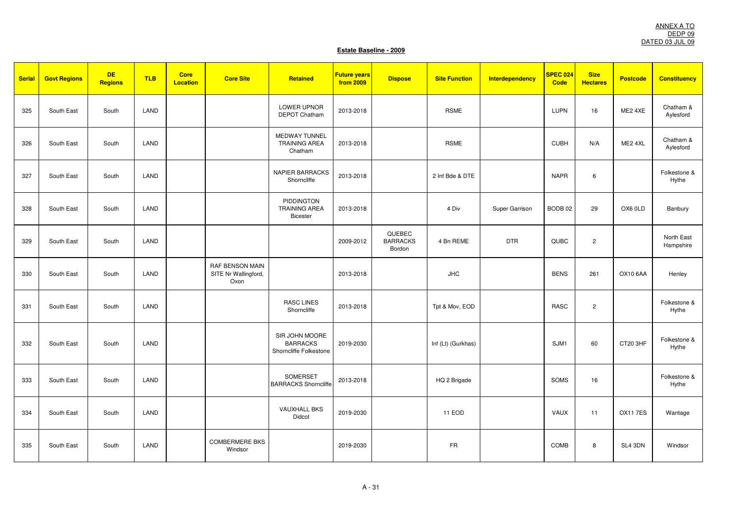ANNEX A TO
DEDP 09
DATED 03 JUL 09

**Estate Baseline - 2009**

| Serial | Govt Regions | DE Regions | TLB | Core Location | Core Site | Retained | Future years from 2009 | Dispose | Site Function | Interdependency | SPEC 024 Code | Size Hectares | Postcode | Constituency |
|---|---|---|---|---|---|---|---|---|---|---|---|---|---|---|
| 325 | South East | South | LAND | | | LOWER UPNOR DEPOT Chatham | 2013-2018 | | RSME | | LUPN | 16 | ME2 4XE | Chatham & Aylesford |
| 326 | South East | South | LAND | | | MEDWAY TUNNEL TRAINING AREA Chatham | 2013-2018 | | RSME | | CUBH | N/A | ME2 4XL | Chatham & Aylesford |
| 327 | South East | South | LAND | | | NAPIER BARRACKS Shorncliffe | 2013-2018 | | 2 Inf Bde & DTE | | NAPR | 6 | | Folkestone & Hythe |
| 328 | South East | South | LAND | | | PIDDINGTON TRAINING AREA Bicester | 2013-2018 | | 4 Div | Super Garrison | BODB 02 | 29 | OX6 0LD | Banbury |
| 329 | South East | South | LAND | | | | 2009-2012 | QUEBEC BARRACKS Bordon | 4 Bn REME | DTR | QUBC | 2 | | North East Hampshire |
| 330 | South East | South | LAND | | RAF BENSON MAIN SITE Nr Wallingford, Oxon | | 2013-2018 | | JHC | | BENS | 261 | OX10 6AA | Henley |
| 331 | South East | South | LAND | | | RASC LINES Shorncliffe | 2013-2018 | | Tpt & Mov, EOD | | RASC | 2 | | Folkestone & Hythe |
| 332 | South East | South | LAND | | | SIR JOHN MOORE BARRACKS Shorncliffe Folkestone | 2019-2030 | | Inf (Lt) (Gurkhas) | | SJM1 | 60 | CT20 3HF | Folkestone & Hythe |
| 333 | South East | South | LAND | | | SOMERSET BARRACKS Shorncliffe | 2013-2018 | | HQ 2 Brigade | | SOMS | 16 | | Folkestone & Hythe |
| 334 | South East | South | LAND | | | VAUXHALL BKS Didcot | 2019-2030 | | 11 EOD | | VAUX | 11 | OX11 7ES | Wantage |
| 335 | South East | South | LAND | | COMBERMERE BKS Windsor | | 2019-2030 | | FR | | COMB | 8 | SL4 3DN | Windsor |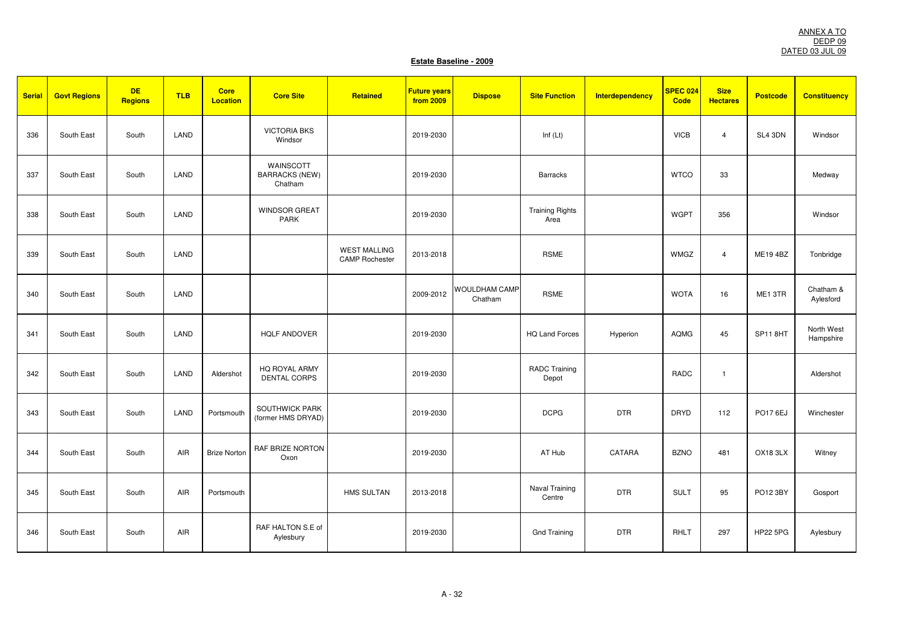ANNEX A TO
DEDP 09
DATED 03 JUL 09

**Estate Baseline - 2009**

| Serial | Govt Regions | DE Regions | TLB | Core Location | Core Site | Retained | Future years from 2009 | Dispose | Site Function | Interdependency | SPEC 024 Code | Size Hectares | Postcode | Constituency |
|---|---|---|---|---|---|---|---|---|---|---|---|---|---|---|
| 336 | South East | South | LAND | | VICTORIA BKS Windsor | | 2019-2030 | | Inf (Lt) | | VICB | 4 | SL4 3DN | Windsor |
| 337 | South East | South | LAND | | WAINSCOTT BARRACKS (NEW) Chatham | | 2019-2030 | | Barracks | | WTCO | 33 | | Medway |
| 338 | South East | South | LAND | | WINDSOR GREAT PARK | | 2019-2030 | | Training Rights Area | | WGPT | 356 | | Windsor |
| 339 | South East | South | LAND | | | WEST MALLING CAMP Rochester | 2013-2018 | | RSME | | WMGZ | 4 | ME19 4BZ | Tonbridge |
| 340 | South East | South | LAND | | | | 2009-2012 | WOULDHAM CAMP Chatham | RSME | | WOTA | 16 | ME1 3TR | Chatham & Aylesford |
| 341 | South East | South | LAND | | HQLF ANDOVER | | 2019-2030 | | HQ Land Forces | Hyperion | AQMG | 45 | SP11 8HT | North West Hampshire |
| 342 | South East | South | LAND | Aldershot | HQ ROYAL ARMY DENTAL CORPS | | 2019-2030 | | RADC Training Depot | | RADC | 1 | | Aldershot |
| 343 | South East | South | LAND | Portsmouth | SOUTHWICK PARK (former HMS DRYAD) | | 2019-2030 | | DCPG | DTR | DRYD | 112 | PO17 6EJ | Winchester |
| 344 | South East | South | AIR | Brize Norton | RAF BRIZE NORTON Oxon | | 2019-2030 | | AT Hub | CATARA | BZNO | 481 | OX18 3LX | Witney |
| 345 | South East | South | AIR | Portsmouth | | HMS SULTAN | 2013-2018 | | Naval Training Centre | DTR | SULT | 95 | PO12 3BY | Gosport |
| 346 | South East | South | AIR | | RAF HALTON S.E of Aylesbury | | 2019-2030 | | Gnd Training | DTR | RHLT | 297 | HP22 5PG | Aylesbury |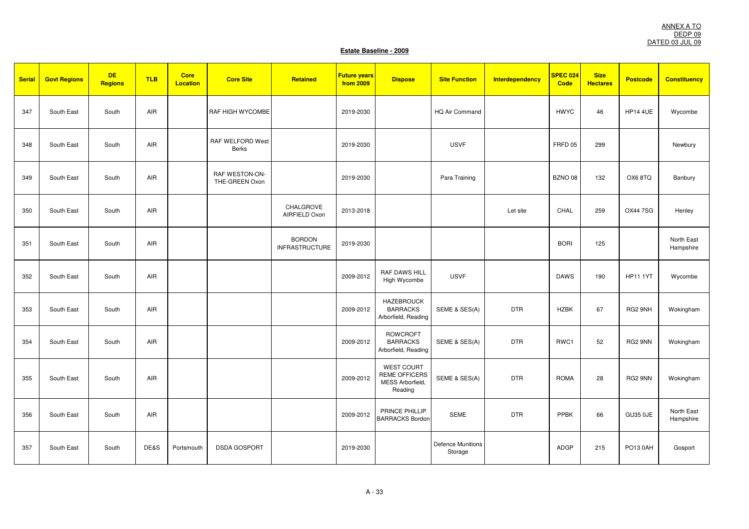ANNEX A TO
DEDP 09
DATED 03 JUL 09

**Estate Baseline - 2009**

| Serial | Govt Regions | DE Regions | TLB | Core Location | Core Site | Retained | Future years from 2009 | Dispose | Site Function | Interdependency | SPEC 024 Code | Size Hectares | Postcode | Constituency |
|---|---|---|---|---|---|---|---|---|---|---|---|---|---|---|
| 347 | South East | South | AIR | | RAF HIGH WYCOMBE | | 2019-2030 | | HQ Air Command | | HWYC | 46 | HP14 4UE | Wycombe |
| 348 | South East | South | AIR | | RAF WELFORD West Berks | | 2019-2030 | | USVF | | FRFD 05 | 299 | | Newbury |
| 349 | South East | South | AIR | | RAF WESTON-ON-THE-GREEN Oxon | | 2019-2030 | | Para Training | | BZNO 08 | 132 | OX6 8TQ | Banbury |
| 350 | South East | South | AIR | | | CHALGROVE AIRFIELD Oxon | 2013-2018 | | | Let site | CHAL | 259 | OX44 7SG | Henley |
| 351 | South East | South | AIR | | | BORDON INFRASTRUCTURE | 2019-2030 | | | | BORI | 125 | | North East Hampshire |
| 352 | South East | South | AIR | | | | 2009-2012 | RAF DAWS HILL High Wycombe | USVF | | DAWS | 190 | HP11 1YT | Wycombe |
| 353 | South East | South | AIR | | | | 2009-2012 | HAZEBROUCK BARRACKS Arborfield, Reading | SEME & SES(A) | DTR | HZBK | 67 | RG2 9NH | Wokingham |
| 354 | South East | South | AIR | | | | 2009-2012 | ROWCROFT BARRACKS Arborfield, Reading | SEME & SES(A) | DTR | RWC1 | 52 | RG2 9NN | Wokingham |
| 355 | South East | South | AIR | | | | 2009-2012 | WEST COURT REME OFFICERS MESS Arborfield, Reading | SEME & SES(A) | DTR | ROMA | 28 | RG2 9NN | Wokingham |
| 356 | South East | South | AIR | | | | 2009-2012 | PRINCE PHILLIP BARRACKS Bordon | SEME | DTR | PPBK | 66 | GU35 0JE | North East Hampshire |
| 357 | South East | South | DE&S | Portsmouth | DSDA GOSPORT | | 2019-2030 | | Defence Munitions Storage | | ADGP | 215 | PO13 0AH | Gosport |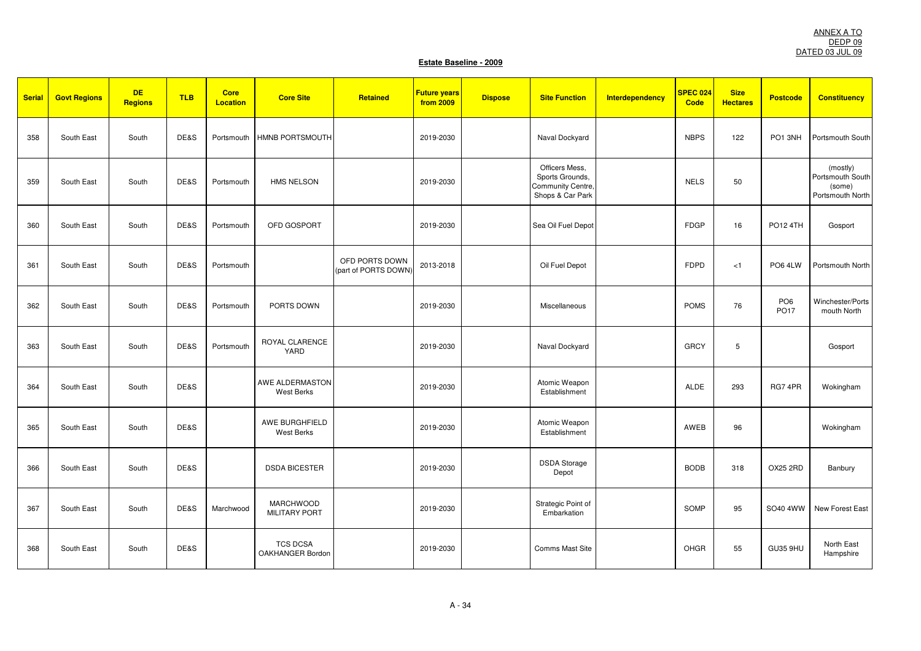ANNEX A TO
DEDP 09
DATED 03 JUL 09

**Estate Baseline - 2009**

| Serial | Govt Regions | DE Regions | TLB | Core Location | Core Site | Retained | Future years from 2009 | Dispose | Site Function | Interdependency | SPEC 024 Code | Size Hectares | Postcode | Constituency |
|---|---|---|---|---|---|---|---|---|---|---|---|---|---|---|
| 358 | South East | South | DE&S | Portsmouth | HMNB PORTSMOUTH | | 2019-2030 | | Naval Dockyard | | NBPS | 122 | PO1 3NH | Portsmouth South |
| 359 | South East | South | DE&S | Portsmouth | HMS NELSON | | 2019-2030 | | Officers Mess, Sports Grounds, Community Centre, Shops & Car Park | | NELS | 50 | | (mostly) Portsmouth South (some) Portsmouth North |
| 360 | South East | South | DE&S | Portsmouth | OFD GOSPORT | | 2019-2030 | | Sea Oil Fuel Depot | | FDGP | 16 | PO12 4TH | Gosport |
| 361 | South East | South | DE&S | Portsmouth | | OFD PORTS DOWN (part of PORTS DOWN) | 2013-2018 | | Oil Fuel Depot | | FDPD | <1 | PO6 4LW | Portsmouth North |
| 362 | South East | South | DE&S | Portsmouth | PORTS DOWN | | 2019-2030 | | Miscellaneous | | POMS | 76 | PO6 PO17 | Winchester/Portsmouth North |
| 363 | South East | South | DE&S | Portsmouth | ROYAL CLARENCE YARD | | 2019-2030 | | Naval Dockyard | | GRCY | 5 | | Gosport |
| 364 | South East | South | DE&S | | AWE ALDERMASTON West Berks | | 2019-2030 | | Atomic Weapon Establishment | | ALDE | 293 | RG7 4PR | Wokingham |
| 365 | South East | South | DE&S | | AWE BURGHFIELD West Berks | | 2019-2030 | | Atomic Weapon Establishment | | AWEB | 96 | | Wokingham |
| 366 | South East | South | DE&S | | DSDA BICESTER | | 2019-2030 | | DSDA Storage Depot | | BODB | 318 | OX25 2RD | Banbury |
| 367 | South East | South | DE&S | Marchwood | MARCHWOOD MILITARY PORT | | 2019-2030 | | Strategic Point of Embarkation | | SOMP | 95 | SO40 4WW | New Forest East |
| 368 | South East | South | DE&S | | TCS DCSA OAKHANGER Bordon | | 2019-2030 | | Comms Mast Site | | OHGR | 55 | GU35 9HU | North East Hampshire |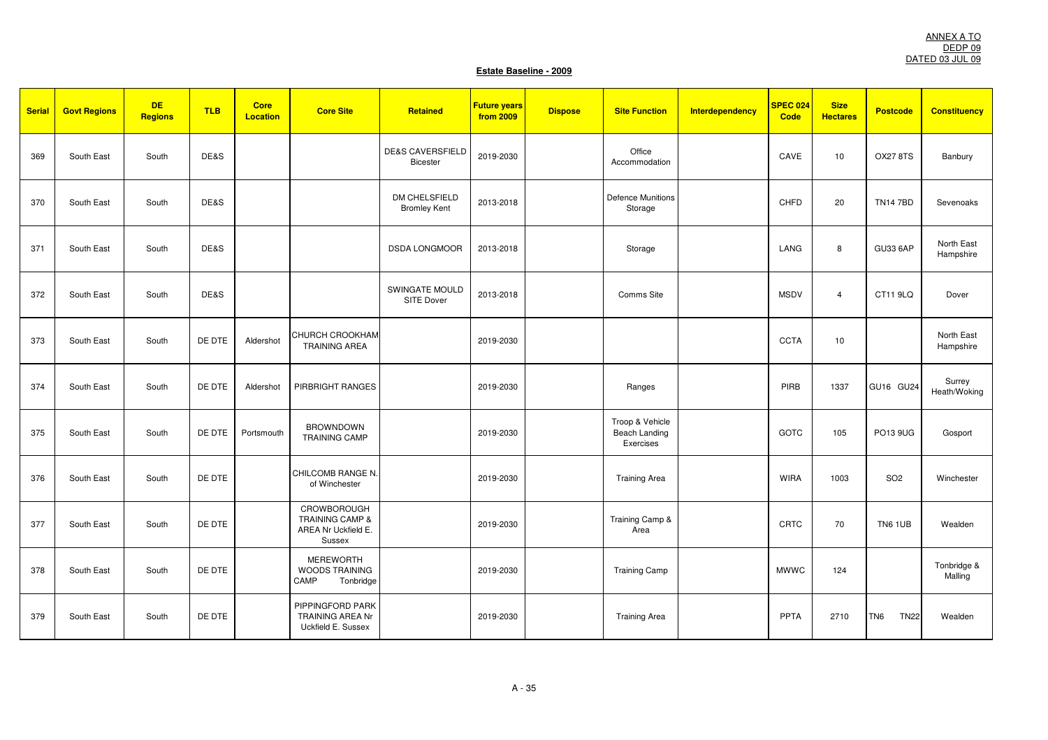ANNEX A TO
DEDP 09
DATED 03 JUL 09

**Estate Baseline - 2009**

| Serial | Govt Regions | DE Regions | TLB | Core Location | Core Site | Retained | Future years from 2009 | Dispose | Site Function | Interdependency | SPEC 024 Code | Size Hectares | Postcode | Constituency |
|---|---|---|---|---|---|---|---|---|---|---|---|---|---|---|
| 369 | South East | South | DE&S | | | DE&S CAVERSFIELD Bicester | 2019-2030 | | Office Accommodation | | CAVE | 10 | OX27 8TS | Banbury |
| 370 | South East | South | DE&S | | | DM CHELSFIELD Bromley Kent | 2013-2018 | | Defence Munitions Storage | | CHFD | 20 | TN14 7BD | Sevenoaks |
| 371 | South East | South | DE&S | | | DSDA LONGMOOR | 2013-2018 | | Storage | | LANG | 8 | GU33 6AP | North East Hampshire |
| 372 | South East | South | DE&S | | | SWINGATE MOULD SITE Dover | 2013-2018 | | Comms Site | | MSDV | 4 | CT11 9LQ | Dover |
| 373 | South East | South | DE DTE | Aldershot | CHURCH CROOKHAM TRAINING AREA | | 2019-2030 | | | | CCTA | 10 | | North East Hampshire |
| 374 | South East | South | DE DTE | Aldershot | PIRBRIGHT RANGES | | 2019-2030 | | Ranges | | PIRB | 1337 | GU16 GU24 | Surrey Heath/Woking |
| 375 | South East | South | DE DTE | Portsmouth | BROWNDOWN TRAINING CAMP | | 2019-2030 | | Troop & Vehicle Beach Landing Exercises | | GOTC | 105 | PO13 9UG | Gosport |
| 376 | South East | South | DE DTE | | CHILCOMB RANGE N. of Winchester | | 2019-2030 | | Training Area | | WIRA | 1003 | SO2 | Winchester |
| 377 | South East | South | DE DTE | | CROWBOROUGH TRAINING CAMP & AREA Nr Uckfield E. Sussex | | 2019-2030 | | Training Camp & Area | | CRTC | 70 | TN6 1UB | Wealden |
| 378 | South East | South | DE DTE | | MEREWORTH WOODS TRAINING CAMP Tonbridge | | 2019-2030 | | Training Camp | | MWWC | 124 | | Tonbridge & Malling |
| 379 | South East | South | DE DTE | | PIPPINGFORD PARK TRAINING AREA Nr Uckfield E. Sussex | | 2019-2030 | | Training Area | | PPTA | 2710 | TN6 TN22 | Wealden |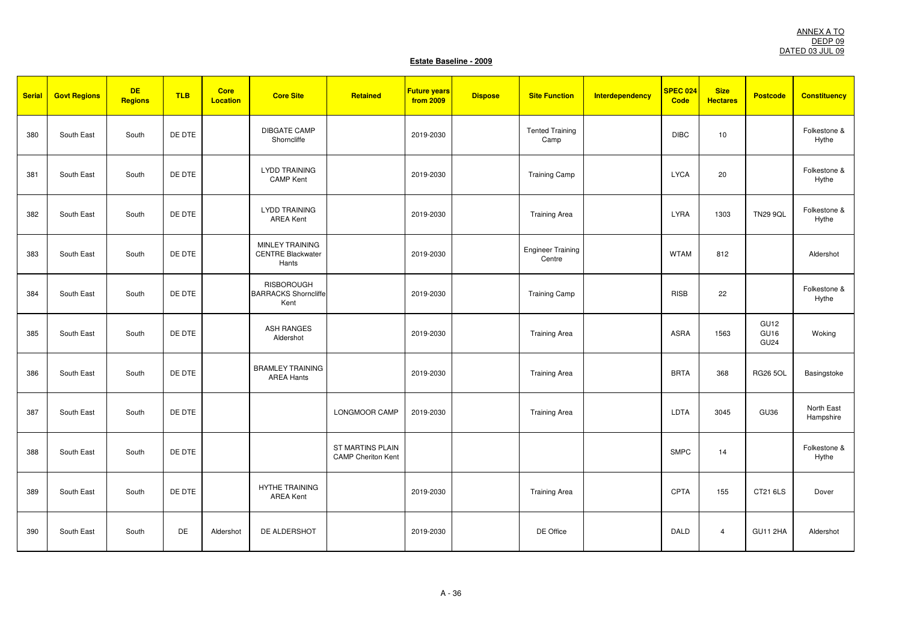ANNEX A TO
DEDP 09
DATED 03 JUL 09

**Estate Baseline - 2009**

| Serial | Govt Regions | DE Regions | TLB | Core Location | Core Site | Retained | Future years from 2009 | Dispose | Site Function | Interdependency | SPEC 024 Code | Size Hectares | Postcode | Constituency |
|---|---|---|---|---|---|---|---|---|---|---|---|---|---|---|
| 380 | South East | South | DE DTE | | DIBGATE CAMP Shorncliffe | | 2019-2030 | | Tented Training Camp | | DIBC | 10 | | Folkestone & Hythe |
| 381 | South East | South | DE DTE | | LYDD TRAINING CAMP Kent | | 2019-2030 | | Training Camp | | LYCA | 20 | | Folkestone & Hythe |
| 382 | South East | South | DE DTE | | LYDD TRAINING AREA Kent | | 2019-2030 | | Training Area | | LYRA | 1303 | TN29 9QL | Folkestone & Hythe |
| 383 | South East | South | DE DTE | | MINLEY TRAINING CENTRE Blackwater Hants | | 2019-2030 | | Engineer Training Centre | | WTAM | 812 | | Aldershot |
| 384 | South East | South | DE DTE | | RISBOROUGH BARRACKS Shorncliffe Kent | | 2019-2030 | | Training Camp | | RISB | 22 | | Folkestone & Hythe |
| 385 | South East | South | DE DTE | | ASH RANGES Aldershot | | 2019-2030 | | Training Area | | ASRA | 1563 | GU12 GU16 GU24 | Woking |
| 386 | South East | South | DE DTE | | BRAMLEY TRAINING AREA Hants | | 2019-2030 | | Training Area | | BRTA | 368 | RG26 5OL | Basingstoke |
| 387 | South East | South | DE DTE | | | LONGMOOR CAMP | 2019-2030 | | Training Area | | LDTA | 3045 | GU36 | North East Hampshire |
| 388 | South East | South | DE DTE | | | ST MARTINS PLAIN CAMP Cheriton Kent | | | | | SMPC | 14 | | Folkestone & Hythe |
| 389 | South East | South | DE DTE | | HYTHE TRAINING AREA Kent | | 2019-2030 | | Training Area | | CPTA | 155 | CT21 6LS | Dover |
| 390 | South East | South | DE | Aldershot | DE ALDERSHOT | | 2019-2030 | | DE Office | | DALD | 4 | GU11 2HA | Aldershot |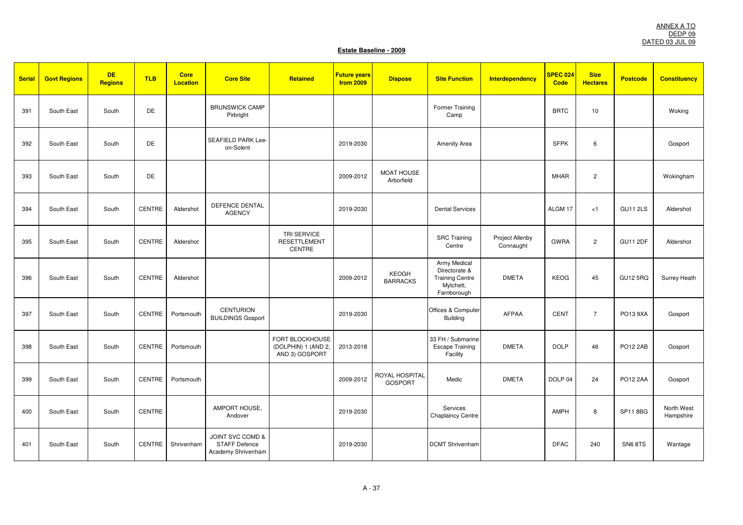ANNEX A TO
DEDP 09
DATED 03 JUL 09

**Estate Baseline - 2009**

| Serial | Govt Regions | DE Regions | TLB | Core Location | Core Site | Retained | Future years from 2009 | Dispose | Site Function | Interdependency | SPEC 024 Code | Size Hectares | Postcode | Constituency |
|---|---|---|---|---|---|---|---|---|---|---|---|---|---|---|
| 391 | South East | South | DE | | BRUNSWICK CAMP Pirbright | | | | Former Training Camp | | BRTC | 10 | | Woking |
| 392 | South East | South | DE | | SEAFIELD PARK Lee-on-Solent | | 2019-2030 | | Amenity Area | | SFPK | 6 | | Gosport |
| 393 | South East | South | DE | | | | 2009-2012 | MOAT HOUSE Arborfield | | | MHAR | 2 | | Wokingham |
| 394 | South East | South | CENTRE | Aldershot | DEFENCE DENTAL AGENCY | | 2019-2030 | | Dental Services | | ALGM 17 | <1 | GU11 2LS | Aldershot |
| 395 | South East | South | CENTRE | Aldershot | | TRI SERVICE RESETTLEMENT CENTRE | | | SRC Training Centre | Project Allenby Connaught | GWRA | 2 | GU11 2DF | Aldershot |
| 396 | South East | South | CENTRE | Aldershot | | | 2009-2012 | KEOGH BARRACKS | Army Medical Directorate & Training Centre Mytchett, Farnborough | DMETA | KEOG | 45 | GU12 5RQ | Surrey Heath |
| 397 | South East | South | CENTRE | Portsmouth | CENTURION BUILDINGS Gosport | | 2019-2030 | | Offices & Computer Building | AFPAA | CENT | 7 | PO13 9XA | Gosport |
| 398 | South East | South | CENTRE | Portsmouth | | FORT BLOCKHOUSE (DOLPHIN) 1 (AND 2, AND 3) GOSPORT | 2013-2018 | | 33 FH / Submarine Escape Training Facility | DMETA | DOLP | 46 | PO12 2AB | Gosport |
| 399 | South East | South | CENTRE | Portsmouth | | | 2009-2012 | ROYAL HOSPITAL GOSPORT | Medic | DMETA | DOLP 04 | 24 | PO12 2AA | Gosport |
| 400 | South East | South | CENTRE | | AMPORT HOUSE, Andover | | 2019-2030 | | Services Chaplaincy Centre | | AMPH | 8 | SP11 8BG | North West Hampshire |
| 401 | South East | South | CENTRE | Shrivenham | JOINT SVC COMD & STAFF Defence Academy Shrivenham | | 2019-2030 | | DCMT Shrivenham | | DFAC | 240 | SN6 8TS | Wantage |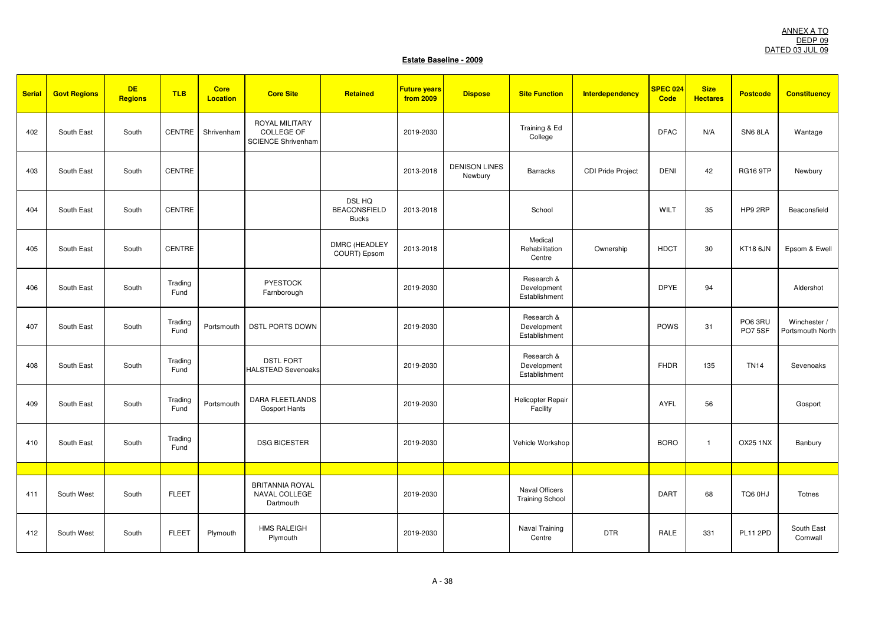ANNEX A TO
DEDP 09
DATED 03 JUL 09

**Estate Baseline - 2009**

| Serial | Govt Regions | DE Regions | TLB | Core Location | Core Site | Retained | Future years from 2009 | Dispose | Site Function | Interdependency | SPEC 024 Code | Size Hectares | Postcode | Constituency |
|---|---|---|---|---|---|---|---|---|---|---|---|---|---|---|
| 402 | South East | South | CENTRE | Shrivenham | ROYAL MILITARY COLLEGE OF SCIENCE Shrivenham | | 2019-2030 | | Training & Ed College | | DFAC | N/A | SN6 8LA | Wantage |
| 403 | South East | South | CENTRE | | | | 2013-2018 | DENISON LINES Newbury | Barracks | CDI Pride Project | DENI | 42 | RG16 9TP | Newbury |
| 404 | South East | South | CENTRE | | | DSL HQ BEACONSFIELD Bucks | 2013-2018 | | School | | WILT | 35 | HP9 2RP | Beaconsfield |
| 405 | South East | South | CENTRE | | | DMRC (HEADLEY COURT) Epsom | 2013-2018 | | Medical Rehabilitation Centre | Ownership | HDCT | 30 | KT18 6JN | Epsom & Ewell |
| 406 | South East | South | Trading Fund | | PYESTOCK Farnborough | | 2019-2030 | | Research & Development Establishment | | DPYE | 94 | | Aldershot |
| 407 | South East | South | Trading Fund | Portsmouth | DSTL PORTS DOWN | | 2019-2030 | | Research & Development Establishment | | POWS | 31 | PO6 3RU PO7 5SF | Winchester / Portsmouth North |
| 408 | South East | South | Trading Fund | | DSTL FORT HALSTEAD Sevenoaks | | 2019-2030 | | Research & Development Establishment | | FHDR | 135 | TN14 | Sevenoaks |
| 409 | South East | South | Trading Fund | Portsmouth | DARA FLEETLANDS Gosport Hants | | 2019-2030 | | Helicopter Repair Facility | | AYFL | 56 | | Gosport |
| 410 | South East | South | Trading Fund | | DSG BICESTER | | 2019-2030 | | Vehicle Workshop | | BORO | 1 | OX25 1NX | Banbury |
| | | | | | | | | | | | | | | |
| 411 | South West | South | FLEET | | BRITANNIA ROYAL NAVAL COLLEGE Dartmouth | | 2019-2030 | | Naval Officers Training School | | DART | 68 | TQ6 0HJ | Totnes |
| 412 | South West | South | FLEET | Plymouth | HMS RALEIGH Plymouth | | 2019-2030 | | Naval Training Centre | DTR | RALE | 331 | PL11 2PD | South East Cornwall |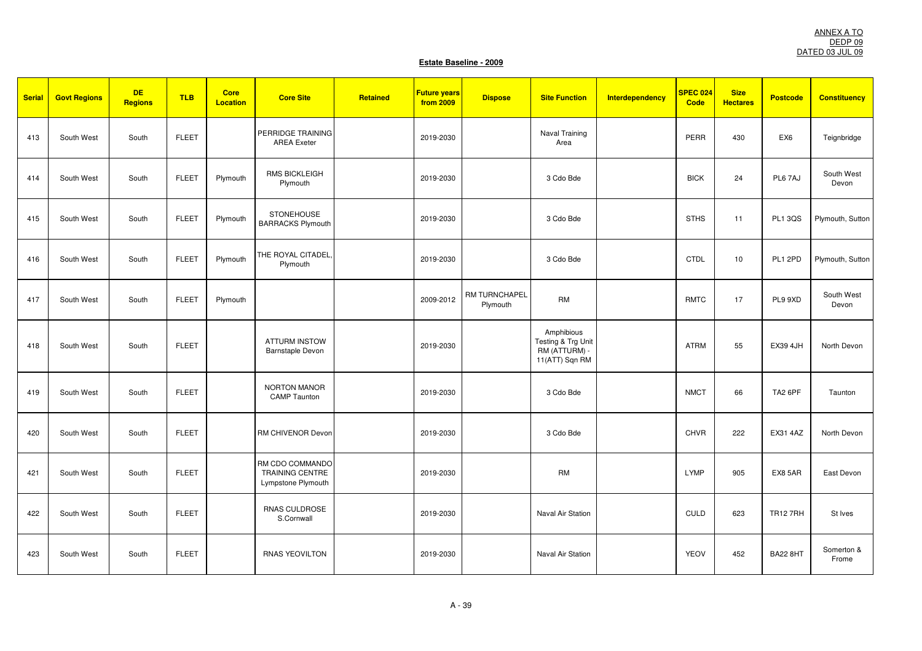ANNEX A TO
DEDP 09
DATED 03 JUL 09

**Estate Baseline - 2009**

| Serial | Govt Regions | DE Regions | TLB | Core Location | Core Site | Retained | Future years from 2009 | Dispose | Site Function | Interdependency | SPEC 024 Code | Size Hectares | Postcode | Constituency |
|---|---|---|---|---|---|---|---|---|---|---|---|---|---|---|
| 413 | South West | South | FLEET | | PERRIDGE TRAINING AREA Exeter | | 2019-2030 | | Naval Training Area | | PERR | 430 | EX6 | Teignbridge |
| 414 | South West | South | FLEET | Plymouth | RMS BICKLEIGH Plymouth | | 2019-2030 | | 3 Cdo Bde | | BICK | 24 | PL6 7AJ | South West Devon |
| 415 | South West | South | FLEET | Plymouth | STONEHOUSE BARRACKS Plymouth | | 2019-2030 | | 3 Cdo Bde | | STHS | 11 | PL1 3QS | Plymouth, Sutton |
| 416 | South West | South | FLEET | Plymouth | THE ROYAL CITADEL, Plymouth | | 2019-2030 | | 3 Cdo Bde | | CTDL | 10 | PL1 2PD | Plymouth, Sutton |
| 417 | South West | South | FLEET | Plymouth | | | 2009-2012 | RM TURNCHAPEL Plymouth | RM | | RMTC | 17 | PL9 9XD | South West Devon |
| 418 | South West | South | FLEET | | ATTURM INSTOW Barnstaple Devon | | 2019-2030 | | Amphibious Testing & Trg Unit RM (ATTURM) - 11(ATT) Sqn RM | | ATRM | 55 | EX39 4JH | North Devon |
| 419 | South West | South | FLEET | | NORTON MANOR CAMP Taunton | | 2019-2030 | | 3 Cdo Bde | | NMCT | 66 | TA2 6PF | Taunton |
| 420 | South West | South | FLEET | | RM CHIVENOR Devon | | 2019-2030 | | 3 Cdo Bde | | CHVR | 222 | EX31 4AZ | North Devon |
| 421 | South West | South | FLEET | | RM CDO COMMANDO TRAINING CENTRE Lympstone Plymouth | | 2019-2030 | | RM | | LYMP | 905 | EX8 5AR | East Devon |
| 422 | South West | South | FLEET | | RNAS CULDROSE S.Cornwall | | 2019-2030 | | Naval Air Station | | CULD | 623 | TR12 7RH | St Ives |
| 423 | South West | South | FLEET | | RNAS YEOVILTON | | 2019-2030 | | Naval Air Station | | YEOV | 452 | BA22 8HT | Somerton & Frome |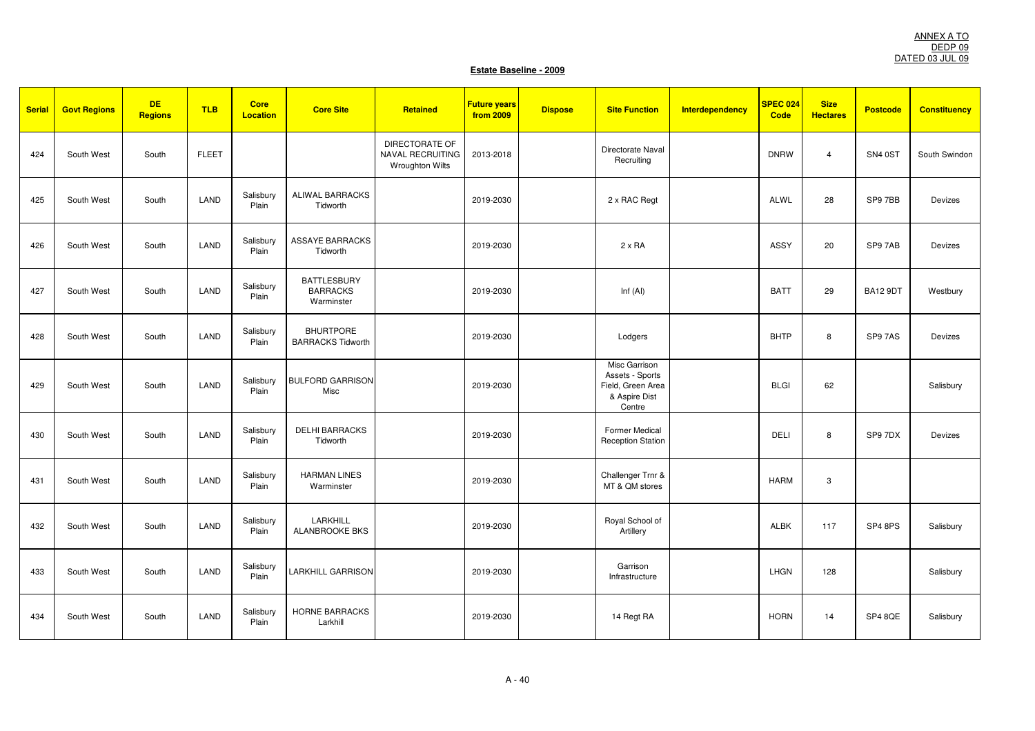ANNEX A TO
DEDP 09
DATED 03 JUL 09

**Estate Baseline - 2009**

| Serial | Govt Regions | DE Regions | TLB | Core Location | Core Site | Retained | Future years from 2009 | Dispose | Site Function | Interdependency | SPEC 024 Code | Size Hectares | Postcode | Constituency |
|---|---|---|---|---|---|---|---|---|---|---|---|---|---|---|
| 424 | South West | South | FLEET | | | DIRECTORATE OF NAVAL RECRUITING Wroughton Wilts | 2013-2018 | | Directorate Naval Recruiting | | DNRW | 4 | SN4 0ST | South Swindon |
| 425 | South West | South | LAND | Salisbury Plain | ALIWAL BARRACKS Tidworth | | 2019-2030 | | 2 x RAC Regt | | ALWL | 28 | SP9 7BB | Devizes |
| 426 | South West | South | LAND | Salisbury Plain | ASSAYE BARRACKS Tidworth | | 2019-2030 | | 2 x RA | | ASSY | 20 | SP9 7AB | Devizes |
| 427 | South West | South | LAND | Salisbury Plain | BATTLESBURY BARRACKS Warminster | | 2019-2030 | | Inf (AI) | | BATT | 29 | BA12 9DT | Westbury |
| 428 | South West | South | LAND | Salisbury Plain | BHURTPORE BARRACKS Tidworth | | 2019-2030 | | Lodgers | | BHTP | 8 | SP9 7AS | Devizes |
| 429 | South West | South | LAND | Salisbury Plain | BULFORD GARRISON Misc | | 2019-2030 | | Misc Garrison Assets - Sports Field, Green Area & Aspire Dist Centre | | BLGI | 62 | | Salisbury |
| 430 | South West | South | LAND | Salisbury Plain | DELHI BARRACKS Tidworth | | 2019-2030 | | Former Medical Reception Station | | DELI | 8 | SP9 7DX | Devizes |
| 431 | South West | South | LAND | Salisbury Plain | HARMAN LINES Warminster | | 2019-2030 | | Challenger Trnr & MT & QM stores | | HARM | 3 | | |
| 432 | South West | South | LAND | Salisbury Plain | LARKHILL ALANBROOKE BKS | | 2019-2030 | | Royal School of Artillery | | ALBK | 117 | SP4 8PS | Salisbury |
| 433 | South West | South | LAND | Salisbury Plain | LARKHILL GARRISON | | 2019-2030 | | Garrison Infrastructure | | LHGN | 128 | | Salisbury |
| 434 | South West | South | LAND | Salisbury Plain | HORNE BARRACKS Larkhill | | 2019-2030 | | 14 Regt RA | | HORN | 14 | SP4 8QE | Salisbury |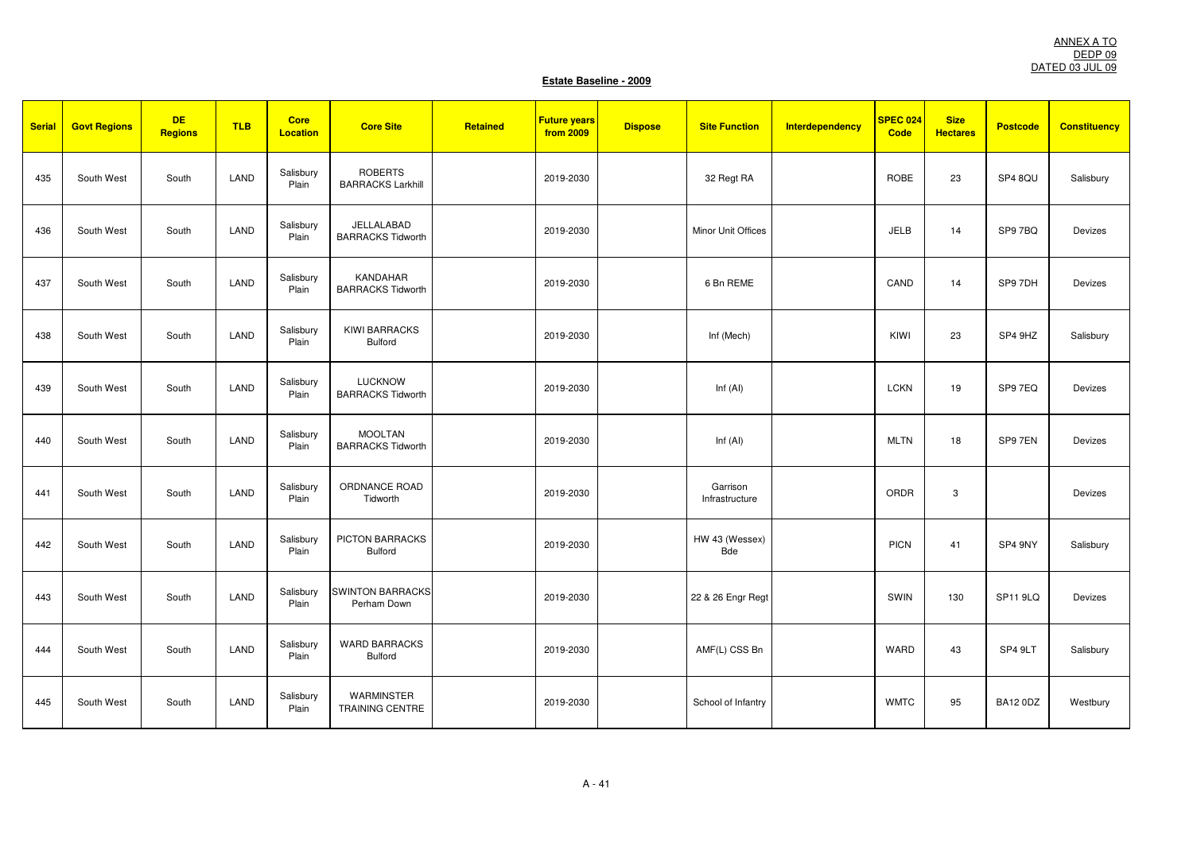ANNEX A TO
DEDP 09
DATED 03 JUL 09

**Estate Baseline - 2009**

| Serial | Govt Regions | DE Regions | TLB | Core Location | Core Site | Retained | Future years from 2009 | Dispose | Site Function | Interdependency | SPEC 024 Code | Size Hectares | Postcode | Constituency |
|---|---|---|---|---|---|---|---|---|---|---|---|---|---|---|
| 435 | South West | South | LAND | Salisbury Plain | ROBERTS BARRACKS Larkhill | | 2019-2030 | | 32 Regt RA | | ROBE | 23 | SP4 8QU | Salisbury |
| 436 | South West | South | LAND | Salisbury Plain | JELLALABAD BARRACKS Tidworth | | 2019-2030 | | Minor Unit Offices | | JELB | 14 | SP9 7BQ | Devizes |
| 437 | South West | South | LAND | Salisbury Plain | KANDAHAR BARRACKS Tidworth | | 2019-2030 | | 6 Bn REME | | CAND | 14 | SP9 7DH | Devizes |
| 438 | South West | South | LAND | Salisbury Plain | KIWI BARRACKS Bulford | | 2019-2030 | | Inf (Mech) | | KIWI | 23 | SP4 9HZ | Salisbury |
| 439 | South West | South | LAND | Salisbury Plain | LUCKNOW BARRACKS Tidworth | | 2019-2030 | | Inf (AI) | | LCKN | 19 | SP9 7EQ | Devizes |
| 440 | South West | South | LAND | Salisbury Plain | MOOLTAN BARRACKS Tidworth | | 2019-2030 | | Inf (AI) | | MLTN | 18 | SP9 7EN | Devizes |
| 441 | South West | South | LAND | Salisbury Plain | ORDNANCE ROAD Tidworth | | 2019-2030 | | Garrison Infrastructure | | ORDR | 3 | | Devizes |
| 442 | South West | South | LAND | Salisbury Plain | PICTON BARRACKS Bulford | | 2019-2030 | | HW 43 (Wessex) Bde | | PICN | 41 | SP4 9NY | Salisbury |
| 443 | South West | South | LAND | Salisbury Plain | SWINTON BARRACKS Perham Down | | 2019-2030 | | 22 & 26 Engr Regt | | SWIN | 130 | SP11 9LQ | Devizes |
| 444 | South West | South | LAND | Salisbury Plain | WARD BARRACKS Bulford | | 2019-2030 | | AMF(L) CSS Bn | | WARD | 43 | SP4 9LT | Salisbury |
| 445 | South West | South | LAND | Salisbury Plain | WARMINSTER TRAINING CENTRE | | 2019-2030 | | School of Infantry | | WMTC | 95 | BA12 0DZ | Westbury |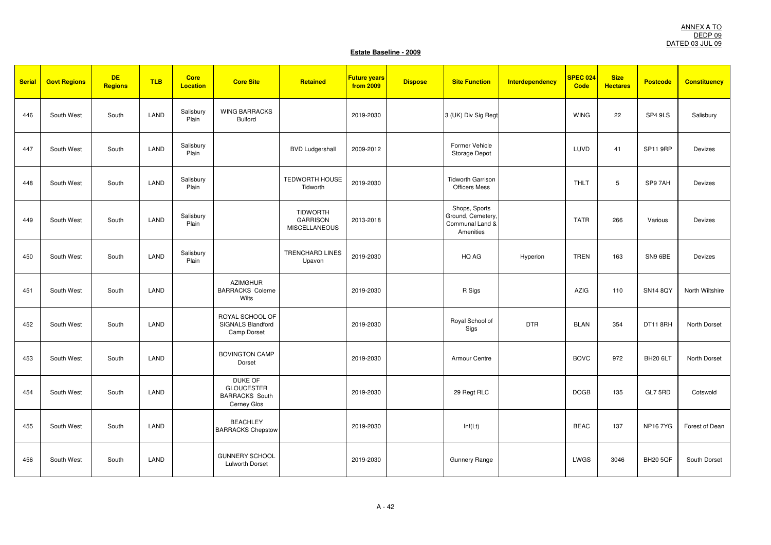ANNEX A TO
DEDP 09
DATED 03 JUL 09

**Estate Baseline - 2009**

| Serial | Govt Regions | DE Regions | TLB | Core Location | Core Site | Retained | Future years from 2009 | Dispose | Site Function | Interdependency | SPEC 024 Code | Size Hectares | Postcode | Constituency |
|---|---|---|---|---|---|---|---|---|---|---|---|---|---|---|
| 446 | South West | South | LAND | Salisbury Plain | WING BARRACKS Bulford | | 2019-2030 | | 3 (UK) Div Sig Regt | | WING | 22 | SP4 9LS | Salisbury |
| 447 | South West | South | LAND | Salisbury Plain | | BVD Ludgershall | 2009-2012 | | Former Vehicle Storage Depot | | LUVD | 41 | SP11 9RP | Devizes |
| 448 | South West | South | LAND | Salisbury Plain | | TEDWORTH HOUSE Tidworth | 2019-2030 | | Tidworth Garrison Officers Mess | | THLT | 5 | SP9 7AH | Devizes |
| 449 | South West | South | LAND | Salisbury Plain | | TIDWORTH GARRISON MISCELLANEOUS | 2013-2018 | | Shops, Sports Ground, Cemetery, Communal Land & Amenities | | TATR | 266 | Various | Devizes |
| 450 | South West | South | LAND | Salisbury Plain | | TRENCHARD LINES Upavon | 2019-2030 | | HQ AG | Hyperion | TREN | 163 | SN9 6BE | Devizes |
| 451 | South West | South | LAND | | AZIMGHUR BARRACKS Colerne Wilts | | 2019-2030 | | R Sigs | | AZIG | 110 | SN14 8QY | North Wiltshire |
| 452 | South West | South | LAND | | ROYAL SCHOOL OF SIGNALS Blandford Camp Dorset | | 2019-2030 | | Royal School of Sigs | DTR | BLAN | 354 | DT11 8RH | North Dorset |
| 453 | South West | South | LAND | | BOVINGTON CAMP Dorset | | 2019-2030 | | Armour Centre | | BOVC | 972 | BH20 6LT | North Dorset |
| 454 | South West | South | LAND | | DUKE OF GLOUCESTER BARRACKS South Cerney Glos | | 2019-2030 | | 29 Regt RLC | | DOGB | 135 | GL7 5RD | Cotswold |
| 455 | South West | South | LAND | | BEACHLEY BARRACKS Chepstow | | 2019-2030 | | Inf(Lt) | | BEAC | 137 | NP16 7YG | Forest of Dean |
| 456 | South West | South | LAND | | GUNNERY SCHOOL Lulworth Dorset | | 2019-2030 | | Gunnery Range | | LWGS | 3046 | BH20 5QF | South Dorset |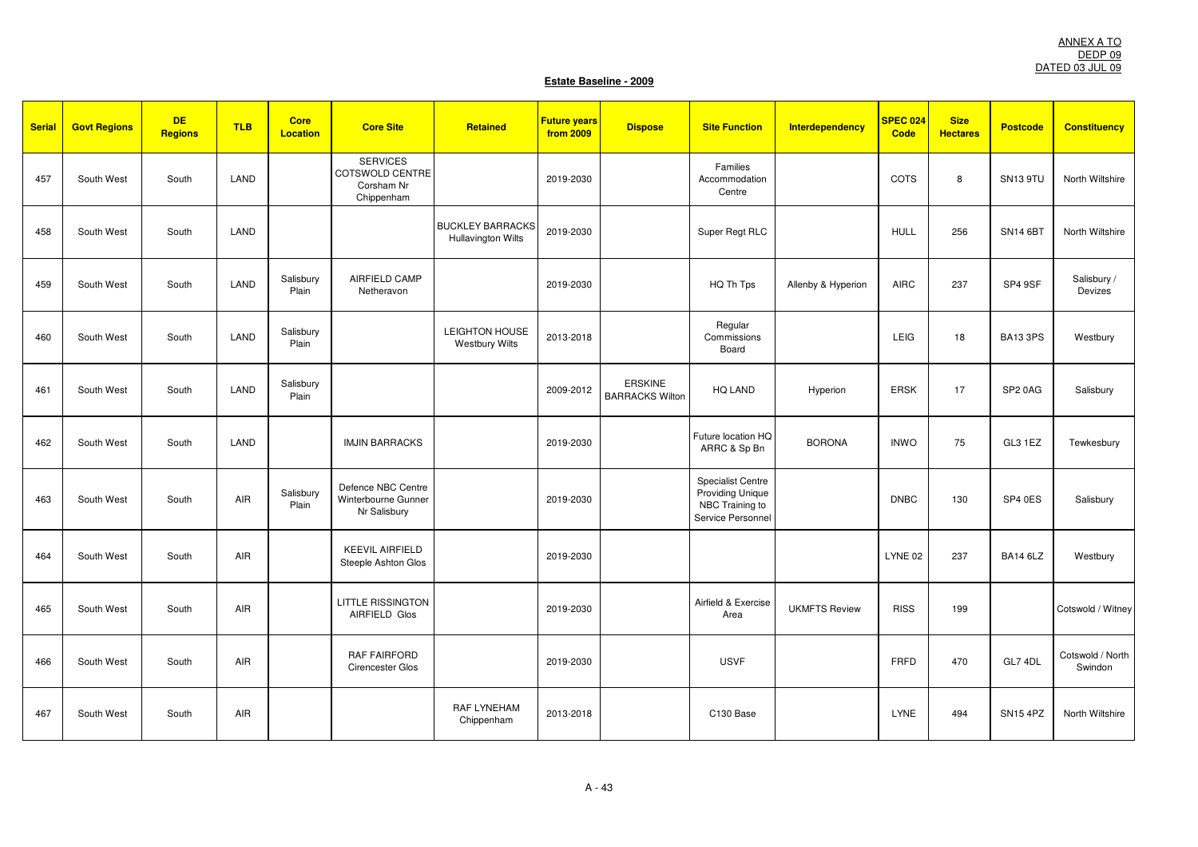ANNEX A TO
DEDP 09
DATED 03 JUL 09

## Estate Baseline - 2009

| Serial | Govt Regions | DE Regions | TLB | Core Location | Core Site | Retained | Future years from 2009 | Dispose | Site Function | Interdependency | SPEC 024 Code | Size Hectares | Postcode | Constituency |
|---|---|---|---|---|---|---|---|---|---|---|---|---|---|---|
| 457 | South West | South | LAND | | SERVICES COTSWOLD CENTRE Corsham Nr Chippenham | | 2019-2030 | | Families Accommodation Centre | | COTS | 8 | SN13 9TU | North Wiltshire |
| 458 | South West | South | LAND | | | BUCKLEY BARRACKS Hullavington Wilts | 2019-2030 | | Super Regt RLC | | HULL | 256 | SN14 6BT | North Wiltshire |
| 459 | South West | South | LAND | Salisbury Plain | AIRFIELD CAMP Netheravon | | 2019-2030 | | HQ Th Tps | Allenby & Hyperion | AIRC | 237 | SP4 9SF | Salisbury / Devizes |
| 460 | South West | South | LAND | Salisbury Plain | | LEIGHTON HOUSE Westbury Wilts | 2013-2018 | | Regular Commissions Board | | LEIG | 18 | BA13 3PS | Westbury |
| 461 | South West | South | LAND | Salisbury Plain | | | 2009-2012 | ERSKINE BARRACKS Wilton | HQ LAND | Hyperion | ERSK | 17 | SP2 0AG | Salisbury |
| 462 | South West | South | LAND | | IMJIN BARRACKS | | 2019-2030 | | Future location HQ ARRC & Sp Bn | BORONA | INWO | 75 | GL3 1EZ | Tewkesbury |
| 463 | South West | South | AIR | Salisbury Plain | Defence NBC Centre Winterbourne Gunner Nr Salisbury | | 2019-2030 | | Specialist Centre Providing Unique NBC Training to Service Personnel | | DNBC | 130 | SP4 0ES | Salisbury |
| 464 | South West | South | AIR | | KEEVIL AIRFIELD Steeple Ashton Glos | | 2019-2030 | | | | LYNE 02 | 237 | BA14 6LZ | Westbury |
| 465 | South West | South | AIR | | LITTLE RISSINGTON AIRFIELD Glos | | 2019-2030 | | Airfield & Exercise Area | UKMFTS Review | RISS | 199 | | Cotswold / Witney |
| 466 | South West | South | AIR | | RAF FAIRFORD Cirencester Glos | | 2019-2030 | | USVF | | FRFD | 470 | GL7 4DL | Cotswold / North Swindon |
| 467 | South West | South | AIR | | | RAF LYNEHAM Chippenham | 2013-2018 | | C130 Base | | LYNE | 494 | SN15 4PZ | North Wiltshire |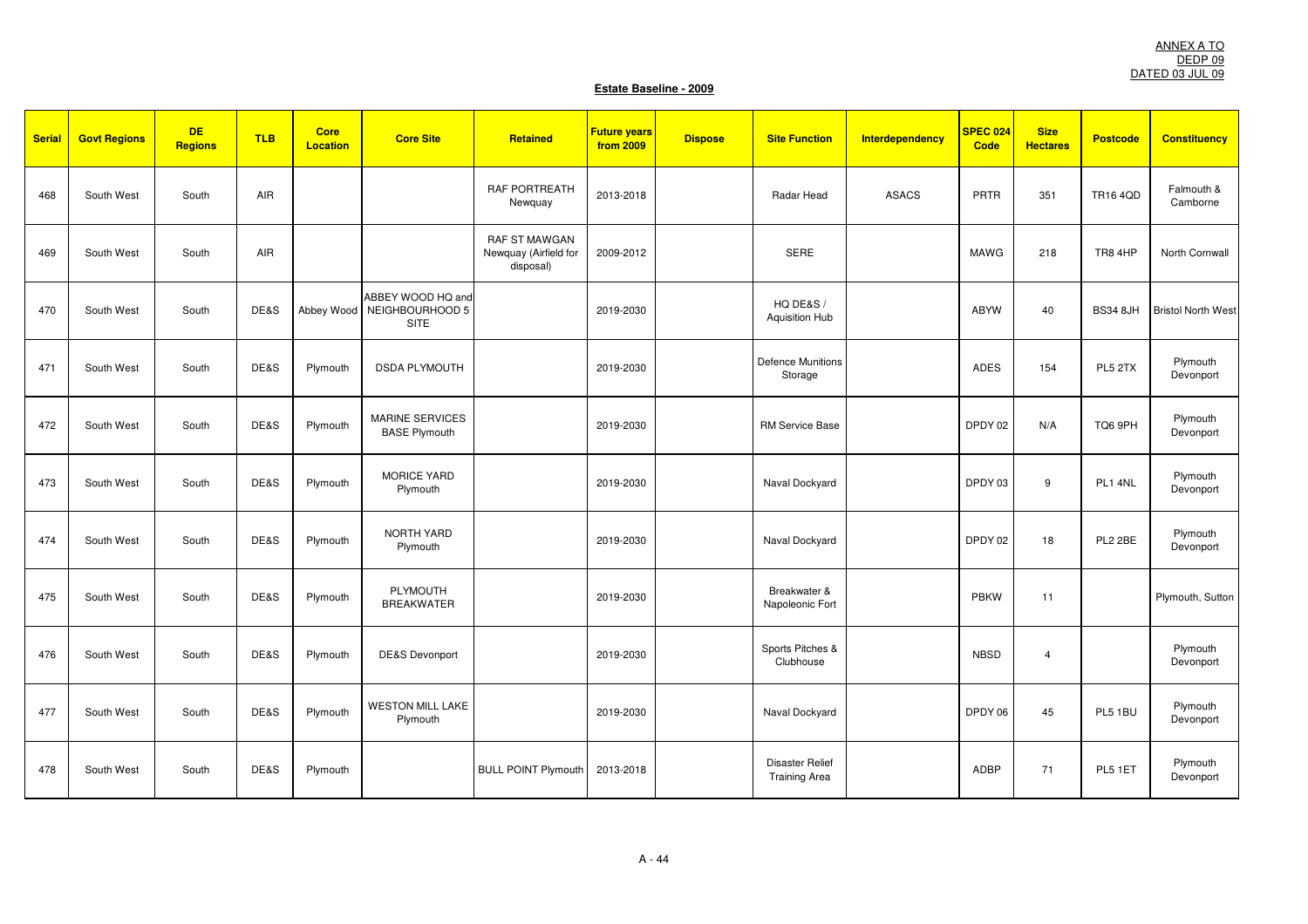ANNEX A TO
DEDP 09
DATED 03 JUL 09

**Estate Baseline - 2009**

| Serial | Govt Regions | DE Regions | TLB | Core Location | Core Site | Retained | Future years from 2009 | Dispose | Site Function | Interdependency | SPEC 024 Code | Size Hectares | Postcode | Constituency |
|---|---|---|---|---|---|---|---|---|---|---|---|---|---|---|
| 468 | South West | South | AIR | | | RAF PORTREATH Newquay | 2013-2018 | | Radar Head | ASACS | PRTR | 351 | TR16 4QD | Falmouth & Camborne |
| 469 | South West | South | AIR | | | RAF ST MAWGAN Newquay (Airfield for disposal) | 2009-2012 | | SERE | | MAWG | 218 | TR8 4HP | North Cornwall |
| 470 | South West | South | DE&S | Abbey Wood | ABBEY WOOD HQ and NEIGHBOURHOOD 5 SITE | | 2019-2030 | | HQ DE&S / Aquisition Hub | | ABYW | 40 | BS34 8JH | Bristol North West |
| 471 | South West | South | DE&S | Plymouth | DSDA PLYMOUTH | | 2019-2030 | | Defence Munitions Storage | | ADES | 154 | PL5 2TX | Plymouth Devonport |
| 472 | South West | South | DE&S | Plymouth | MARINE SERVICES BASE Plymouth | | 2019-2030 | | RM Service Base | | DPDY 02 | N/A | TQ6 9PH | Plymouth Devonport |
| 473 | South West | South | DE&S | Plymouth | MORICE YARD Plymouth | | 2019-2030 | | Naval Dockyard | | DPDY 03 | 9 | PL1 4NL | Plymouth Devonport |
| 474 | South West | South | DE&S | Plymouth | NORTH YARD Plymouth | | 2019-2030 | | Naval Dockyard | | DPDY 02 | 18 | PL2 2BE | Plymouth Devonport |
| 475 | South West | South | DE&S | Plymouth | PLYMOUTH BREAKWATER | | 2019-2030 | | Breakwater & Napoleonic Fort | | PBKW | 11 | | Plymouth, Sutton |
| 476 | South West | South | DE&S | Plymouth | DE&S Devonport | | 2019-2030 | | Sports Pitches & Clubhouse | | NBSD | 4 | | Plymouth Devonport |
| 477 | South West | South | DE&S | Plymouth | WESTON MILL LAKE Plymouth | | 2019-2030 | | Naval Dockyard | | DPDY 06 | 45 | PL5 1BU | Plymouth Devonport |
| 478 | South West | South | DE&S | Plymouth | | BULL POINT Plymouth | 2013-2018 | | Disaster Relief Training Area | | ADBP | 71 | PL5 1ET | Plymouth Devonport |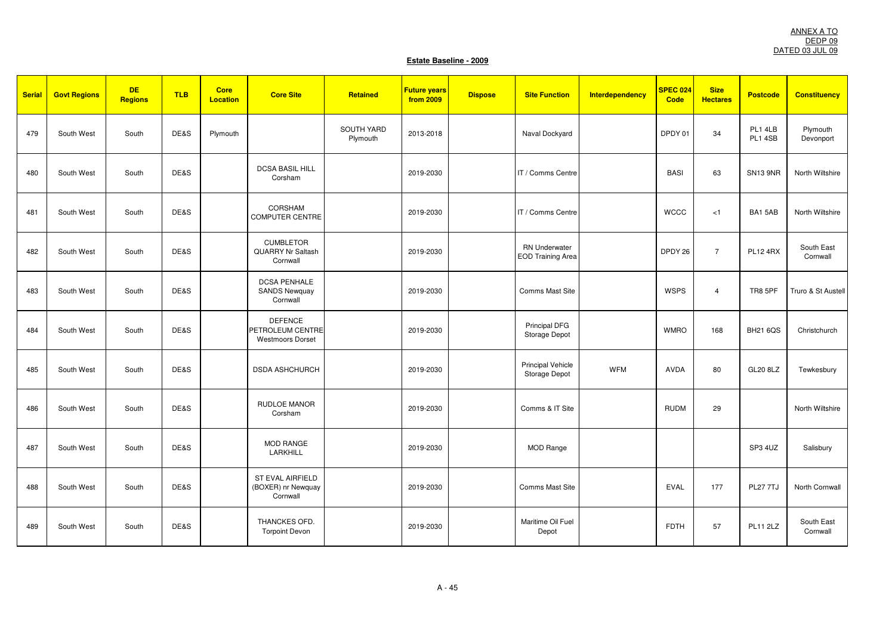ANNEX A TO
DEDP 09
DATED 03 JUL 09

## Estate Baseline - 2009

| Serial | Govt Regions | DE Regions | TLB | Core Location | Core Site | Retained | Future years from 2009 | Dispose | Site Function | Interdependency | SPEC 024 Code | Size Hectares | Postcode | Constituency |
|---|---|---|---|---|---|---|---|---|---|---|---|---|---|---|
| 479 | South West | South | DE&S | Plymouth | | SOUTH YARD Plymouth | 2013-2018 | | Naval Dockyard | | DPDY 01 | 34 | PL1 4LB PL1 4SB | Plymouth Devonport |
| 480 | South West | South | DE&S | | DCSA BASIL HILL Corsham | | 2019-2030 | | IT / Comms Centre | | BASI | 63 | SN13 9NR | North Wiltshire |
| 481 | South West | South | DE&S | | CORSHAM COMPUTER CENTRE | | 2019-2030 | | IT / Comms Centre | | WCCC | <1 | BA1 5AB | North Wiltshire |
| 482 | South West | South | DE&S | | CUMBLETOR QUARRY Nr Saltash Cornwall | | 2019-2030 | | RN Underwater EOD Training Area | | DPDY 26 | 7 | PL12 4RX | South East Cornwall |
| 483 | South West | South | DE&S | | DCSA PENHALE SANDS Newquay Cornwall | | 2019-2030 | | Comms Mast Site | | WSPS | 4 | TR8 5PF | Truro & St Austell |
| 484 | South West | South | DE&S | | DEFENCE PETROLEUM CENTRE Westmoors Dorset | | 2019-2030 | | Principal DFG Storage Depot | | WMRO | 168 | BH21 6QS | Christchurch |
| 485 | South West | South | DE&S | | DSDA ASHCHURCH | | 2019-2030 | | Principal Vehicle Storage Depot | WFM | AVDA | 80 | GL20 8LZ | Tewkesbury |
| 486 | South West | South | DE&S | | RUDLOE MANOR Corsham | | 2019-2030 | | Comms & IT Site | | RUDM | 29 | | North Wiltshire |
| 487 | South West | South | DE&S | | MOD RANGE LARKHILL | | 2019-2030 | | MOD Range | | | | SP3 4UZ | Salisbury |
| 488 | South West | South | DE&S | | ST EVAL AIRFIELD (BOXER) nr Newquay Cornwall | | 2019-2030 | | Comms Mast Site | | EVAL | 177 | PL27 7TJ | North Cornwall |
| 489 | South West | South | DE&S | | THANCKES OFD. Torpoint Devon | | 2019-2030 | | Maritime Oil Fuel Depot | | FDTH | 57 | PL11 2LZ | South East Cornwall |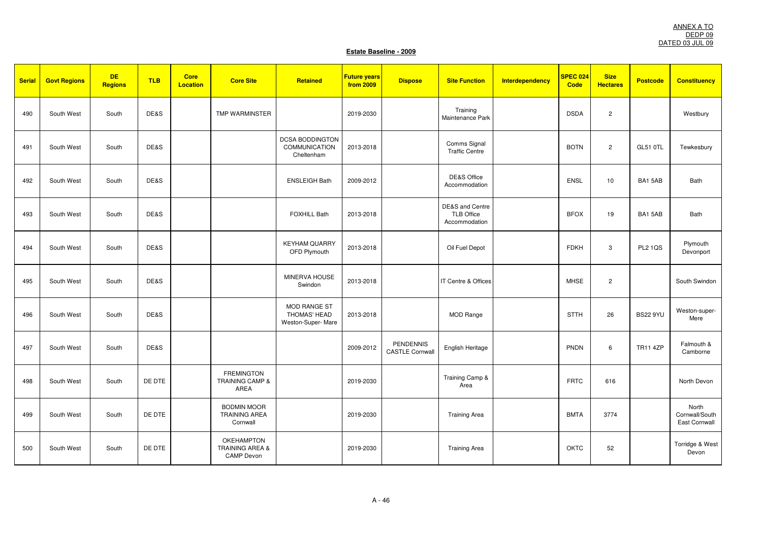ANNEX A TO
DEDP 09
DATED 03 JUL 09

**Estate Baseline - 2009**

| Serial | Govt Regions | DE Regions | TLB | Core Location | Core Site | Retained | Future years from 2009 | Dispose | Site Function | Interdependency | SPEC 024 Code | Size Hectares | Postcode | Constituency |
|---|---|---|---|---|---|---|---|---|---|---|---|---|---|---|
| 490 | South West | South | DE&S | | TMP WARMINSTER | | 2019-2030 | | Training Maintenance Park | | DSDA | 2 | | Westbury |
| 491 | South West | South | DE&S | | | DCSA BODDINGTON COMMUNICATION Cheltenham | 2013-2018 | | Comms Signal Traffic Centre | | BOTN | 2 | GL51 0TL | Tewkesbury |
| 492 | South West | South | DE&S | | | ENSLEIGH Bath | 2009-2012 | | DE&S Office Accommodation | | ENSL | 10 | BA1 5AB | Bath |
| 493 | South West | South | DE&S | | | FOXHILL Bath | 2013-2018 | | DE&S and Centre TLB Office Accommodation | | BFOX | 19 | BA1 5AB | Bath |
| 494 | South West | South | DE&S | | | KEYHAM QUARRY OFD Plymouth | 2013-2018 | | Oil Fuel Depot | | FDKH | 3 | PL2 1QS | Plymouth Devonport |
| 495 | South West | South | DE&S | | | MINERVA HOUSE Swindon | 2013-2018 | | IT Centre & Offices | | MHSE | 2 | | South Swindon |
| 496 | South West | South | DE&S | | | MOD RANGE ST THOMAS' HEAD Weston-Super- Mare | 2013-2018 | | MOD Range | | STTH | 26 | BS22 9YU | Weston-super-Mere |
| 497 | South West | South | DE&S | | | | 2009-2012 | PENDENNIS CASTLE Cornwall | English Heritage | | PNDN | 6 | TR11 4ZP | Falmouth & Camborne |
| 498 | South West | South | DE DTE | | FREMINGTON TRAINING CAMP & AREA | | 2019-2030 | | Training Camp & Area | | FRTC | 616 | | North Devon |
| 499 | South West | South | DE DTE | | BODMIN MOOR TRAINING AREA Cornwall | | 2019-2030 | | Training Area | | BMTA | 3774 | | North Cornwall/South East Cornwall |
| 500 | South West | South | DE DTE | | OKEHAMPTON TRAINING AREA & CAMP Devon | | 2019-2030 | | Training Area | | OKTC | 52 | | Torridge & West Devon |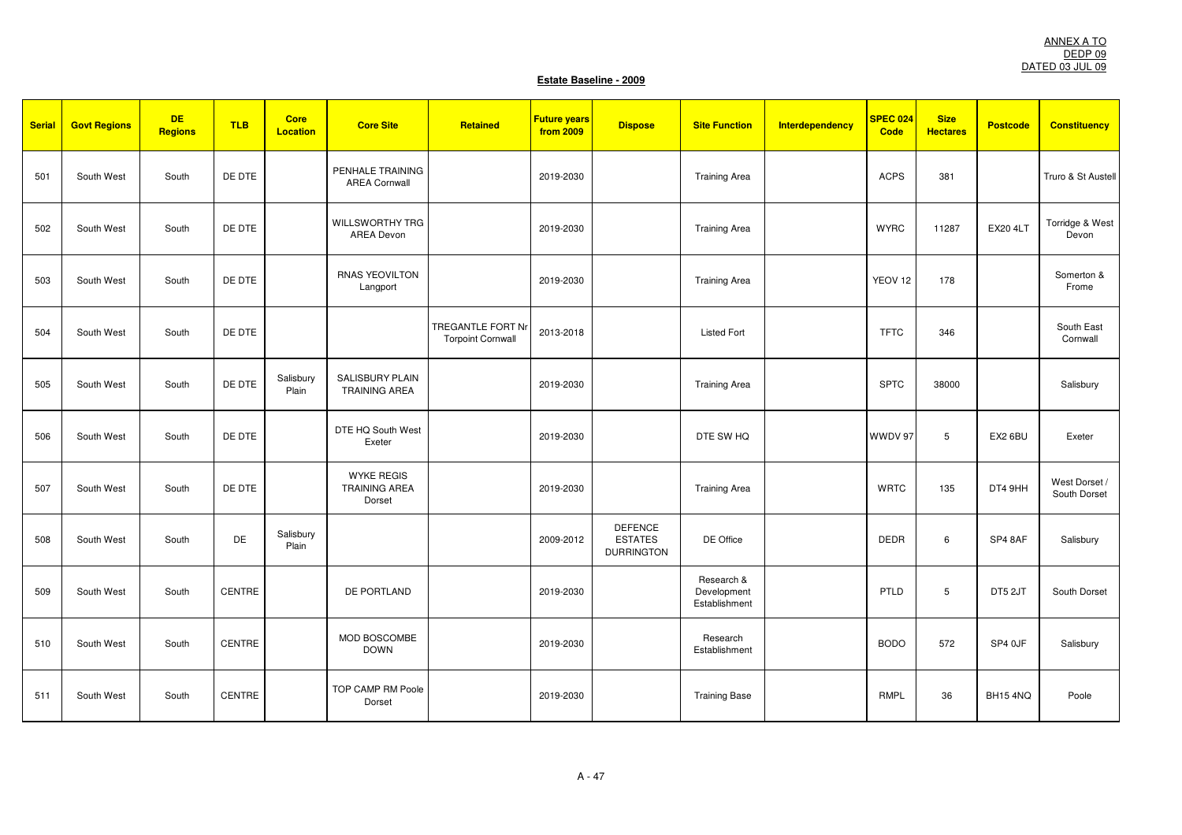ANNEX A TO
DEDP 09
DATED 03 JUL 09

**Estate Baseline - 2009**

| Serial | Govt Regions | DE Regions | TLB | Core Location | Core Site | Retained | Future years from 2009 | Dispose | Site Function | Interdependency | SPEC 024 Code | Size Hectares | Postcode | Constituency |
|---|---|---|---|---|---|---|---|---|---|---|---|---|---|---|
| 501 | South West | South | DE DTE | | PENHALE TRAINING AREA Cornwall | | 2019-2030 | | Training Area | | ACPS | 381 | | Truro & St Austell |
| 502 | South West | South | DE DTE | | WILLSWORTHY TRG AREA Devon | | 2019-2030 | | Training Area | | WYRC | 11287 | EX20 4LT | Torridge & West Devon |
| 503 | South West | South | DE DTE | | RNAS YEOVILTON Langport | | 2019-2030 | | Training Area | | YEOV 12 | 178 | | Somerton & Frome |
| 504 | South West | South | DE DTE | | | TREGANTLE FORT Nr Torpoint Cornwall | 2013-2018 | | Listed Fort | | TFTC | 346 | | South East Cornwall |
| 505 | South West | South | DE DTE | Salisbury Plain | SALISBURY PLAIN TRAINING AREA | | 2019-2030 | | Training Area | | SPTC | 38000 | | Salisbury |
| 506 | South West | South | DE DTE | | DTE HQ South West Exeter | | 2019-2030 | | DTE SW HQ | | WWDV 97 | 5 | EX2 6BU | Exeter |
| 507 | South West | South | DE DTE | | WYKE REGIS TRAINING AREA Dorset | | 2019-2030 | | Training Area | | WRTC | 135 | DT4 9HH | West Dorset / South Dorset |
| 508 | South West | South | DE | Salisbury Plain | | | 2009-2012 | DEFENCE ESTATES DURRINGTON | DE Office | | DEDR | 6 | SP4 8AF | Salisbury |
| 509 | South West | South | CENTRE | | DE PORTLAND | | 2019-2030 | | Research & Development Establishment | | PTLD | 5 | DT5 2JT | South Dorset |
| 510 | South West | South | CENTRE | | MOD BOSCOMBE DOWN | | 2019-2030 | | Research Establishment | | BODO | 572 | SP4 0JF | Salisbury |
| 511 | South West | South | CENTRE | | TOP CAMP RM Poole Dorset | | 2019-2030 | | Training Base | | RMPL | 36 | BH15 4NQ | Poole |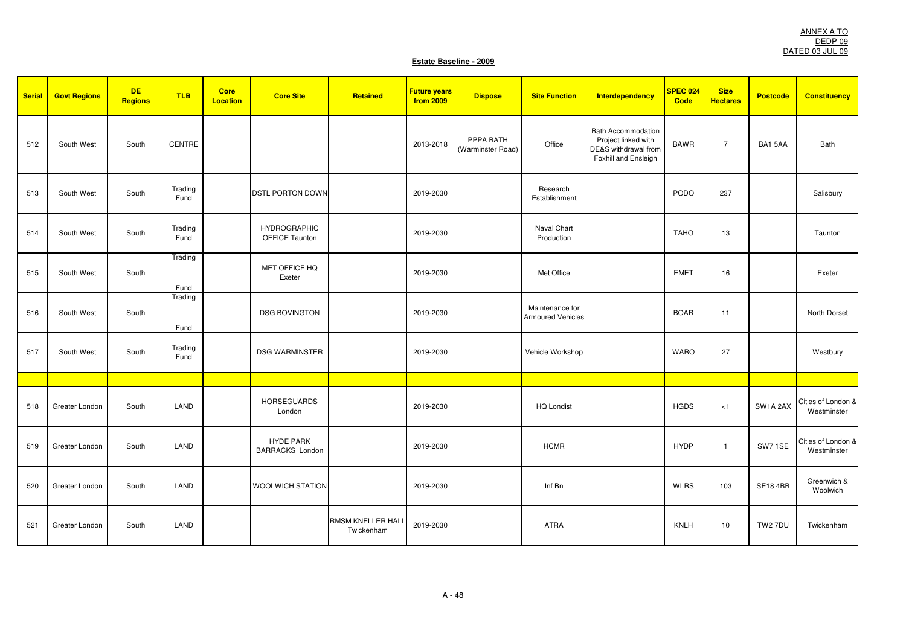ANNEX A TO
DEDP 09
DATED 03 JUL 09

**Estate Baseline - 2009**

| Serial | Govt Regions | DE Regions | TLB | Core Location | Core Site | Retained | Future years from 2009 | Dispose | Site Function | Interdependency | SPEC 024 Code | Size Hectares | Postcode | Constituency |
|---|---|---|---|---|---|---|---|---|---|---|---|---|---|---|
| 512 | South West | South | CENTRE | | | | 2013-2018 | PPPA BATH (Warminster Road) | Office | Bath Accommodation Project linked with DE&S withdrawal from Foxhill and Ensleigh | BAWR | 7 | BA1 5AA | Bath |
| 513 | South West | South | Trading Fund | | DSTL PORTON DOWN | | 2019-2030 | | Research Establishment | | PODO | 237 | | Salisbury |
| 514 | South West | South | Trading Fund | | HYDROGRAPHIC OFFICE Taunton | | 2019-2030 | | Naval Chart Production | | TAHO | 13 | | Taunton |
| 515 | South West | South | Trading Fund | | MET OFFICE HQ Exeter | | 2019-2030 | | Met Office | | EMET | 16 | | Exeter |
| 516 | South West | South | Trading Fund | | DSG BOVINGTON | | 2019-2030 | | Maintenance for Armoured Vehicles | | BOAR | 11 | | North Dorset |
| 517 | South West | South | Trading Fund | | DSG WARMINSTER | | 2019-2030 | | Vehicle Workshop | | WARO | 27 | | Westbury |
| | | | | | | | | | | | | | | |
| 518 | Greater London | South | LAND | | HORSEGUARDS London | | 2019-2030 | | HQ Londist | | HGDS | <1 | SW1A 2AX | Cities of London & Westminster |
| 519 | Greater London | South | LAND | | HYDE PARK BARRACKS London | | 2019-2030 | | HCMR | | HYDP | 1 | SW7 1SE | Cities of London & Westminster |
| 520 | Greater London | South | LAND | | WOOLWICH STATION | | 2019-2030 | | Inf Bn | | WLRS | 103 | SE18 4BB | Greenwich & Woolwich |
| 521 | Greater London | South | LAND | | | RMSM KNELLER HALL Twickenham | 2019-2030 | | ATRA | | KNLH | 10 | TW2 7DU | Twickenham |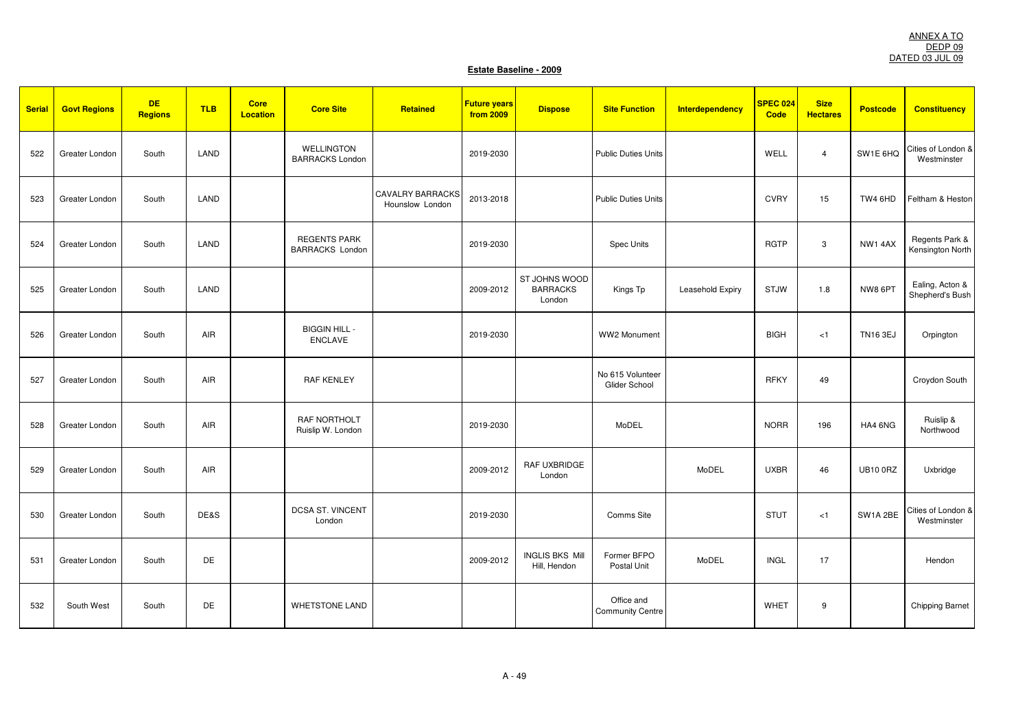ANNEX A TO
DEDP 09
DATED 03 JUL 09

## Estate Baseline - 2009

| Serial | Govt Regions | DE Regions | TLB | Core Location | Core Site | Retained | Future years from 2009 | Dispose | Site Function | Interdependency | SPEC 024 Code | Size Hectares | Postcode | Constituency |
|---|---|---|---|---|---|---|---|---|---|---|---|---|---|---|
| 522 | Greater London | South | LAND | | WELLINGTON BARRACKS London | | 2019-2030 | | Public Duties Units | | WELL | 4 | SW1E 6HQ | Cities of London & Westminster |
| 523 | Greater London | South | LAND | | | CAVALRY BARRACKS Hounslow London | 2013-2018 | | Public Duties Units | | CVRY | 15 | TW4 6HD | Feltham & Heston |
| 524 | Greater London | South | LAND | | REGENTS PARK BARRACKS London | | 2019-2030 | | Spec Units | | RGTP | 3 | NW1 4AX | Regents Park & Kensington North |
| 525 | Greater London | South | LAND | | | | 2009-2012 | ST JOHNS WOOD BARRACKS London | Kings Tp | Leasehold Expiry | STJW | 1.8 | NW8 6PT | Ealing, Acton & Shepherd's Bush |
| 526 | Greater London | South | AIR | | BIGGIN HILL - ENCLAVE | | 2019-2030 | | WW2 Monument | | BIGH | <1 | TN16 3EJ | Orpington |
| 527 | Greater London | South | AIR | | RAF KENLEY | | | | No 615 Volunteer Glider School | | RFKY | 49 | | Croydon South |
| 528 | Greater London | South | AIR | | RAF NORTHOLT Ruislip W. London | | 2019-2030 | | MoDEL | | NORR | 196 | HA4 6NG | Ruislip & Northwood |
| 529 | Greater London | South | AIR | | | | 2009-2012 | RAF UXBRIDGE London | | MoDEL | UXBR | 46 | UB10 0RZ | Uxbridge |
| 530 | Greater London | South | DE&S | | DCSA ST. VINCENT London | | 2019-2030 | | Comms Site | | STUT | <1 | SW1A 2BE | Cities of London & Westminster |
| 531 | Greater London | South | DE | | | | 2009-2012 | INGLIS BKS Mill Hill, Hendon | Former BFPO Postal Unit | MoDEL | INGL | 17 | | Hendon |
| 532 | South West | South | DE | | WHETSTONE LAND | | | | Office and Community Centre | | WHET | 9 | | Chipping Barnet |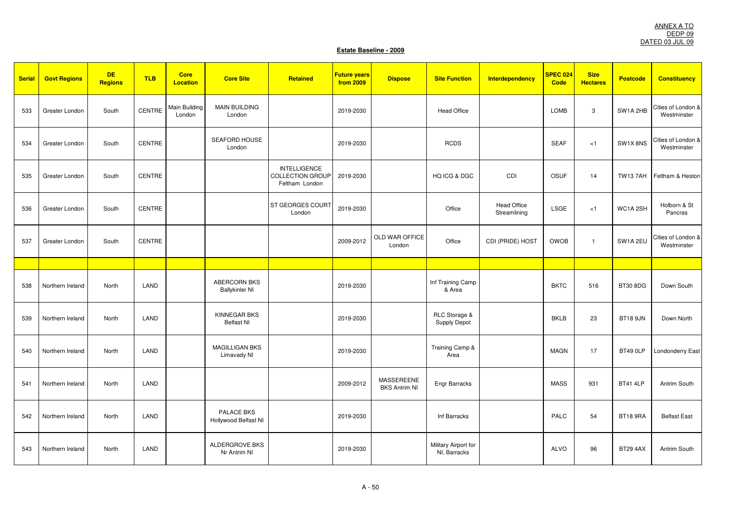ANNEX A TO
DEDP 09
DATED 03 JUL 09

**Estate Baseline - 2009**

| Serial | Govt Regions | DE Regions | TLB | Core Location | Core Site | Retained | Future years from 2009 | Dispose | Site Function | Interdependency | SPEC 024 Code | Size Hectares | Postcode | Constituency |
|---|---|---|---|---|---|---|---|---|---|---|---|---|---|---|
| 533 | Greater London | South | CENTRE | Main Building London | MAIN BUILDING London | | 2019-2030 | | Head Office | | LOMB | 3 | SW1A 2HB | Cities of London & Westminster |
| 534 | Greater London | South | CENTRE | | SEAFORD HOUSE London | | 2019-2030 | | RCDS | | SEAF | <1 | SW1X 8NS | Cities of London & Westminster |
| 535 | Greater London | South | CENTRE | | | INTELLIGENCE COLLECTION GROUP Feltham London | 2019-2030 | | HQ ICG & DGC | CDI | OSUF | 14 | TW13 7AH | Feltham & Heston |
| 536 | Greater London | South | CENTRE | | | ST GEORGES COURT London | 2019-2030 | | Office | Head Office Streamlining | LSGE | <1 | WC1A 2SH | Holborn & St Pancras |
| 537 | Greater London | South | CENTRE | | | | 2009-2012 | OLD WAR OFFICE London | Office | CDI (PRIDE) HOST | OWOB | 1 | SW1A 2EU | Cities of London & Westminster |
| | | | | | | | | | | | | | | |
| 538 | Northern Ireland | North | LAND | | ABERCORN BKS Ballykinler NI | | 2019-2030 | | Inf Training Camp & Area | | BKTC | 516 | BT30 8DG | Down South |
| 539 | Northern Ireland | North | LAND | | KINNEGAR BKS Belfast NI | | 2019-2030 | | RLC Storage & Supply Depot | | BKLB | 23 | BT18 9JN | Down North |
| 540 | Northern Ireland | North | LAND | | MAGILLIGAN BKS Limavady NI | | 2019-2030 | | Training Camp & Area | | MAGN | 17 | BT49 0LP | Londonderry East |
| 541 | Northern Ireland | North | LAND | | | | 2009-2012 | MASSEREENE BKS Antrim NI | Engr Barracks | | MASS | 931 | BT41 4LP | Antrim South |
| 542 | Northern Ireland | North | LAND | | PALACE BKS Hollywood Belfast NI | | 2019-2030 | | Inf Barracks | | PALC | 54 | BT18 9RA | Belfast East |
| 543 | Northern Ireland | North | LAND | | ALDERGROVE BKS Nr Antrim NI | | 2019-2030 | | Military Airport for NI, Barracks | | ALVO | 96 | BT29 4AX | Antrim South |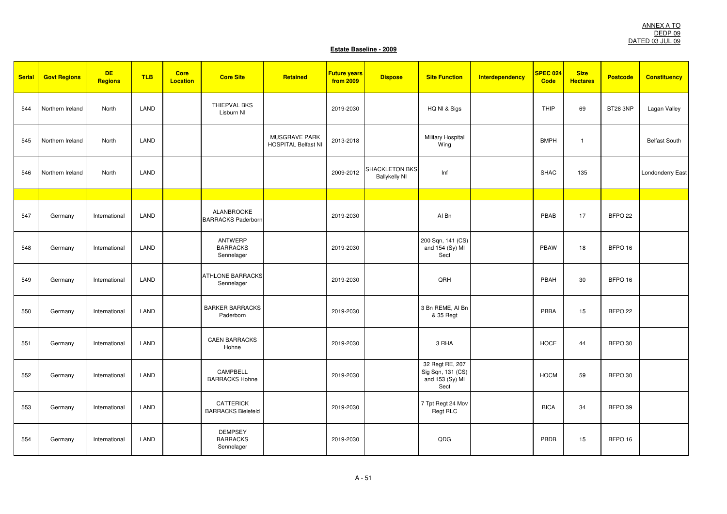ANNEX A TO
DEDP 09
DATED 03 JUL 09

**Estate Baseline - 2009**

| Serial | Govt Regions | DE Regions | TLB | Core Location | Core Site | Retained | Future years from 2009 | Dispose | Site Function | Interdependency | SPEC 024 Code | Size Hectares | Postcode | Constituency |
|---|---|---|---|---|---|---|---|---|---|---|---|---|---|---|
| 544 | Northern Ireland | North | LAND | | THIEPVAL BKS Lisburn NI | | 2019-2030 | | HQ NI & Sigs | | THIP | 69 | BT28 3NP | Lagan Valley |
| 545 | Northern Ireland | North | LAND | | | MUSGRAVE PARK HOSPITAL Belfast NI | 2013-2018 | | Military Hospital Wing | | BMPH | 1 | | Belfast South |
| 546 | Northern Ireland | North | LAND | | | | 2009-2012 | SHACKLETON BKS Ballykelly NI | Inf | | SHAC | 135 | | Londonderry East |
| | | | | | | | | | | | | | | |
| 547 | Germany | International | LAND | | ALANBROOKE BARRACKS Paderborn | | 2019-2030 | | AI Bn | | PBAB | 17 | BFPO 22 | |
| 548 | Germany | International | LAND | | ANTWERP BARRACKS Sennelager | | 2019-2030 | | 200 Sqn, 141 (CS) and 154 (Sy) MI Sect | | PBAW | 18 | BFPO 16 | |
| 549 | Germany | International | LAND | | ATHLONE BARRACKS Sennelager | | 2019-2030 | | QRH | | PBAH | 30 | BFPO 16 | |
| 550 | Germany | International | LAND | | BARKER BARRACKS Paderborn | | 2019-2030 | | 3 Bn REME, AI Bn & 35 Regt | | PBBA | 15 | BFPO 22 | |
| 551 | Germany | International | LAND | | CAEN BARRACKS Hohne | | 2019-2030 | | 3 RHA | | HOCE | 44 | BFPO 30 | |
| 552 | Germany | International | LAND | | CAMPBELL BARRACKS Hohne | | 2019-2030 | | 32 Regt RE, 207 Sig Sqn, 131 (CS) and 153 (Sy) MI Sect | | HOCM | 59 | BFPO 30 | |
| 553 | Germany | International | LAND | | CATTERICK BARRACKS Bielefeld | | 2019-2030 | | 7 Tpt Regt 24 Mov Regt RLC | | BICA | 34 | BFPO 39 | |
| 554 | Germany | International | LAND | | DEMPSEY BARRACKS Sennelager | | 2019-2030 | | QDG | | PBDB | 15 | BFPO 16 | |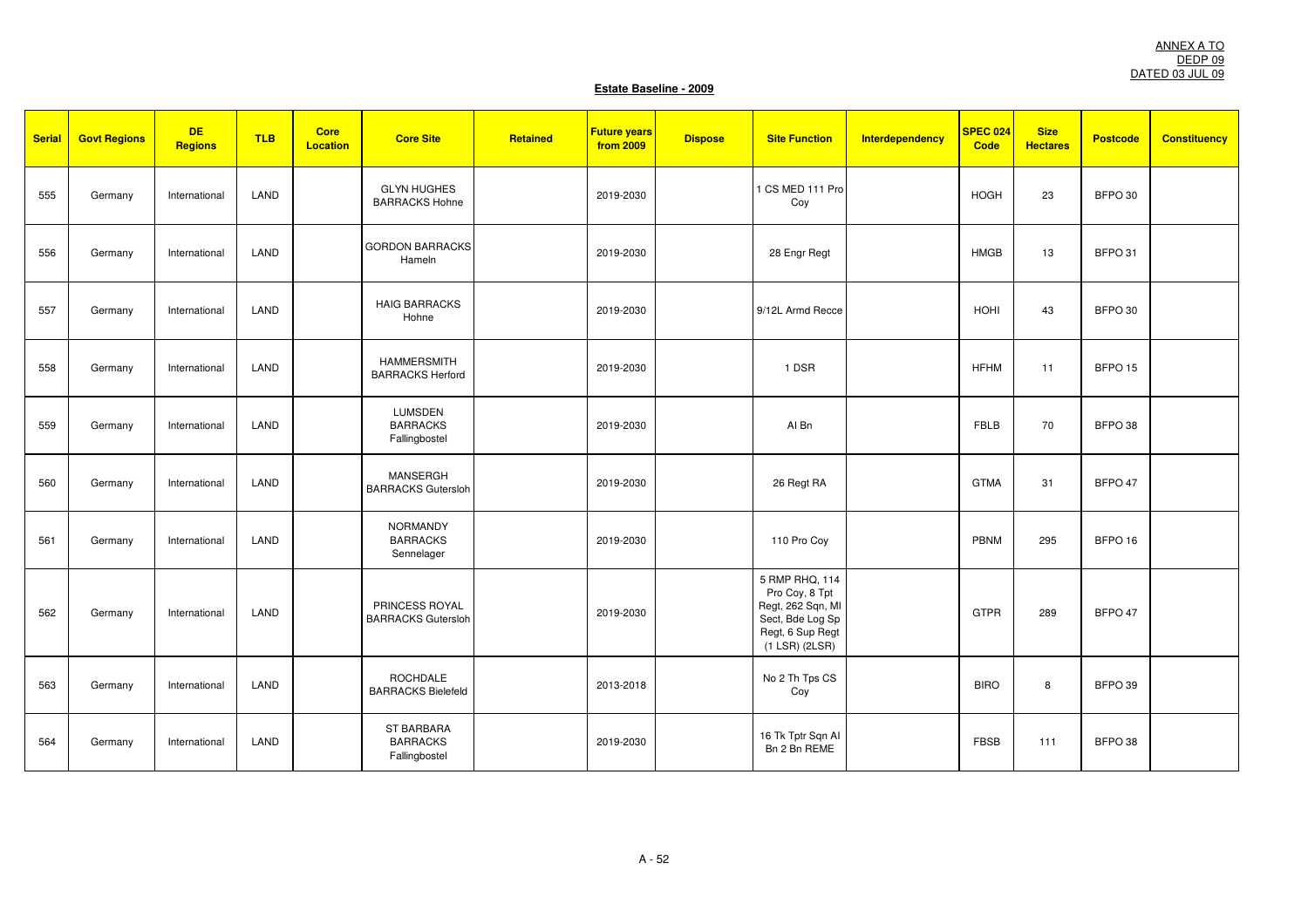ANNEX A TO
DEDP 09
DATED 03 JUL 09

**Estate Baseline - 2009**

| Serial | Govt Regions | DE Regions | TLB | Core Location | Core Site | Retained | Future years from 2009 | Dispose | Site Function | Interdependency | SPEC 024 Code | Size Hectares | Postcode | Constituency |
|---|---|---|---|---|---|---|---|---|---|---|---|---|---|---|
| 555 | Germany | International | LAND | | GLYN HUGHES BARRACKS Hohne | | 2019-2030 | | 1 CS MED 111 Pro Coy | | HOGH | 23 | BFPO 30 | |
| 556 | Germany | International | LAND | | GORDON BARRACKS Hameln | | 2019-2030 | | 28 Engr Regt | | HMGB | 13 | BFPO 31 | |
| 557 | Germany | International | LAND | | HAIG BARRACKS Hohne | | 2019-2030 | | 9/12L Armd Recce | | HOHI | 43 | BFPO 30 | |
| 558 | Germany | International | LAND | | HAMMERSMITH BARRACKS Herford | | 2019-2030 | | 1 DSR | | HFHM | 11 | BFPO 15 | |
| 559 | Germany | International | LAND | | LUMSDEN BARRACKS Fallingbostel | | 2019-2030 | | AI Bn | | FBLB | 70 | BFPO 38 | |
| 560 | Germany | International | LAND | | MANSERGH BARRACKS Gutersloh | | 2019-2030 | | 26 Regt RA | | GTMA | 31 | BFPO 47 | |
| 561 | Germany | International | LAND | | NORMANDY BARRACKS Sennelager | | 2019-2030 | | 110 Pro Coy | | PBNM | 295 | BFPO 16 | |
| 562 | Germany | International | LAND | | PRINCESS ROYAL BARRACKS Gutersloh | | 2019-2030 | | 5 RMP RHQ, 114 Pro Coy, 8 Tpt Regt, 262 Sqn, MI Sect, Bde Log Sp Regt, 6 Sup Regt (1 LSR) (2LSR) | | GTPR | 289 | BFPO 47 | |
| 563 | Germany | International | LAND | | ROCHDALE BARRACKS Bielefeld | | 2013-2018 | | No 2 Th Tps CS Coy | | BIRO | 8 | BFPO 39 | |
| 564 | Germany | International | LAND | | ST BARBARA BARRACKS Fallingbostel | | 2019-2030 | | 16 Tk Tptr Sqn AI Bn 2 Bn REME | | FBSB | 111 | BFPO 38 | |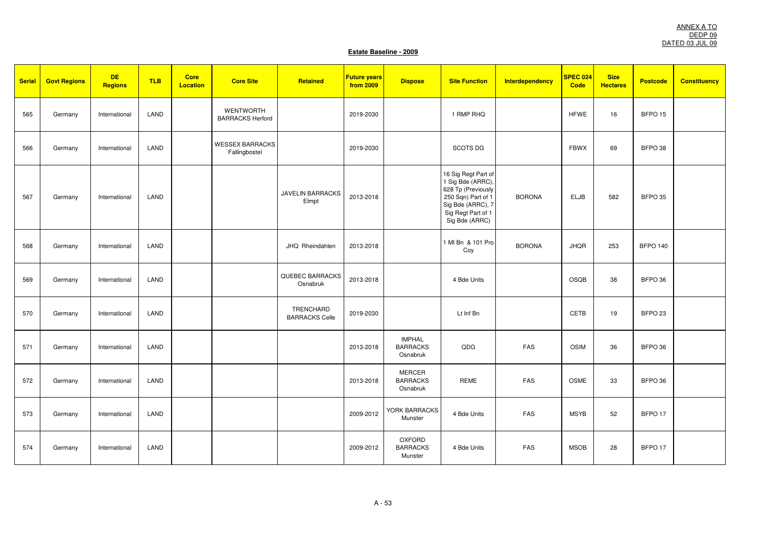ANNEX A TO
DEDP 09
DATED 03 JUL 09

**Estate Baseline - 2009**

| Serial | Govt Regions | DE Regions | TLB | Core Location | Core Site | Retained | Future years from 2009 | Dispose | Site Function | Interdependency | SPEC 024 Code | Size Hectares | Postcode | Constituency |
|---|---|---|---|---|---|---|---|---|---|---|---|---|---|---|
| 565 | Germany | International | LAND | | WENTWORTH BARRACKS Herford | | 2019-2030 | | 1 RMP RHQ | | HFWE | 16 | BFPO 15 | |
| 566 | Germany | International | LAND | | WESSEX BARRACKS Fallingbostel | | 2019-2030 | | SCOTS DG | | FBWX | 69 | BFPO 38 | |
| 567 | Germany | International | LAND | | | JAVELIN BARRACKS Elmpt | 2013-2018 | | 16 Sig Regt Part of 1 Sig Bde (ARRC), 628 Tp (Previously 250 Sqn) Part of 1 Sig Bde (ARRC), 7 Sig Regt Part of 1 Sig Bde (ARRC) | BORONA | ELJB | 582 | BFPO 35 | |
| 568 | Germany | International | LAND | | | JHQ Rheindahlen | 2013-2018 | | 1 MI Bn & 101 Pro Coy | BORONA | JHQR | 253 | BFPO 140 | |
| 569 | Germany | International | LAND | | | QUEBEC BARRACKS Osnabruk | 2013-2018 | | 4 Bde Units | | OSQB | 38 | BFPO 36 | |
| 570 | Germany | International | LAND | | | TRENCHARD BARRACKS Celle | 2019-2030 | | Lt Inf Bn | | CETB | 19 | BFPO 23 | |
| 571 | Germany | International | LAND | | | | 2013-2018 | IMPHAL BARRACKS Osnabruk | QDG | FAS | OSIM | 36 | BFPO 36 | |
| 572 | Germany | International | LAND | | | | 2013-2018 | MERCER BARRACKS Osnabruk | REME | FAS | OSME | 33 | BFPO 36 | |
| 573 | Germany | International | LAND | | | | 2009-2012 | YORK BARRACKS Munster | 4 Bde Units | FAS | MSYB | 52 | BFPO 17 | |
| 574 | Germany | International | LAND | | | | 2009-2012 | OXFORD BARRACKS Munster | 4 Bde Units | FAS | MSOB | 28 | BFPO 17 | |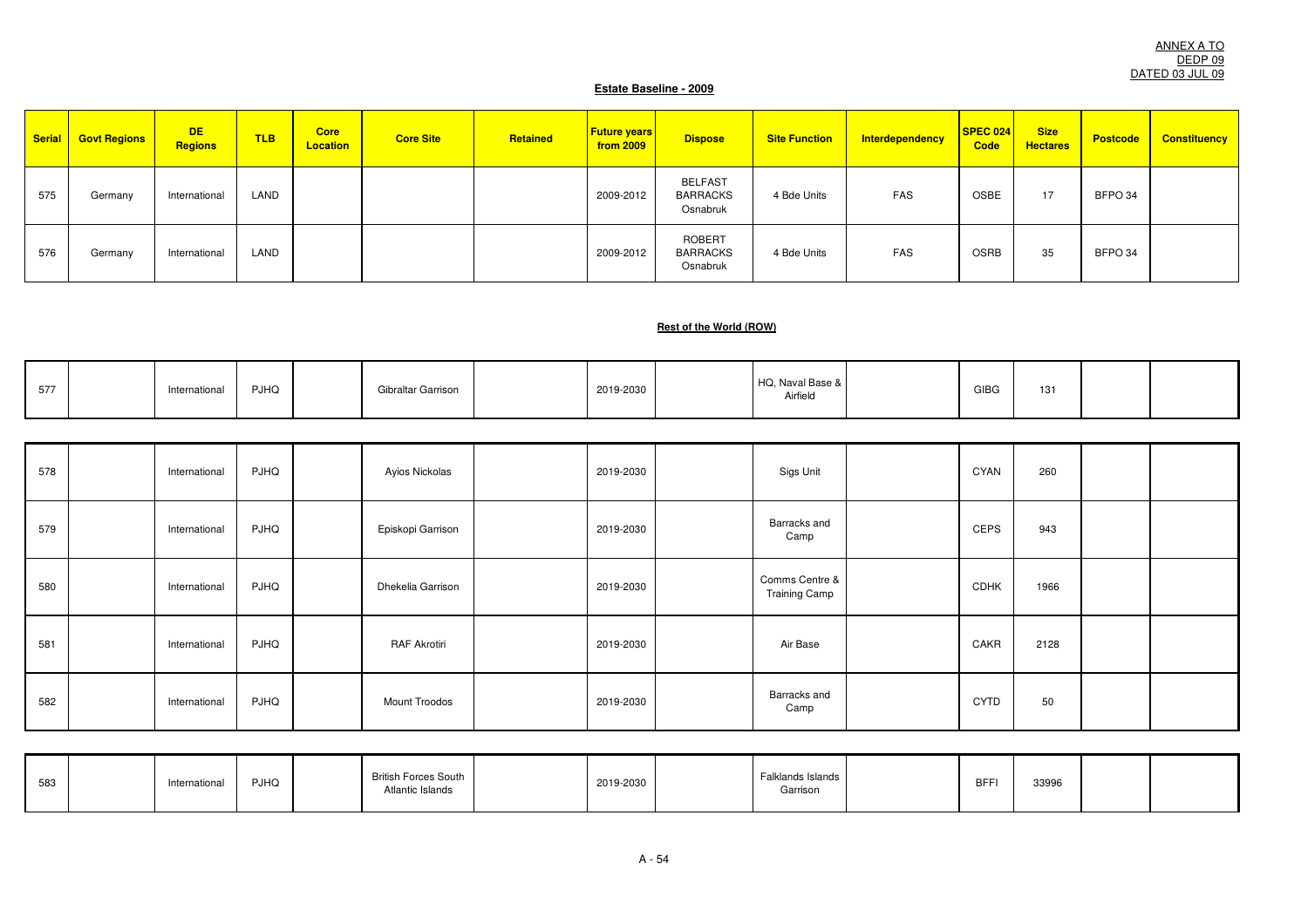ANNEX A TO
DEDP 09
DATED 03 JUL 09

**Estate Baseline - 2009**

| Serial | Govt Regions | DE Regions | TLB | Core Location | Core Site | Retained | Future years from 2009 | Dispose | Site Function | Interdependency | SPEC 024 Code | Size Hectares | Postcode | Constituency |
|---|---|---|---|---|---|---|---|---|---|---|---|---|---|---|
| 575 | Germany | International | LAND | | | | 2009-2012 | BELFAST BARRACKS Osnabruk | 4 Bde Units | FAS | OSBE | 17 | BFPO 34 | |
| 576 | Germany | International | LAND | | | | 2009-2012 | ROBERT BARRACKS Osnabruk | 4 Bde Units | FAS | OSRB | 35 | BFPO 34 | |

**Rest of the World (ROW)**

| Serial | Govt Regions | DE Regions | TLB | Core Location | Core Site | Retained | Future years from 2009 | Dispose | Site Function | Interdependency | SPEC 024 Code | Size Hectares | Postcode | Constituency |
|---|---|---|---|---|---|---|---|---|---|---|---|---|---|---|
| 577 | | International | PJHQ | | Gibraltar Garrison | | 2019-2030 | | HQ, Naval Base & Airfield | | GIBG | 131 | | |
| 578 | | International | PJHQ | | Ayios Nickolas | | 2019-2030 | | Sigs Unit | | CYAN | 260 | | |
| 579 | | International | PJHQ | | Episkopi Garrison | | 2019-2030 | | Barracks and Camp | | CEPS | 943 | | |
| 580 | | International | PJHQ | | Dhekelia Garrison | | 2019-2030 | | Comms Centre & Training Camp | | CDHK | 1966 | | |
| 581 | | International | PJHQ | | RAF Akrotiri | | 2019-2030 | | Air Base | | CAKR | 2128 | | |
| 582 | | International | PJHQ | | Mount Troodos | | 2019-2030 | | Barracks and Camp | | CYTD | 50 | | |
| 583 | | International | PJHQ | | British Forces South Atlantic Islands | | 2019-2030 | | Falklands Islands Garrison | | BFFI | 33996 | | |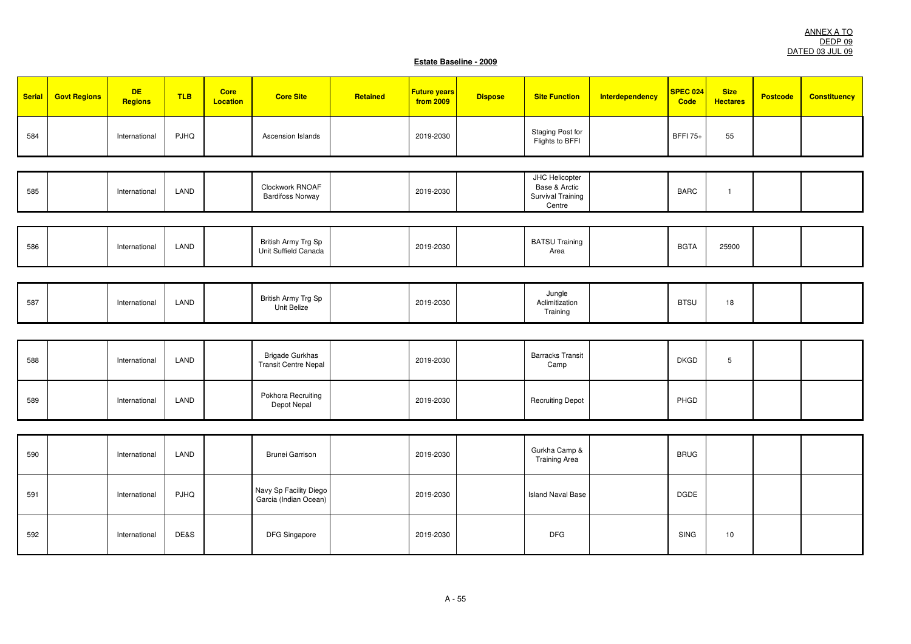ANNEX A TO
DEDP 09
DATED 03 JUL 09

**Estate Baseline - 2009**

| Serial | Govt Regions | DE Regions | TLB | Core Location | Core Site | Retained | Future years from 2009 | Dispose | Site Function | Interdependency | SPEC 024 Code | Size Hectares | Postcode | Constituency |
|---|---|---|---|---|---|---|---|---|---|---|---|---|---|---|
| 584 | | International | PJHQ | | Ascension Islands | | 2019-2030 | | Staging Post for Flights to BFFI | | BFFI 75+ | 55 | | |
| 585 | | International | LAND | | Clockwork RNOAF Bardifoss Norway | | 2019-2030 | | JHC Helicopter Base & Arctic Survival Training Centre | | BARC | 1 | | |
| 586 | | International | LAND | | British Army Trg Sp Unit Suffield Canada | | 2019-2030 | | BATSU Training Area | | BGTA | 25900 | | |
| 587 | | International | LAND | | British Army Trg Sp Unit Belize | | 2019-2030 | | Jungle Aclimitization Training | | BTSU | 18 | | |
| 588 | | International | LAND | | Brigade Gurkhas Transit Centre Nepal | | 2019-2030 | | Barracks Transit Camp | | DKGD | 5 | | |
| 589 | | International | LAND | | Pokhora Recruiting Depot Nepal | | 2019-2030 | | Recruiting Depot | | PHGD | | | |
| 590 | | International | LAND | | Brunei Garrison | | 2019-2030 | | Gurkha Camp & Training Area | | BRUG | | | |
| 591 | | International | PJHQ | | Navy Sp Facility Diego Garcia (Indian Ocean) | | 2019-2030 | | Island Naval Base | | DGDE | | | |
| 592 | | International | DE&S | | DFG Singapore | | 2019-2030 | | DFG | | SING | 10 | | |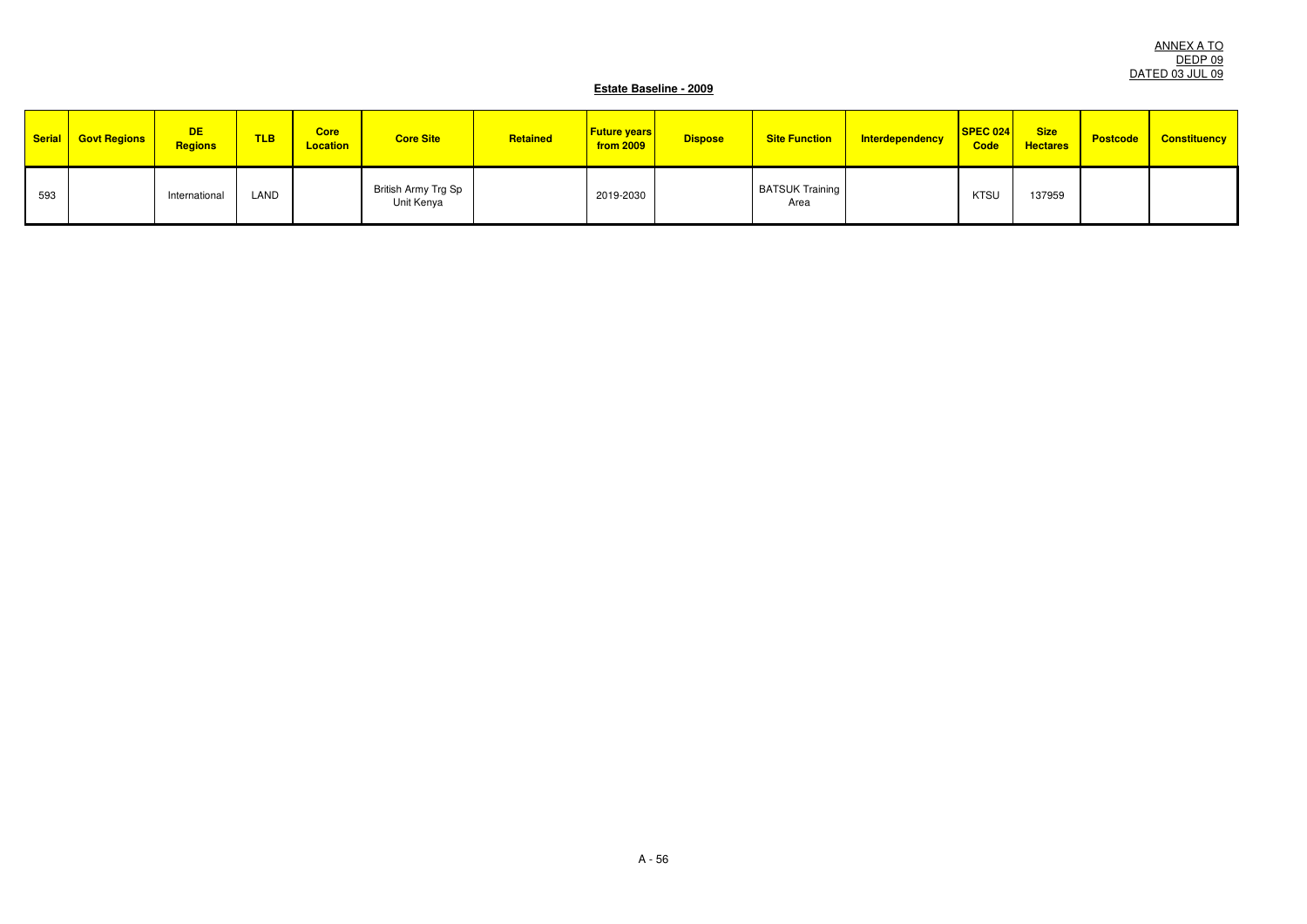ANNEX A TO
DEDP 09
DATED 03 JUL 09

## Estate Baseline - 2009

| Serial | Govt Regions | DE Regions | TLB | Core Location | Core Site | Retained | Future years from 2009 | Dispose | Site Function | Interdependency | SPEC 024 Code | Size Hectares | Postcode | Constituency |
|---|---|---|---|---|---|---|---|---|---|---|---|---|---|---|
| 593 | | International | LAND | | British Army Trg Sp Unit Kenya | | 2019-2030 | | BATSUK Training Area | | KTSU | 137959 | | |